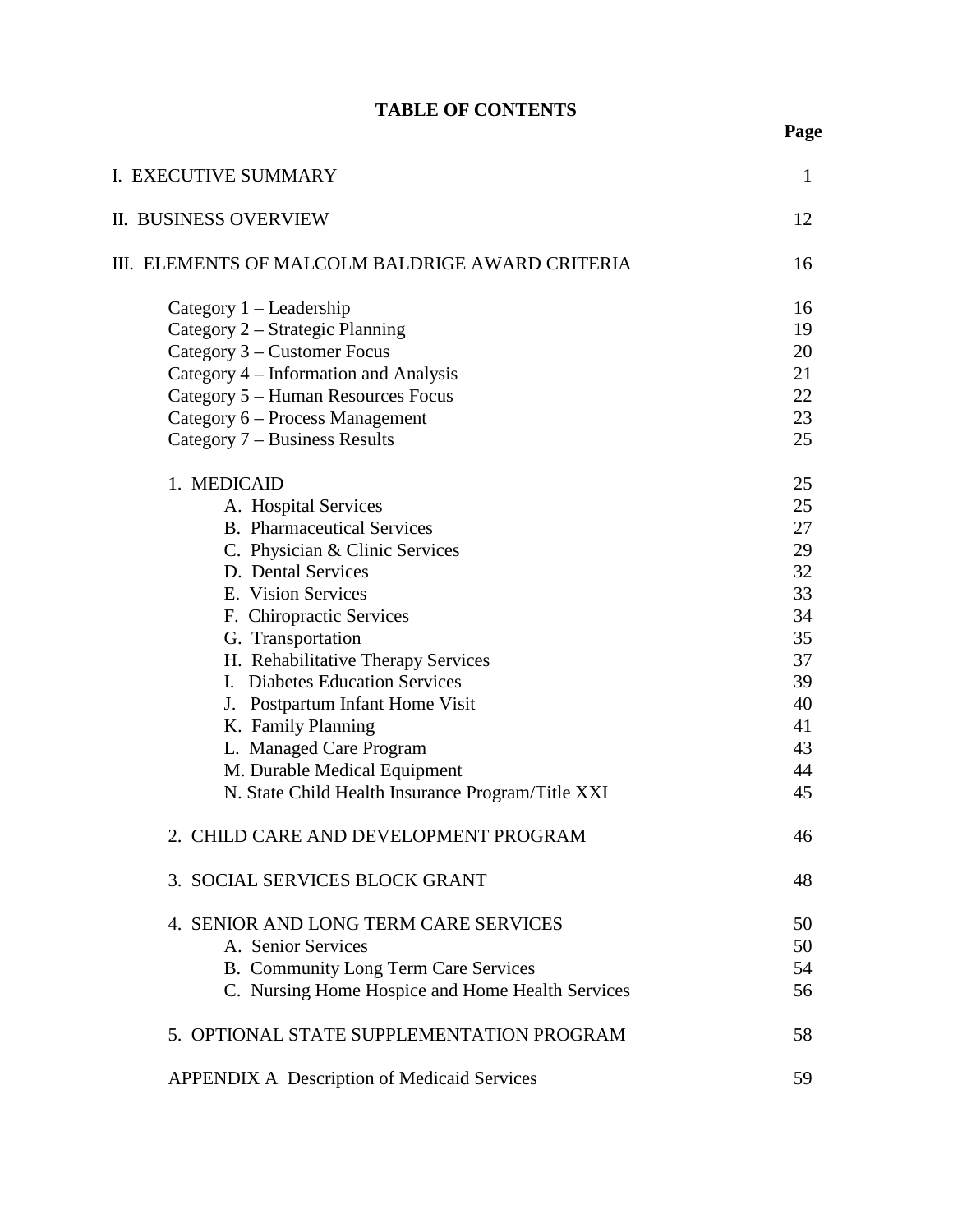# TABLE OF CONTENTS

| | Page |
|---|---|
| I. EXECUTIVE SUMMARY | 1 |
| II. BUSINESS OVERVIEW | 12 |
| III. ELEMENTS OF MALCOLM BALDRIGE AWARD CRITERIA | 16 |
| Category 1 – Leadership | 16 |
| Category 2 – Strategic Planning | 19 |
| Category 3 – Customer Focus | 20 |
| Category 4 – Information and Analysis | 21 |
| Category 5 – Human Resources Focus | 22 |
| Category 6 – Process Management | 23 |
| Category 7 – Business Results | 25 |
| 1. MEDICAID | 25 |
| A. Hospital Services | 25 |
| B. Pharmaceutical Services | 27 |
| C. Physician & Clinic Services | 29 |
| D. Dental Services | 32 |
| E. Vision Services | 33 |
| F. Chiropractic Services | 34 |
| G. Transportation | 35 |
| H. Rehabilitative Therapy Services | 37 |
| I. Diabetes Education Services | 39 |
| J. Postpartum Infant Home Visit | 40 |
| K. Family Planning | 41 |
| L. Managed Care Program | 43 |
| M. Durable Medical Equipment | 44 |
| N. State Child Health Insurance Program/Title XXI | 45 |
| 2. CHILD CARE AND DEVELOPMENT PROGRAM | 46 |
| 3. SOCIAL SERVICES BLOCK GRANT | 48 |
| 4. SENIOR AND LONG TERM CARE SERVICES | 50 |
| A. Senior Services | 50 |
| B. Community Long Term Care Services | 54 |
| C. Nursing Home Hospice and Home Health Services | 56 |
| 5. OPTIONAL STATE SUPPLEMENTATION PROGRAM | 58 |
| APPENDIX A Description of Medicaid Services | 59 |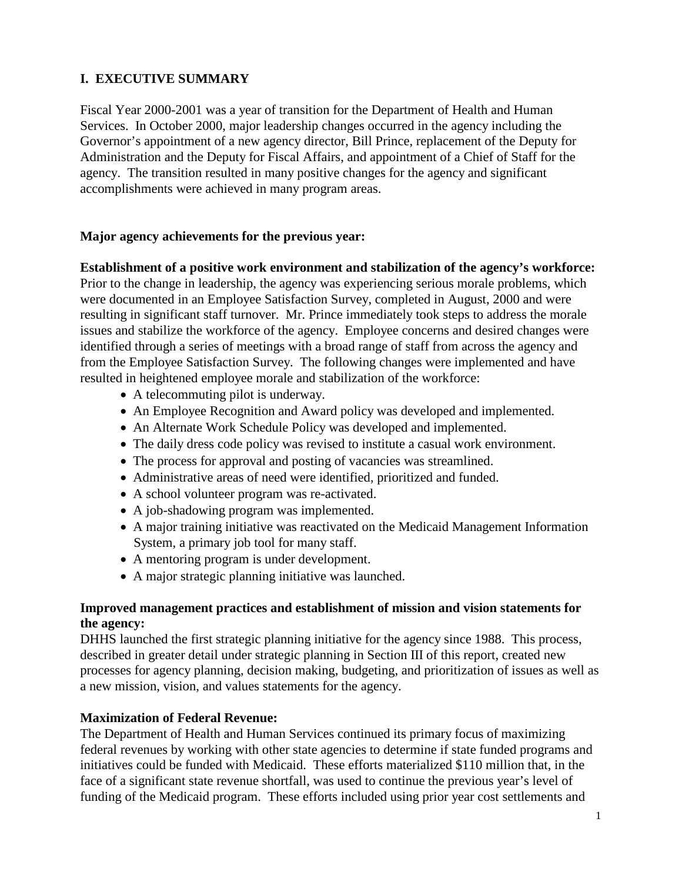# I. EXECUTIVE SUMMARY

Fiscal Year 2000-2001 was a year of transition for the Department of Health and Human Services. In October 2000, major leadership changes occurred in the agency including the Governor's appointment of a new agency director, Bill Prince, replacement of the Deputy for Administration and the Deputy for Fiscal Affairs, and appointment of a Chief of Staff for the agency. The transition resulted in many positive changes for the agency and significant accomplishments were achieved in many program areas.

**Major agency achievements for the previous year:**

**Establishment of a positive work environment and stabilization of the agency's workforce:** Prior to the change in leadership, the agency was experiencing serious morale problems, which were documented in an Employee Satisfaction Survey, completed in August, 2000 and were resulting in significant staff turnover. Mr. Prince immediately took steps to address the morale issues and stabilize the workforce of the agency. Employee concerns and desired changes were identified through a series of meetings with a broad range of staff from across the agency and from the Employee Satisfaction Survey. The following changes were implemented and have resulted in heightened employee morale and stabilization of the workforce:

- A telecommuting pilot is underway.
- An Employee Recognition and Award policy was developed and implemented.
- An Alternate Work Schedule Policy was developed and implemented.
- The daily dress code policy was revised to institute a casual work environment.
- The process for approval and posting of vacancies was streamlined.
- Administrative areas of need were identified, prioritized and funded.
- A school volunteer program was re-activated.
- A job-shadowing program was implemented.
- A major training initiative was reactivated on the Medicaid Management Information System, a primary job tool for many staff.
- A mentoring program is under development.
- A major strategic planning initiative was launched.

**Improved management practices and establishment of mission and vision statements for the agency:**
DHHS launched the first strategic planning initiative for the agency since 1988. This process, described in greater detail under strategic planning in Section III of this report, created new processes for agency planning, decision making, budgeting, and prioritization of issues as well as a new mission, vision, and values statements for the agency.

**Maximization of Federal Revenue:**
The Department of Health and Human Services continued its primary focus of maximizing federal revenues by working with other state agencies to determine if state funded programs and initiatives could be funded with Medicaid. These efforts materialized $110 million that, in the face of a significant state revenue shortfall, was used to continue the previous year's level of funding of the Medicaid program. These efforts included using prior year cost settlements and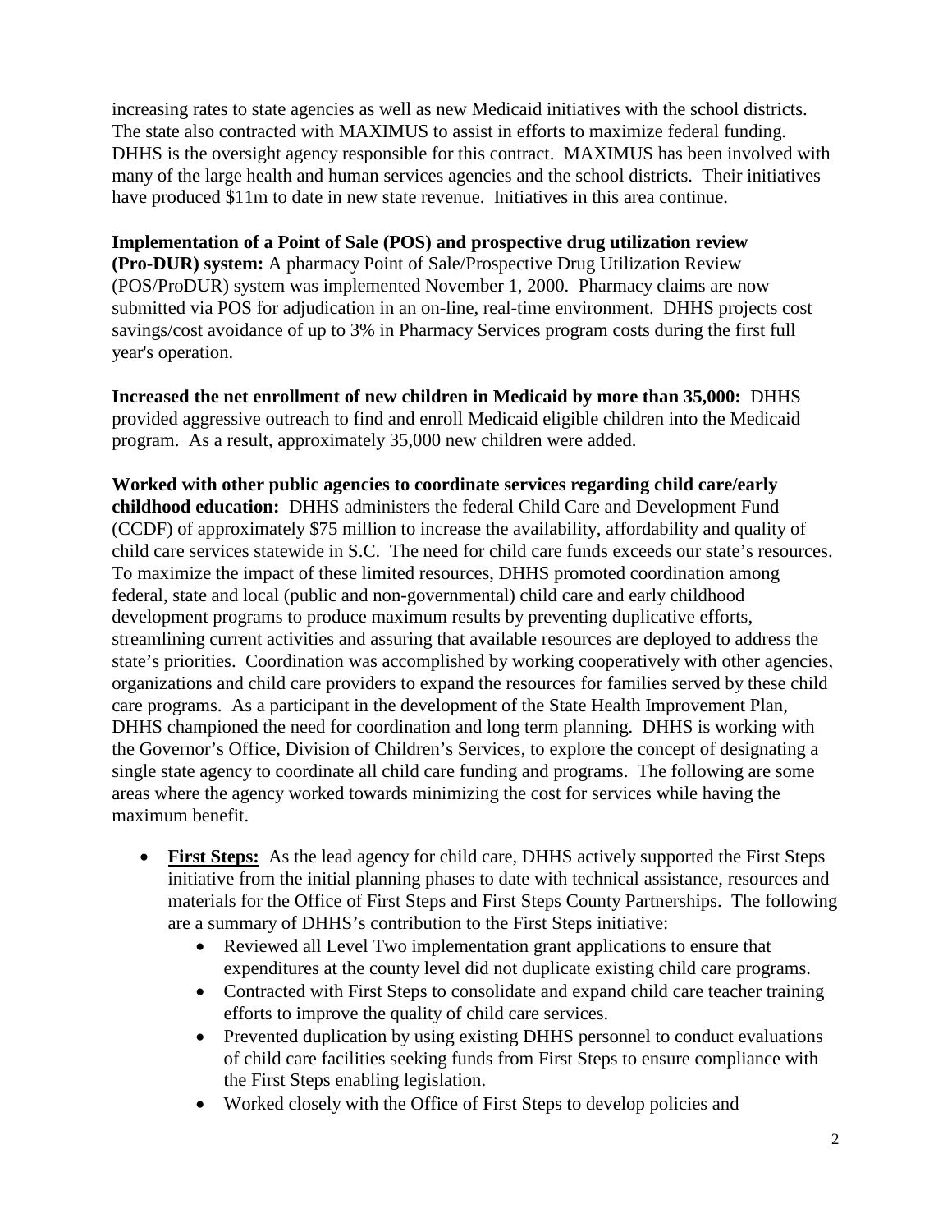increasing rates to state agencies as well as new Medicaid initiatives with the school districts. The state also contracted with MAXIMUS to assist in efforts to maximize federal funding. DHHS is the oversight agency responsible for this contract. MAXIMUS has been involved with many of the large health and human services agencies and the school districts. Their initiatives have produced $11m to date in new state revenue. Initiatives in this area continue.

**Implementation of a Point of Sale (POS) and prospective drug utilization review (Pro-DUR) system:** A pharmacy Point of Sale/Prospective Drug Utilization Review (POS/ProDUR) system was implemented November 1, 2000. Pharmacy claims are now submitted via POS for adjudication in an on-line, real-time environment. DHHS projects cost savings/cost avoidance of up to 3% in Pharmacy Services program costs during the first full year's operation.

**Increased the net enrollment of new children in Medicaid by more than 35,000:** DHHS provided aggressive outreach to find and enroll Medicaid eligible children into the Medicaid program. As a result, approximately 35,000 new children were added.

**Worked with other public agencies to coordinate services regarding child care/early childhood education:** DHHS administers the federal Child Care and Development Fund (CCDF) of approximately $75 million to increase the availability, affordability and quality of child care services statewide in S.C. The need for child care funds exceeds our state's resources. To maximize the impact of these limited resources, DHHS promoted coordination among federal, state and local (public and non-governmental) child care and early childhood development programs to produce maximum results by preventing duplicative efforts, streamlining current activities and assuring that available resources are deployed to address the state's priorities. Coordination was accomplished by working cooperatively with other agencies, organizations and child care providers to expand the resources for families served by these child care programs. As a participant in the development of the State Health Improvement Plan, DHHS championed the need for coordination and long term planning. DHHS is working with the Governor's Office, Division of Children's Services, to explore the concept of designating a single state agency to coordinate all child care funding and programs. The following are some areas where the agency worked towards minimizing the cost for services while having the maximum benefit.

- **First Steps:** As the lead agency for child care, DHHS actively supported the First Steps initiative from the initial planning phases to date with technical assistance, resources and materials for the Office of First Steps and First Steps County Partnerships. The following are a summary of DHHS's contribution to the First Steps initiative:
  - Reviewed all Level Two implementation grant applications to ensure that expenditures at the county level did not duplicate existing child care programs.
  - Contracted with First Steps to consolidate and expand child care teacher training efforts to improve the quality of child care services.
  - Prevented duplication by using existing DHHS personnel to conduct evaluations of child care facilities seeking funds from First Steps to ensure compliance with the First Steps enabling legislation.
  - Worked closely with the Office of First Steps to develop policies and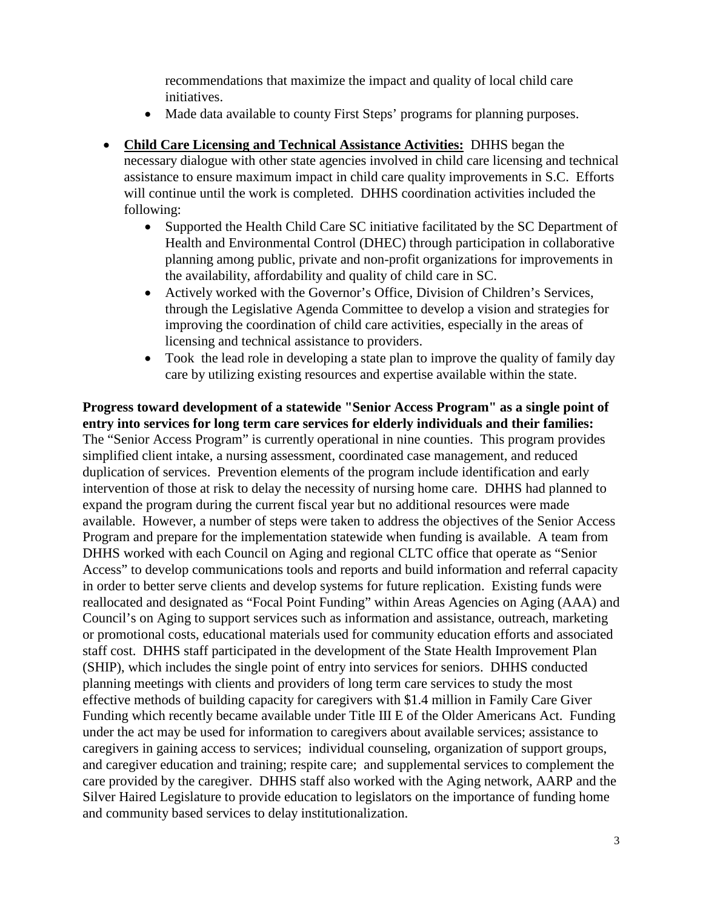recommendations that maximize the impact and quality of local child care initiatives.
    - Made data available to county First Steps' programs for planning purposes.

- **Child Care Licensing and Technical Assistance Activities:** DHHS began the necessary dialogue with other state agencies involved in child care licensing and technical assistance to ensure maximum impact in child care quality improvements in S.C. Efforts will continue until the work is completed. DHHS coordination activities included the following:
    - Supported the Health Child Care SC initiative facilitated by the SC Department of Health and Environmental Control (DHEC) through participation in collaborative planning among public, private and non-profit organizations for improvements in the availability, affordability and quality of child care in SC.
    - Actively worked with the Governor's Office, Division of Children's Services, through the Legislative Agenda Committee to develop a vision and strategies for improving the coordination of child care activities, especially in the areas of licensing and technical assistance to providers.
    - Took the lead role in developing a state plan to improve the quality of family day care by utilizing existing resources and expertise available within the state.

**Progress toward development of a statewide "Senior Access Program" as a single point of entry into services for long term care services for elderly individuals and their families:** The "Senior Access Program" is currently operational in nine counties. This program provides simplified client intake, a nursing assessment, coordinated case management, and reduced duplication of services. Prevention elements of the program include identification and early intervention of those at risk to delay the necessity of nursing home care. DHHS had planned to expand the program during the current fiscal year but no additional resources were made available. However, a number of steps were taken to address the objectives of the Senior Access Program and prepare for the implementation statewide when funding is available. A team from DHHS worked with each Council on Aging and regional CLTC office that operate as "Senior Access" to develop communications tools and reports and build information and referral capacity in order to better serve clients and develop systems for future replication. Existing funds were reallocated and designated as "Focal Point Funding" within Areas Agencies on Aging (AAA) and Council's on Aging to support services such as information and assistance, outreach, marketing or promotional costs, educational materials used for community education efforts and associated staff cost. DHHS staff participated in the development of the State Health Improvement Plan (SHIP), which includes the single point of entry into services for seniors. DHHS conducted planning meetings with clients and providers of long term care services to study the most effective methods of building capacity for caregivers with $1.4 million in Family Care Giver Funding which recently became available under Title III E of the Older Americans Act. Funding under the act may be used for information to caregivers about available services; assistance to caregivers in gaining access to services; individual counseling, organization of support groups, and caregiver education and training; respite care; and supplemental services to complement the care provided by the caregiver. DHHS staff also worked with the Aging network, AARP and the Silver Haired Legislature to provide education to legislators on the importance of funding home and community based services to delay institutionalization.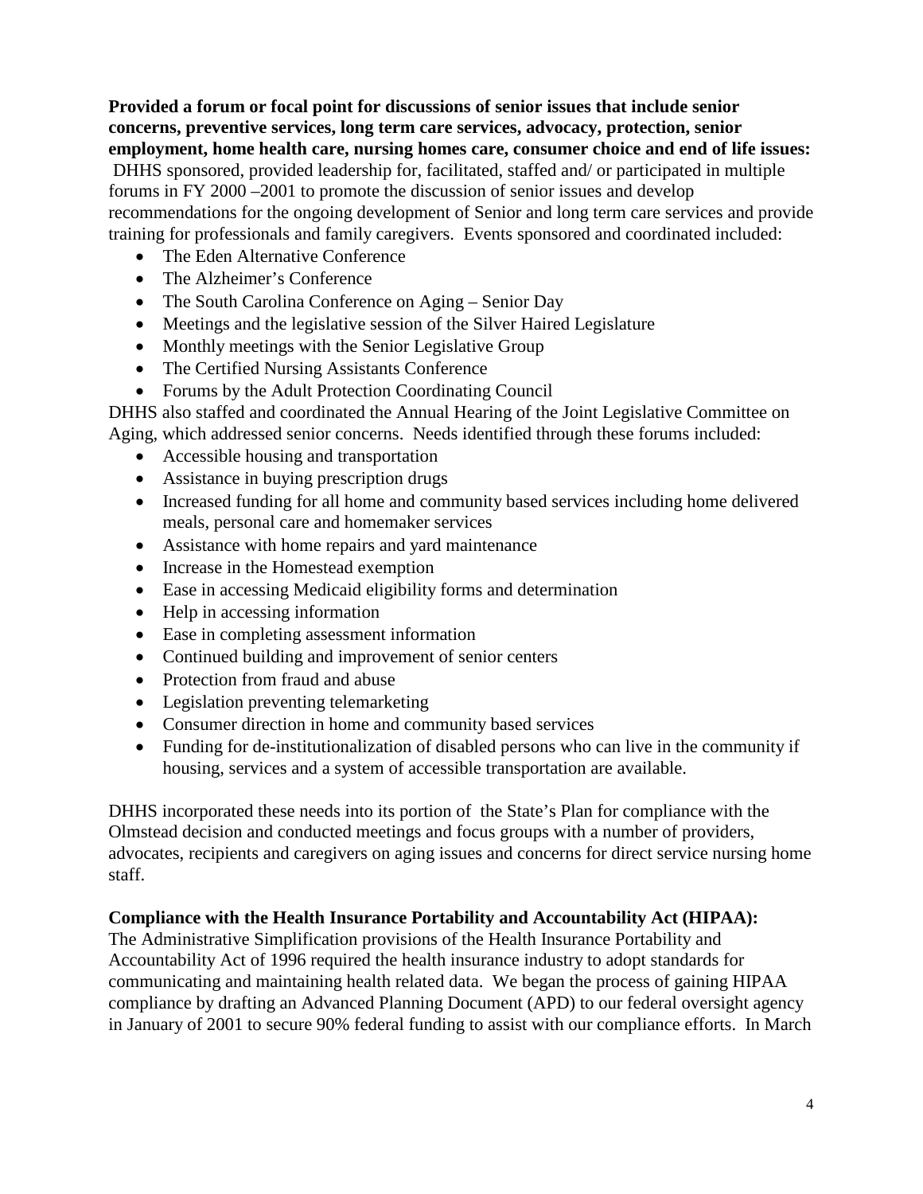**Provided a forum or focal point for discussions of senior issues that include senior concerns, preventive services, long term care services, advocacy, protection, senior employment, home health care, nursing homes care, consumer choice and end of life issues:** DHHS sponsored, provided leadership for, facilitated, staffed and/ or participated in multiple forums in FY 2000 –2001 to promote the discussion of senior issues and develop recommendations for the ongoing development of Senior and long term care services and provide training for professionals and family caregivers. Events sponsored and coordinated included:

- The Eden Alternative Conference
- The Alzheimer's Conference
- The South Carolina Conference on Aging – Senior Day
- Meetings and the legislative session of the Silver Haired Legislature
- Monthly meetings with the Senior Legislative Group
- The Certified Nursing Assistants Conference
- Forums by the Adult Protection Coordinating Council

DHHS also staffed and coordinated the Annual Hearing of the Joint Legislative Committee on Aging, which addressed senior concerns. Needs identified through these forums included:

- Accessible housing and transportation
- Assistance in buying prescription drugs
- Increased funding for all home and community based services including home delivered meals, personal care and homemaker services
- Assistance with home repairs and yard maintenance
- Increase in the Homestead exemption
- Ease in accessing Medicaid eligibility forms and determination
- Help in accessing information
- Ease in completing assessment information
- Continued building and improvement of senior centers
- Protection from fraud and abuse
- Legislation preventing telemarketing
- Consumer direction in home and community based services
- Funding for de-institutionalization of disabled persons who can live in the community if housing, services and a system of accessible transportation are available.

DHHS incorporated these needs into its portion of the State's Plan for compliance with the Olmstead decision and conducted meetings and focus groups with a number of providers, advocates, recipients and caregivers on aging issues and concerns for direct service nursing home staff.

**Compliance with the Health Insurance Portability and Accountability Act (HIPAA):**
The Administrative Simplification provisions of the Health Insurance Portability and Accountability Act of 1996 required the health insurance industry to adopt standards for communicating and maintaining health related data. We began the process of gaining HIPAA compliance by drafting an Advanced Planning Document (APD) to our federal oversight agency in January of 2001 to secure 90% federal funding to assist with our compliance efforts. In March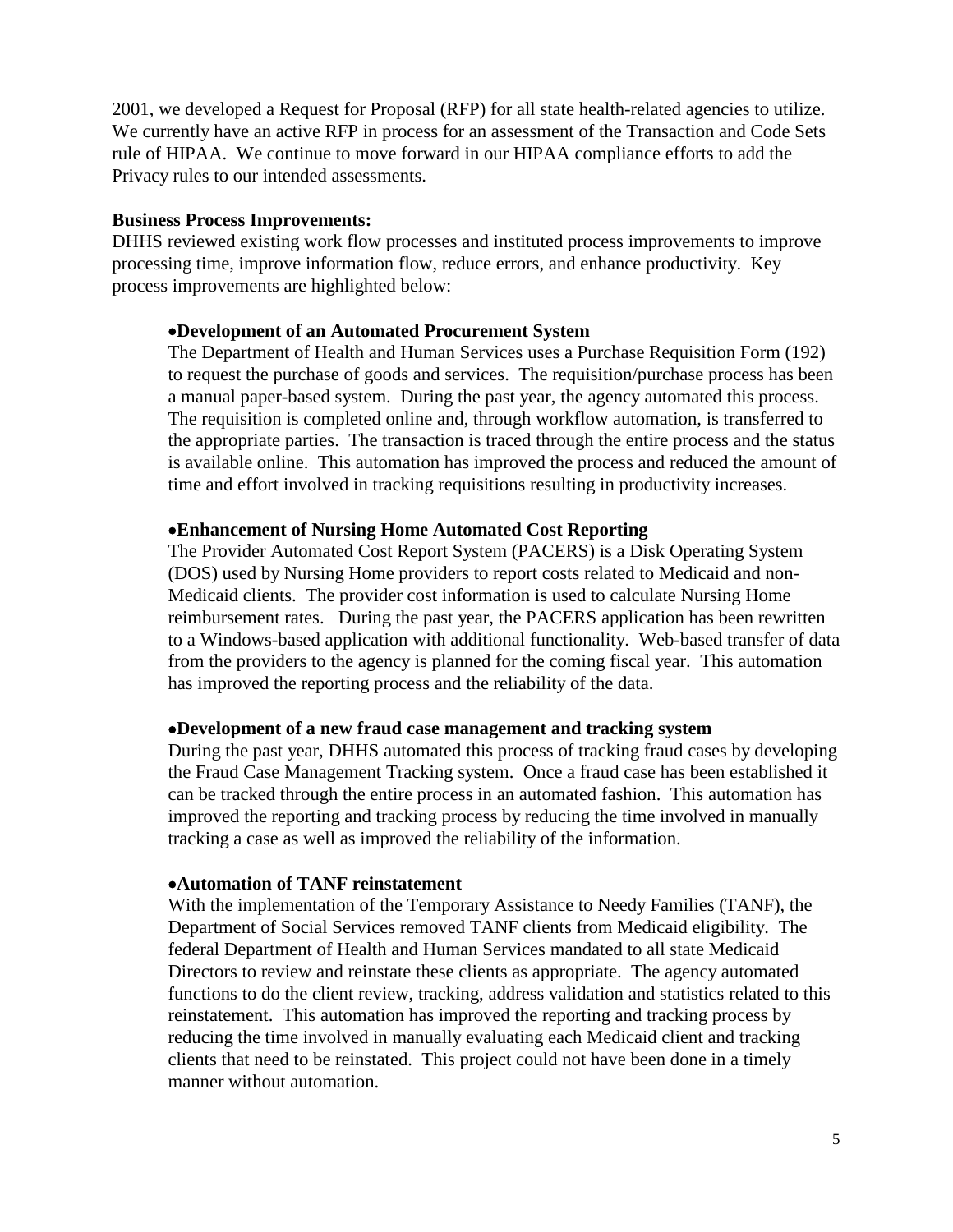2001, we developed a Request for Proposal (RFP) for all state health-related agencies to utilize. We currently have an active RFP in process for an assessment of the Transaction and Code Sets rule of HIPAA. We continue to move forward in our HIPAA compliance efforts to add the Privacy rules to our intended assessments.

**Business Process Improvements:**
DHHS reviewed existing work flow processes and instituted process improvements to improve processing time, improve information flow, reduce errors, and enhance productivity. Key process improvements are highlighted below:

- **Development of an Automated Procurement System**
  The Department of Health and Human Services uses a Purchase Requisition Form (192) to request the purchase of goods and services. The requisition/purchase process has been a manual paper-based system. During the past year, the agency automated this process. The requisition is completed online and, through workflow automation, is transferred to the appropriate parties. The transaction is traced through the entire process and the status is available online. This automation has improved the process and reduced the amount of time and effort involved in tracking requisitions resulting in productivity increases.

- **Enhancement of Nursing Home Automated Cost Reporting**
  The Provider Automated Cost Report System (PACERS) is a Disk Operating System (DOS) used by Nursing Home providers to report costs related to Medicaid and non-Medicaid clients. The provider cost information is used to calculate Nursing Home reimbursement rates. During the past year, the PACERS application has been rewritten to a Windows-based application with additional functionality. Web-based transfer of data from the providers to the agency is planned for the coming fiscal year. This automation has improved the reporting process and the reliability of the data.

- **Development of a new fraud case management and tracking system**
  During the past year, DHHS automated this process of tracking fraud cases by developing the Fraud Case Management Tracking system. Once a fraud case has been established it can be tracked through the entire process in an automated fashion. This automation has improved the reporting and tracking process by reducing the time involved in manually tracking a case as well as improved the reliability of the information.

- **Automation of TANF reinstatement**
  With the implementation of the Temporary Assistance to Needy Families (TANF), the Department of Social Services removed TANF clients from Medicaid eligibility. The federal Department of Health and Human Services mandated to all state Medicaid Directors to review and reinstate these clients as appropriate. The agency automated functions to do the client review, tracking, address validation and statistics related to this reinstatement. This automation has improved the reporting and tracking process by reducing the time involved in manually evaluating each Medicaid client and tracking clients that need to be reinstated. This project could not have been done in a timely manner without automation.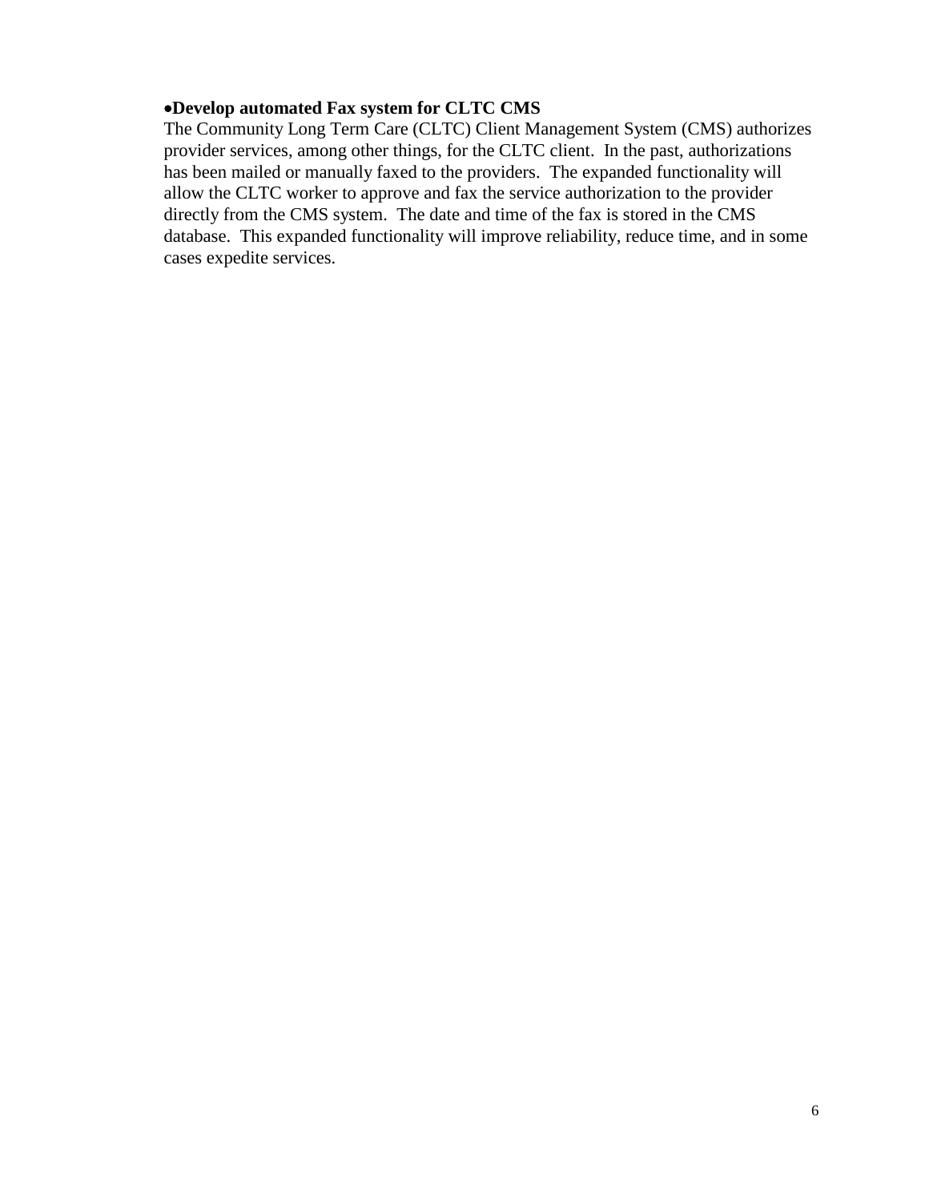- **Develop automated Fax system for CLTC CMS**

The Community Long Term Care (CLTC) Client Management System (CMS) authorizes provider services, among other things, for the CLTC client. In the past, authorizations has been mailed or manually faxed to the providers. The expanded functionality will allow the CLTC worker to approve and fax the service authorization to the provider directly from the CMS system. The date and time of the fax is stored in the CMS database. This expanded functionality will improve reliability, reduce time, and in some cases expedite services.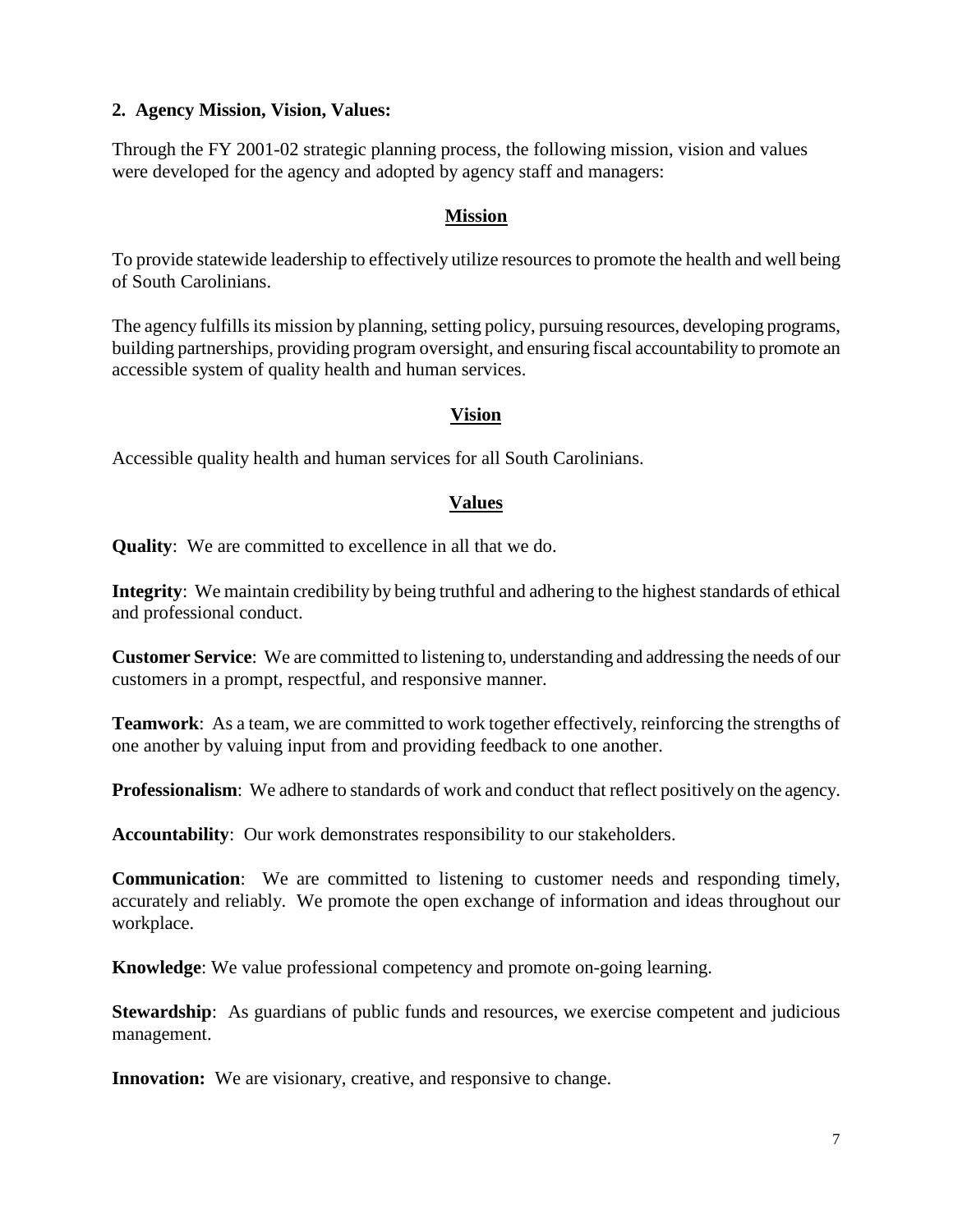**2. Agency Mission, Vision, Values:**

Through the FY 2001-02 strategic planning process, the following mission, vision and values were developed for the agency and adopted by agency staff and managers:

## Mission

To provide statewide leadership to effectively utilize resources to promote the health and well being of South Carolinians.

The agency fulfills its mission by planning, setting policy, pursuing resources, developing programs, building partnerships, providing program oversight, and ensuring fiscal accountability to promote an accessible system of quality health and human services.

## Vision

Accessible quality health and human services for all South Carolinians.

## Values

**Quality**: We are committed to excellence in all that we do.

**Integrity**: We maintain credibility by being truthful and adhering to the highest standards of ethical and professional conduct.

**Customer Service**: We are committed to listening to, understanding and addressing the needs of our customers in a prompt, respectful, and responsive manner.

**Teamwork**: As a team, we are committed to work together effectively, reinforcing the strengths of one another by valuing input from and providing feedback to one another.

**Professionalism**: We adhere to standards of work and conduct that reflect positively on the agency.

**Accountability**: Our work demonstrates responsibility to our stakeholders.

**Communication**: We are committed to listening to customer needs and responding timely, accurately and reliably. We promote the open exchange of information and ideas throughout our workplace.

**Knowledge**: We value professional competency and promote on-going learning.

**Stewardship**: As guardians of public funds and resources, we exercise competent and judicious management.

**Innovation:** We are visionary, creative, and responsive to change.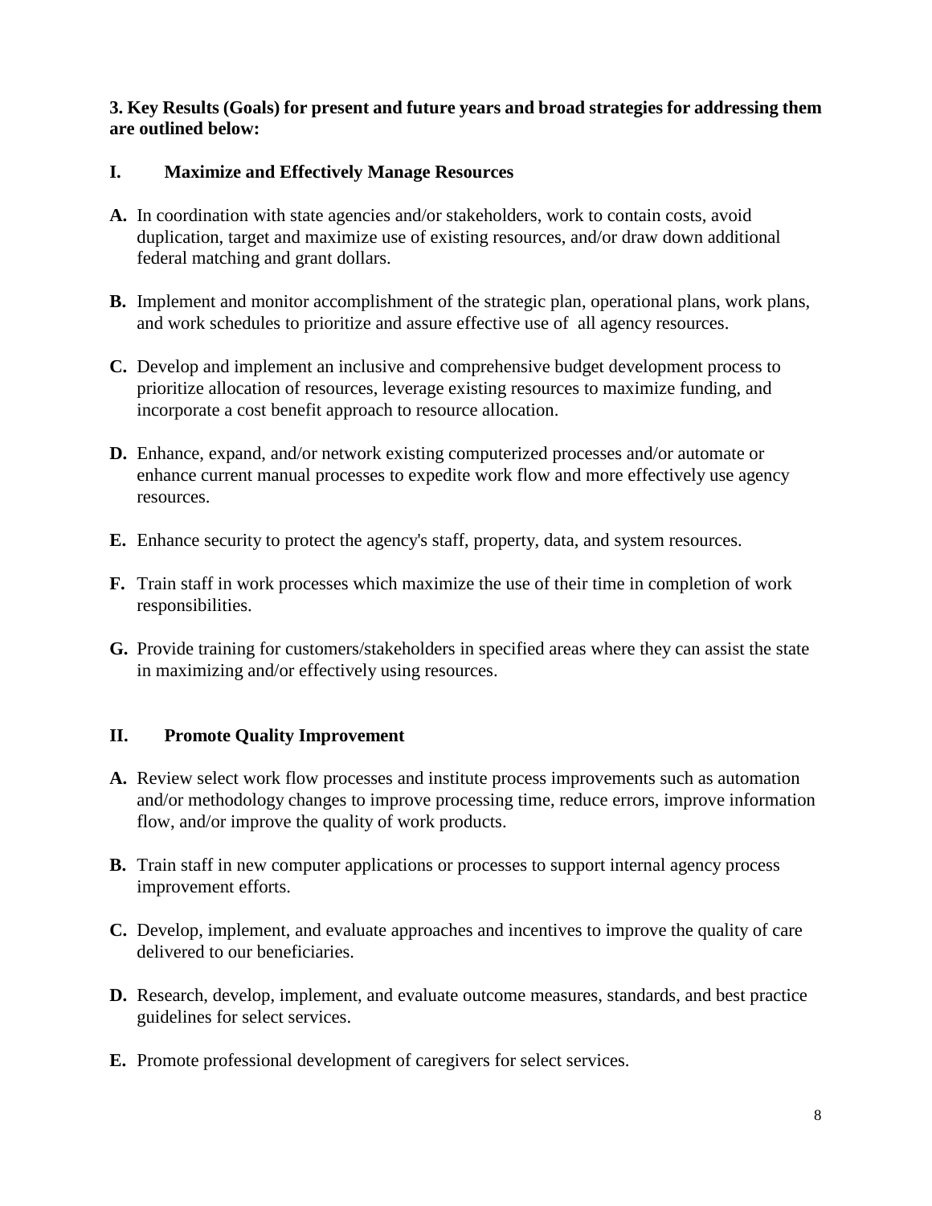**3. Key Results (Goals) for present and future years and broad strategies for addressing them are outlined below:**

## I. Maximize and Effectively Manage Resources

**A.** In coordination with state agencies and/or stakeholders, work to contain costs, avoid duplication, target and maximize use of existing resources, and/or draw down additional federal matching and grant dollars.

**B.** Implement and monitor accomplishment of the strategic plan, operational plans, work plans, and work schedules to prioritize and assure effective use of all agency resources.

**C.** Develop and implement an inclusive and comprehensive budget development process to prioritize allocation of resources, leverage existing resources to maximize funding, and incorporate a cost benefit approach to resource allocation.

**D.** Enhance, expand, and/or network existing computerized processes and/or automate or enhance current manual processes to expedite work flow and more effectively use agency resources.

**E.** Enhance security to protect the agency's staff, property, data, and system resources.

**F.** Train staff in work processes which maximize the use of their time in completion of work responsibilities.

**G.** Provide training for customers/stakeholders in specified areas where they can assist the state in maximizing and/or effectively using resources.

## II. Promote Quality Improvement

**A.** Review select work flow processes and institute process improvements such as automation and/or methodology changes to improve processing time, reduce errors, improve information flow, and/or improve the quality of work products.

**B.** Train staff in new computer applications or processes to support internal agency process improvement efforts.

**C.** Develop, implement, and evaluate approaches and incentives to improve the quality of care delivered to our beneficiaries.

**D.** Research, develop, implement, and evaluate outcome measures, standards, and best practice guidelines for select services.

**E.** Promote professional development of caregivers for select services.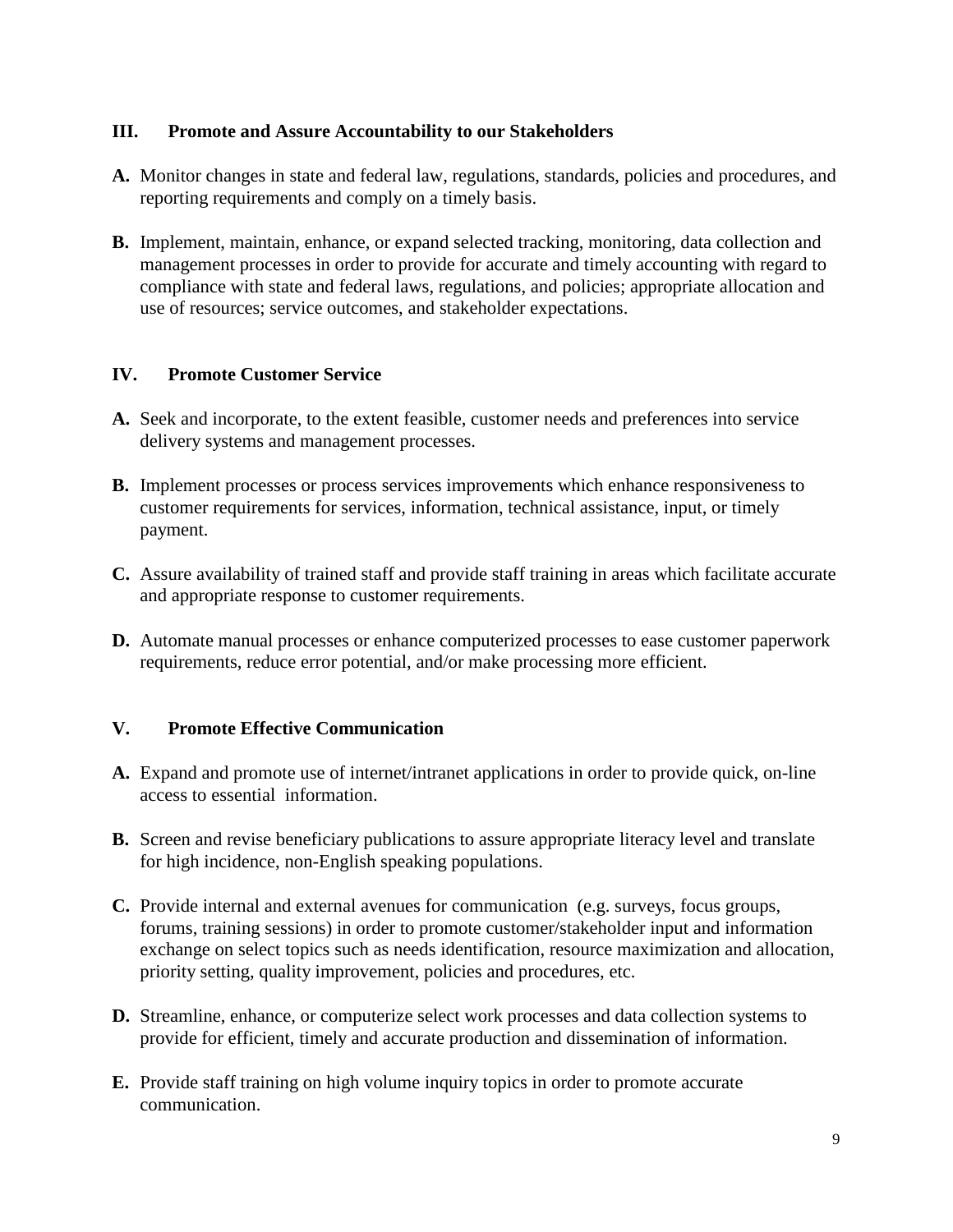## III. Promote and Assure Accountability to our Stakeholders

**A.** Monitor changes in state and federal law, regulations, standards, policies and procedures, and reporting requirements and comply on a timely basis.

**B.** Implement, maintain, enhance, or expand selected tracking, monitoring, data collection and management processes in order to provide for accurate and timely accounting with regard to compliance with state and federal laws, regulations, and policies; appropriate allocation and use of resources; service outcomes, and stakeholder expectations.

## IV. Promote Customer Service

**A.** Seek and incorporate, to the extent feasible, customer needs and preferences into service delivery systems and management processes.

**B.** Implement processes or process services improvements which enhance responsiveness to customer requirements for services, information, technical assistance, input, or timely payment.

**C.** Assure availability of trained staff and provide staff training in areas which facilitate accurate and appropriate response to customer requirements.

**D.** Automate manual processes or enhance computerized processes to ease customer paperwork requirements, reduce error potential, and/or make processing more efficient.

## V. Promote Effective Communication

**A.** Expand and promote use of internet/intranet applications in order to provide quick, on-line access to essential information.

**B.** Screen and revise beneficiary publications to assure appropriate literacy level and translate for high incidence, non-English speaking populations.

**C.** Provide internal and external avenues for communication (e.g. surveys, focus groups, forums, training sessions) in order to promote customer/stakeholder input and information exchange on select topics such as needs identification, resource maximization and allocation, priority setting, quality improvement, policies and procedures, etc.

**D.** Streamline, enhance, or computerize select work processes and data collection systems to provide for efficient, timely and accurate production and dissemination of information.

**E.** Provide staff training on high volume inquiry topics in order to promote accurate communication.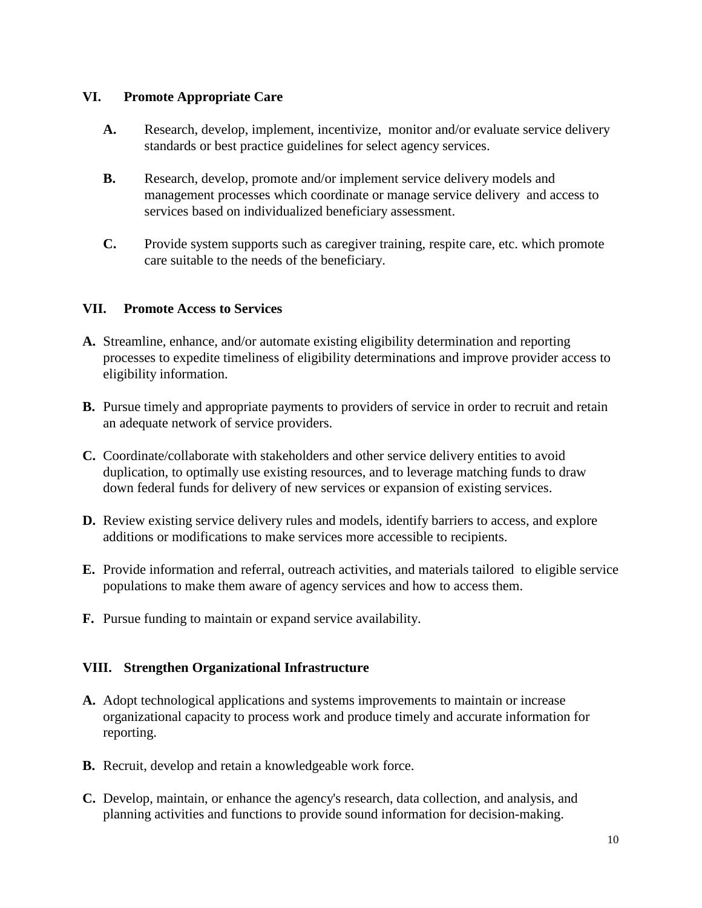## VI. Promote Appropriate Care

- **A.** Research, develop, implement, incentivize, monitor and/or evaluate service delivery standards or best practice guidelines for select agency services.

- **B.** Research, develop, promote and/or implement service delivery models and management processes which coordinate or manage service delivery and access to services based on individualized beneficiary assessment.

- **C.** Provide system supports such as caregiver training, respite care, etc. which promote care suitable to the needs of the beneficiary.

## VII. Promote Access to Services

- **A.** Streamline, enhance, and/or automate existing eligibility determination and reporting processes to expedite timeliness of eligibility determinations and improve provider access to eligibility information.

- **B.** Pursue timely and appropriate payments to providers of service in order to recruit and retain an adequate network of service providers.

- **C.** Coordinate/collaborate with stakeholders and other service delivery entities to avoid duplication, to optimally use existing resources, and to leverage matching funds to draw down federal funds for delivery of new services or expansion of existing services.

- **D.** Review existing service delivery rules and models, identify barriers to access, and explore additions or modifications to make services more accessible to recipients.

- **E.** Provide information and referral, outreach activities, and materials tailored to eligible service populations to make them aware of agency services and how to access them.

- **F.** Pursue funding to maintain or expand service availability.

## VIII. Strengthen Organizational Infrastructure

- **A.** Adopt technological applications and systems improvements to maintain or increase organizational capacity to process work and produce timely and accurate information for reporting.

- **B.** Recruit, develop and retain a knowledgeable work force.

- **C.** Develop, maintain, or enhance the agency's research, data collection, and analysis, and planning activities and functions to provide sound information for decision-making.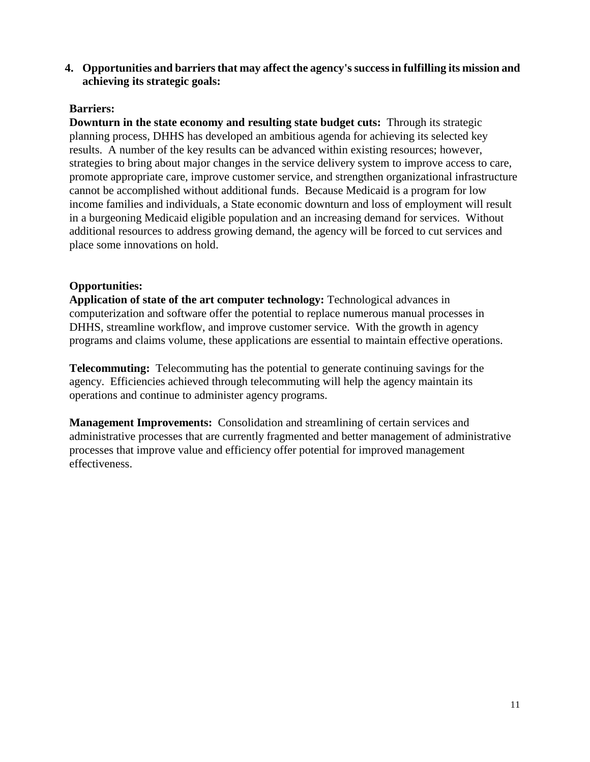**4. Opportunities and barriers that may affect the agency's success in fulfilling its mission and achieving its strategic goals:**

**Barriers:**

**Downturn in the state economy and resulting state budget cuts:** Through its strategic planning process, DHHS has developed an ambitious agenda for achieving its selected key results. A number of the key results can be advanced within existing resources; however, strategies to bring about major changes in the service delivery system to improve access to care, promote appropriate care, improve customer service, and strengthen organizational infrastructure cannot be accomplished without additional funds. Because Medicaid is a program for low income families and individuals, a State economic downturn and loss of employment will result in a burgeoning Medicaid eligible population and an increasing demand for services. Without additional resources to address growing demand, the agency will be forced to cut services and place some innovations on hold.

**Opportunities:**

**Application of state of the art computer technology:** Technological advances in computerization and software offer the potential to replace numerous manual processes in DHHS, streamline workflow, and improve customer service. With the growth in agency programs and claims volume, these applications are essential to maintain effective operations.

**Telecommuting:** Telecommuting has the potential to generate continuing savings for the agency. Efficiencies achieved through telecommuting will help the agency maintain its operations and continue to administer agency programs.

**Management Improvements:** Consolidation and streamlining of certain services and administrative processes that are currently fragmented and better management of administrative processes that improve value and efficiency offer potential for improved management effectiveness.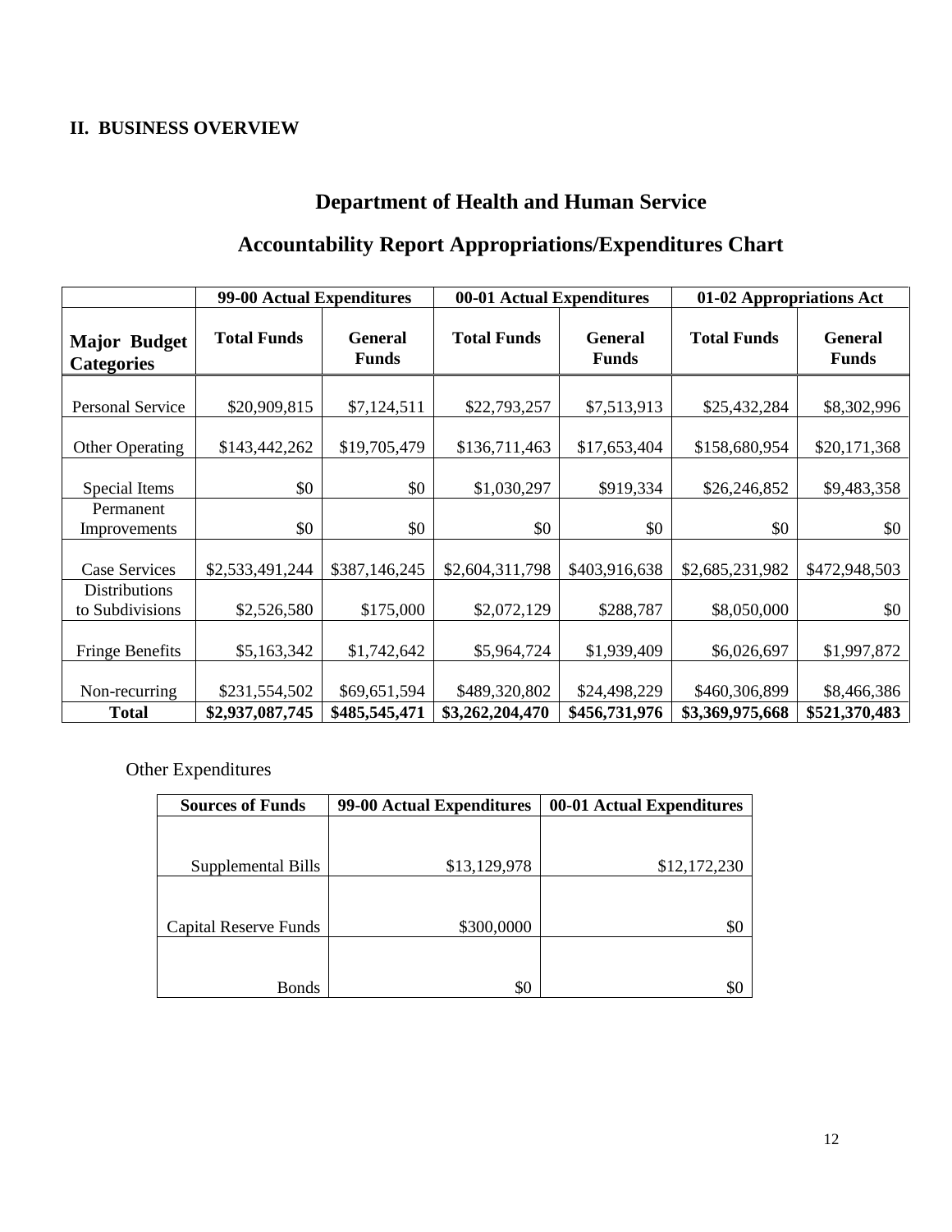## II. BUSINESS OVERVIEW

### Department of Health and Human Service

### Accountability Report Appropriations/Expenditures Chart

| | 99-00 Actual Expenditures | | 00-01 Actual Expenditures | | 01-02 Appropriations Act | |
|---|---|---|---|---|---|---|
| **Major Budget Categories** | **Total Funds** | **General Funds** | **Total Funds** | **General Funds** | **Total Funds** | **General Funds** |
| Personal Service | $20,909,815 | $7,124,511 | $22,793,257 | $7,513,913 | $25,432,284 | $8,302,996 |
| Other Operating | $143,442,262 | $19,705,479 | $136,711,463 | $17,653,404 | $158,680,954 | $20,171,368 |
| Special Items | $0 | $0 | $1,030,297 | $919,334 | $26,246,852 | $9,483,358 |
| Permanent Improvements | $0 | $0 | $0 | $0 | $0 | $0 |
| Case Services | $2,533,491,244 | $387,146,245 | $2,604,311,798 | $403,916,638 | $2,685,231,982 | $472,948,503 |
| Distributions to Subdivisions | $2,526,580 | $175,000 | $2,072,129 | $288,787 | $8,050,000 | $0 |
| Fringe Benefits | $5,163,342 | $1,742,642 | $5,964,724 | $1,939,409 | $6,026,697 | $1,997,872 |
| Non-recurring | $231,554,502 | $69,651,594 | $489,320,802 | $24,498,229 | $460,306,899 | $8,466,386 |
| **Total** | **$2,937,087,745** | **$485,545,471** | **$3,262,204,470** | **$456,731,976** | **$3,369,975,668** | **$521,370,483** |

Other Expenditures

| Sources of Funds | 99-00 Actual Expenditures | 00-01 Actual Expenditures |
|---|---|---|
| Supplemental Bills | $13,129,978 | $12,172,230 |
| Capital Reserve Funds | $300,0000 | $0 |
| Bonds | $0 | $0 |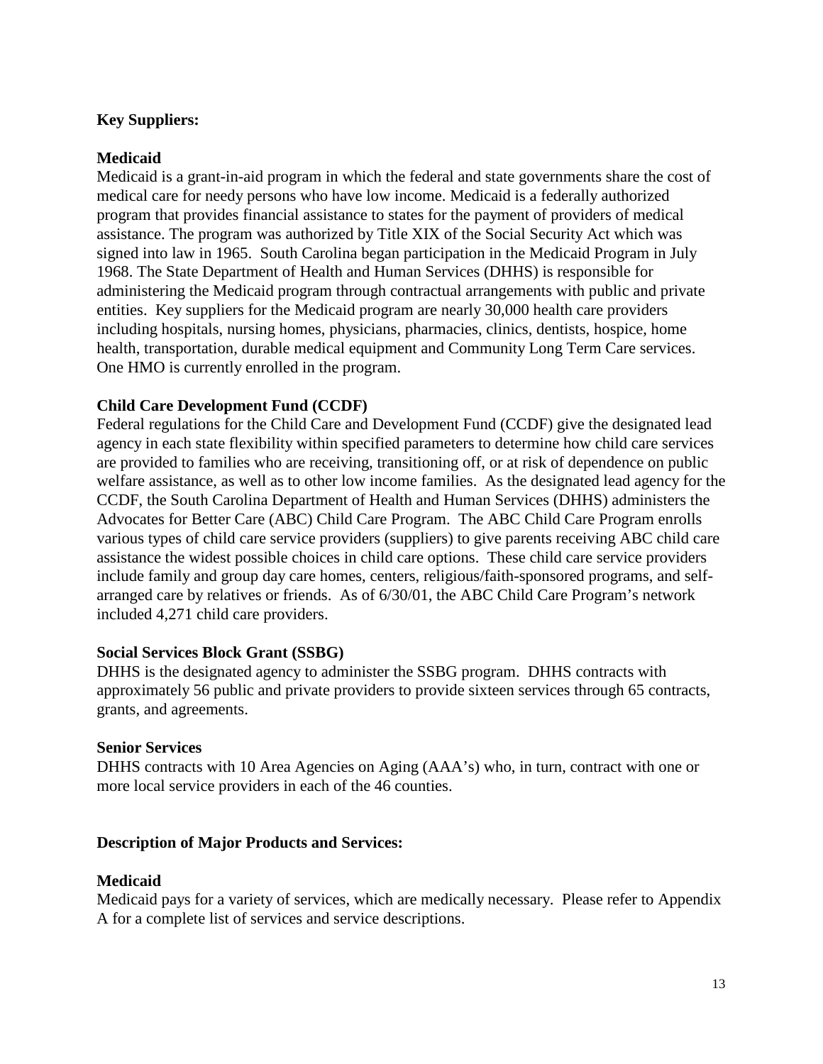**Key Suppliers:**

**Medicaid**

Medicaid is a grant-in-aid program in which the federal and state governments share the cost of medical care for needy persons who have low income. Medicaid is a federally authorized program that provides financial assistance to states for the payment of providers of medical assistance. The program was authorized by Title XIX of the Social Security Act which was signed into law in 1965. South Carolina began participation in the Medicaid Program in July 1968. The State Department of Health and Human Services (DHHS) is responsible for administering the Medicaid program through contractual arrangements with public and private entities. Key suppliers for the Medicaid program are nearly 30,000 health care providers including hospitals, nursing homes, physicians, pharmacies, clinics, dentists, hospice, home health, transportation, durable medical equipment and Community Long Term Care services. One HMO is currently enrolled in the program.

**Child Care Development Fund (CCDF)**

Federal regulations for the Child Care and Development Fund (CCDF) give the designated lead agency in each state flexibility within specified parameters to determine how child care services are provided to families who are receiving, transitioning off, or at risk of dependence on public welfare assistance, as well as to other low income families. As the designated lead agency for the CCDF, the South Carolina Department of Health and Human Services (DHHS) administers the Advocates for Better Care (ABC) Child Care Program. The ABC Child Care Program enrolls various types of child care service providers (suppliers) to give parents receiving ABC child care assistance the widest possible choices in child care options. These child care service providers include family and group day care homes, centers, religious/faith-sponsored programs, and self-arranged care by relatives or friends. As of 6/30/01, the ABC Child Care Program's network included 4,271 child care providers.

**Social Services Block Grant (SSBG)**

DHHS is the designated agency to administer the SSBG program. DHHS contracts with approximately 56 public and private providers to provide sixteen services through 65 contracts, grants, and agreements.

**Senior Services**

DHHS contracts with 10 Area Agencies on Aging (AAA's) who, in turn, contract with one or more local service providers in each of the 46 counties.

**Description of Major Products and Services:**

**Medicaid**

Medicaid pays for a variety of services, which are medically necessary. Please refer to Appendix A for a complete list of services and service descriptions.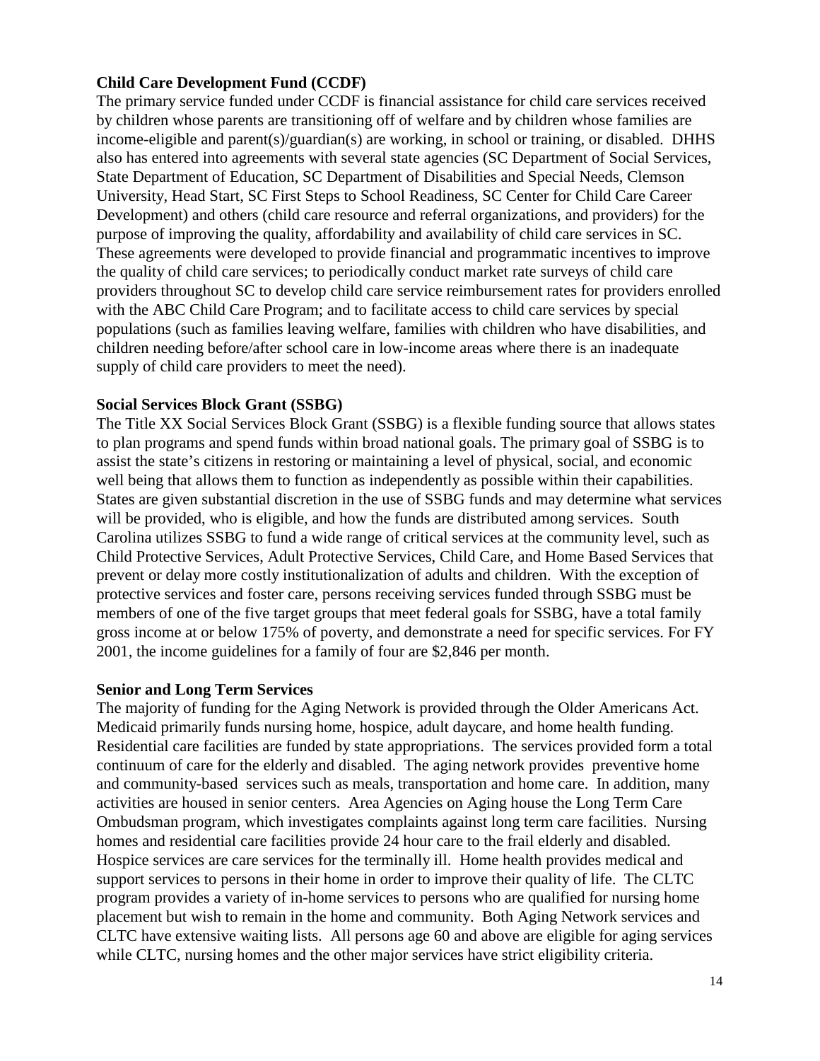**Child Care Development Fund (CCDF)**

The primary service funded under CCDF is financial assistance for child care services received by children whose parents are transitioning off of welfare and by children whose families are income-eligible and parent(s)/guardian(s) are working, in school or training, or disabled. DHHS also has entered into agreements with several state agencies (SC Department of Social Services, State Department of Education, SC Department of Disabilities and Special Needs, Clemson University, Head Start, SC First Steps to School Readiness, SC Center for Child Care Career Development) and others (child care resource and referral organizations, and providers) for the purpose of improving the quality, affordability and availability of child care services in SC. These agreements were developed to provide financial and programmatic incentives to improve the quality of child care services; to periodically conduct market rate surveys of child care providers throughout SC to develop child care service reimbursement rates for providers enrolled with the ABC Child Care Program; and to facilitate access to child care services by special populations (such as families leaving welfare, families with children who have disabilities, and children needing before/after school care in low-income areas where there is an inadequate supply of child care providers to meet the need).

**Social Services Block Grant (SSBG)**

The Title XX Social Services Block Grant (SSBG) is a flexible funding source that allows states to plan programs and spend funds within broad national goals. The primary goal of SSBG is to assist the state's citizens in restoring or maintaining a level of physical, social, and economic well being that allows them to function as independently as possible within their capabilities. States are given substantial discretion in the use of SSBG funds and may determine what services will be provided, who is eligible, and how the funds are distributed among services. South Carolina utilizes SSBG to fund a wide range of critical services at the community level, such as Child Protective Services, Adult Protective Services, Child Care, and Home Based Services that prevent or delay more costly institutionalization of adults and children. With the exception of protective services and foster care, persons receiving services funded through SSBG must be members of one of the five target groups that meet federal goals for SSBG, have a total family gross income at or below 175% of poverty, and demonstrate a need for specific services. For FY 2001, the income guidelines for a family of four are $2,846 per month.

**Senior and Long Term Services**

The majority of funding for the Aging Network is provided through the Older Americans Act. Medicaid primarily funds nursing home, hospice, adult daycare, and home health funding. Residential care facilities are funded by state appropriations. The services provided form a total continuum of care for the elderly and disabled. The aging network provides preventive home and community-based services such as meals, transportation and home care. In addition, many activities are housed in senior centers. Area Agencies on Aging house the Long Term Care Ombudsman program, which investigates complaints against long term care facilities. Nursing homes and residential care facilities provide 24 hour care to the frail elderly and disabled. Hospice services are care services for the terminally ill. Home health provides medical and support services to persons in their home in order to improve their quality of life. The CLTC program provides a variety of in-home services to persons who are qualified for nursing home placement but wish to remain in the home and community. Both Aging Network services and CLTC have extensive waiting lists. All persons age 60 and above are eligible for aging services while CLTC, nursing homes and the other major services have strict eligibility criteria.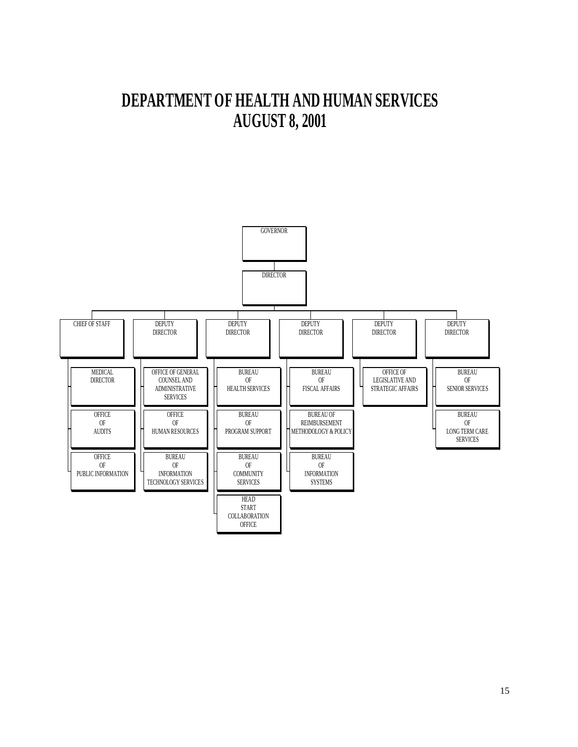# DEPARTMENT OF HEALTH AND HUMAN SERVICES
# AUGUST 8, 2001

- GOVERNOR
  - DIRECTOR
    - CHIEF OF STAFF
      - MEDICAL DIRECTOR
      - OFFICE OF AUDITS
      - OFFICE OF PUBLIC INFORMATION
    - DEPUTY DIRECTOR
      - OFFICE OF GENERAL COUNSEL AND ADMINISTRATIVE SERVICES
      - OFFICE OF HUMAN RESOURCES
      - BUREAU OF INFORMATION TECHNOLOGY SERVICES
    - DEPUTY DIRECTOR
      - BUREAU OF HEALTH SERVICES
      - BUREAU OF PROGRAM SUPPORT
      - BUREAU OF COMMUNITY SERVICES
      - HEAD START COLLABORATION OFFICE
    - DEPUTY DIRECTOR
      - BUREAU OF FISCAL AFFAIRS
      - BUREAU OF REIMBURSEMENT METHODOLOGY & POLICY
      - BUREAU OF INFORMATION SYSTEMS
    - DEPUTY DIRECTOR
      - OFFICE OF LEGISLATIVE AND STRATEGIC AFFAIRS
    - DEPUTY DIRECTOR
      - BUREAU OF SENIOR SERVICES
      - BUREAU OF LONG TERM CARE SERVICES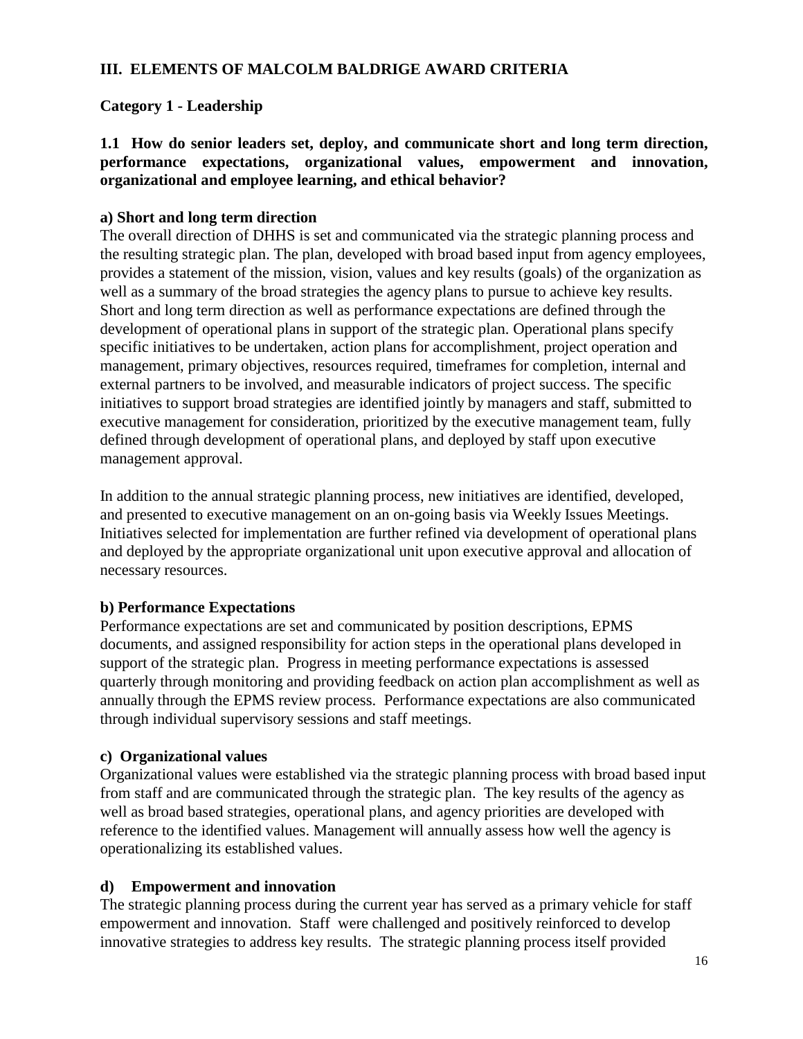## III. ELEMENTS OF MALCOLM BALDRIGE AWARD CRITERIA

### Category 1 - Leadership

**1.1 How do senior leaders set, deploy, and communicate short and long term direction, performance expectations, organizational values, empowerment and innovation, organizational and employee learning, and ethical behavior?**

**a) Short and long term direction**

The overall direction of DHHS is set and communicated via the strategic planning process and the resulting strategic plan. The plan, developed with broad based input from agency employees, provides a statement of the mission, vision, values and key results (goals) of the organization as well as a summary of the broad strategies the agency plans to pursue to achieve key results. Short and long term direction as well as performance expectations are defined through the development of operational plans in support of the strategic plan. Operational plans specify specific initiatives to be undertaken, action plans for accomplishment, project operation and management, primary objectives, resources required, timeframes for completion, internal and external partners to be involved, and measurable indicators of project success. The specific initiatives to support broad strategies are identified jointly by managers and staff, submitted to executive management for consideration, prioritized by the executive management team, fully defined through development of operational plans, and deployed by staff upon executive management approval.

In addition to the annual strategic planning process, new initiatives are identified, developed, and presented to executive management on an on-going basis via Weekly Issues Meetings. Initiatives selected for implementation are further refined via development of operational plans and deployed by the appropriate organizational unit upon executive approval and allocation of necessary resources.

**b) Performance Expectations**

Performance expectations are set and communicated by position descriptions, EPMS documents, and assigned responsibility for action steps in the operational plans developed in support of the strategic plan. Progress in meeting performance expectations is assessed quarterly through monitoring and providing feedback on action plan accomplishment as well as annually through the EPMS review process. Performance expectations are also communicated through individual supervisory sessions and staff meetings.

**c) Organizational values**

Organizational values were established via the strategic planning process with broad based input from staff and are communicated through the strategic plan. The key results of the agency as well as broad based strategies, operational plans, and agency priorities are developed with reference to the identified values. Management will annually assess how well the agency is operationalizing its established values.

**d) Empowerment and innovation**

The strategic planning process during the current year has served as a primary vehicle for staff empowerment and innovation. Staff were challenged and positively reinforced to develop innovative strategies to address key results. The strategic planning process itself provided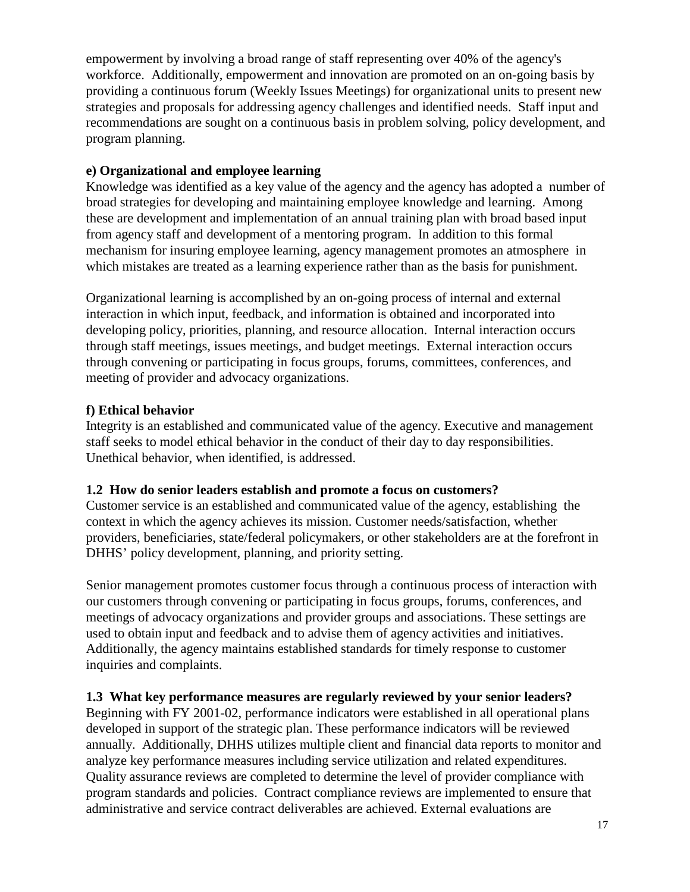empowerment by involving a broad range of staff representing over 40% of the agency's workforce. Additionally, empowerment and innovation are promoted on an on-going basis by providing a continuous forum (Weekly Issues Meetings) for organizational units to present new strategies and proposals for addressing agency challenges and identified needs. Staff input and recommendations are sought on a continuous basis in problem solving, policy development, and program planning.

**e) Organizational and employee learning**

Knowledge was identified as a key value of the agency and the agency has adopted a number of broad strategies for developing and maintaining employee knowledge and learning. Among these are development and implementation of an annual training plan with broad based input from agency staff and development of a mentoring program. In addition to this formal mechanism for insuring employee learning, agency management promotes an atmosphere in which mistakes are treated as a learning experience rather than as the basis for punishment.

Organizational learning is accomplished by an on-going process of internal and external interaction in which input, feedback, and information is obtained and incorporated into developing policy, priorities, planning, and resource allocation. Internal interaction occurs through staff meetings, issues meetings, and budget meetings. External interaction occurs through convening or participating in focus groups, forums, committees, conferences, and meeting of provider and advocacy organizations.

**f) Ethical behavior**

Integrity is an established and communicated value of the agency. Executive and management staff seeks to model ethical behavior in the conduct of their day to day responsibilities. Unethical behavior, when identified, is addressed.

**1.2 How do senior leaders establish and promote a focus on customers?**

Customer service is an established and communicated value of the agency, establishing the context in which the agency achieves its mission. Customer needs/satisfaction, whether providers, beneficiaries, state/federal policymakers, or other stakeholders are at the forefront in DHHS' policy development, planning, and priority setting.

Senior management promotes customer focus through a continuous process of interaction with our customers through convening or participating in focus groups, forums, conferences, and meetings of advocacy organizations and provider groups and associations. These settings are used to obtain input and feedback and to advise them of agency activities and initiatives. Additionally, the agency maintains established standards for timely response to customer inquiries and complaints.

**1.3 What key performance measures are regularly reviewed by your senior leaders?**

Beginning with FY 2001-02, performance indicators were established in all operational plans developed in support of the strategic plan. These performance indicators will be reviewed annually. Additionally, DHHS utilizes multiple client and financial data reports to monitor and analyze key performance measures including service utilization and related expenditures. Quality assurance reviews are completed to determine the level of provider compliance with program standards and policies. Contract compliance reviews are implemented to ensure that administrative and service contract deliverables are achieved. External evaluations are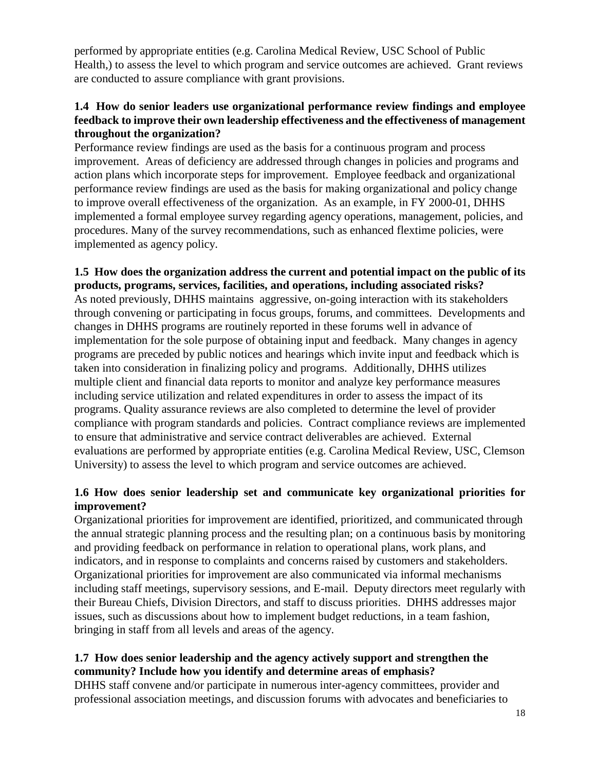performed by appropriate entities (e.g. Carolina Medical Review, USC School of Public Health,) to assess the level to which program and service outcomes are achieved. Grant reviews are conducted to assure compliance with grant provisions.

**1.4 How do senior leaders use organizational performance review findings and employee feedback to improve their own leadership effectiveness and the effectiveness of management throughout the organization?**

Performance review findings are used as the basis for a continuous program and process improvement. Areas of deficiency are addressed through changes in policies and programs and action plans which incorporate steps for improvement. Employee feedback and organizational performance review findings are used as the basis for making organizational and policy change to improve overall effectiveness of the organization. As an example, in FY 2000-01, DHHS implemented a formal employee survey regarding agency operations, management, policies, and procedures. Many of the survey recommendations, such as enhanced flextime policies, were implemented as agency policy.

**1.5 How does the organization address the current and potential impact on the public of its products, programs, services, facilities, and operations, including associated risks?**

As noted previously, DHHS maintains aggressive, on-going interaction with its stakeholders through convening or participating in focus groups, forums, and committees. Developments and changes in DHHS programs are routinely reported in these forums well in advance of implementation for the sole purpose of obtaining input and feedback. Many changes in agency programs are preceded by public notices and hearings which invite input and feedback which is taken into consideration in finalizing policy and programs. Additionally, DHHS utilizes multiple client and financial data reports to monitor and analyze key performance measures including service utilization and related expenditures in order to assess the impact of its programs. Quality assurance reviews are also completed to determine the level of provider compliance with program standards and policies. Contract compliance reviews are implemented to ensure that administrative and service contract deliverables are achieved. External evaluations are performed by appropriate entities (e.g. Carolina Medical Review, USC, Clemson University) to assess the level to which program and service outcomes are achieved.

**1.6 How does senior leadership set and communicate key organizational priorities for improvement?**

Organizational priorities for improvement are identified, prioritized, and communicated through the annual strategic planning process and the resulting plan; on a continuous basis by monitoring and providing feedback on performance in relation to operational plans, work plans, and indicators, and in response to complaints and concerns raised by customers and stakeholders. Organizational priorities for improvement are also communicated via informal mechanisms including staff meetings, supervisory sessions, and E-mail. Deputy directors meet regularly with their Bureau Chiefs, Division Directors, and staff to discuss priorities. DHHS addresses major issues, such as discussions about how to implement budget reductions, in a team fashion, bringing in staff from all levels and areas of the agency.

**1.7 How does senior leadership and the agency actively support and strengthen the community? Include how you identify and determine areas of emphasis?**

DHHS staff convene and/or participate in numerous inter-agency committees, provider and professional association meetings, and discussion forums with advocates and beneficiaries to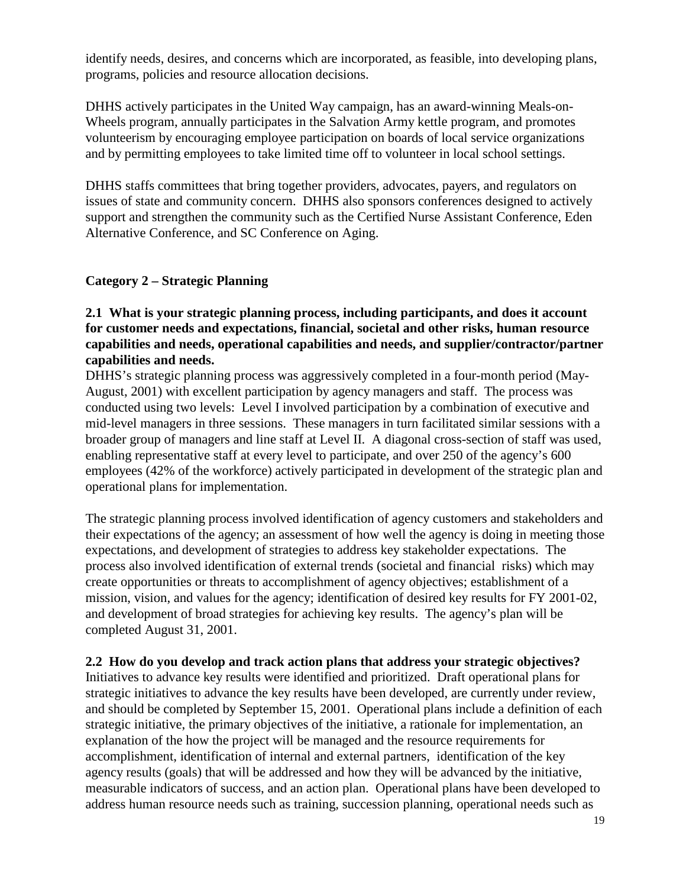identify needs, desires, and concerns which are incorporated, as feasible, into developing plans, programs, policies and resource allocation decisions.

DHHS actively participates in the United Way campaign, has an award-winning Meals-on-Wheels program, annually participates in the Salvation Army kettle program, and promotes volunteerism by encouraging employee participation on boards of local service organizations and by permitting employees to take limited time off to volunteer in local school settings.

DHHS staffs committees that bring together providers, advocates, payers, and regulators on issues of state and community concern. DHHS also sponsors conferences designed to actively support and strengthen the community such as the Certified Nurse Assistant Conference, Eden Alternative Conference, and SC Conference on Aging.

## Category 2 – Strategic Planning

**2.1 What is your strategic planning process, including participants, and does it account for customer needs and expectations, financial, societal and other risks, human resource capabilities and needs, operational capabilities and needs, and supplier/contractor/partner capabilities and needs.**

DHHS's strategic planning process was aggressively completed in a four-month period (May-August, 2001) with excellent participation by agency managers and staff. The process was conducted using two levels: Level I involved participation by a combination of executive and mid-level managers in three sessions. These managers in turn facilitated similar sessions with a broader group of managers and line staff at Level II. A diagonal cross-section of staff was used, enabling representative staff at every level to participate, and over 250 of the agency's 600 employees (42% of the workforce) actively participated in development of the strategic plan and operational plans for implementation.

The strategic planning process involved identification of agency customers and stakeholders and their expectations of the agency; an assessment of how well the agency is doing in meeting those expectations, and development of strategies to address key stakeholder expectations. The process also involved identification of external trends (societal and financial risks) which may create opportunities or threats to accomplishment of agency objectives; establishment of a mission, vision, and values for the agency; identification of desired key results for FY 2001-02, and development of broad strategies for achieving key results. The agency's plan will be completed August 31, 2001.

**2.2 How do you develop and track action plans that address your strategic objectives?**

Initiatives to advance key results were identified and prioritized. Draft operational plans for strategic initiatives to advance the key results have been developed, are currently under review, and should be completed by September 15, 2001. Operational plans include a definition of each strategic initiative, the primary objectives of the initiative, a rationale for implementation, an explanation of the how the project will be managed and the resource requirements for accomplishment, identification of internal and external partners, identification of the key agency results (goals) that will be addressed and how they will be advanced by the initiative, measurable indicators of success, and an action plan. Operational plans have been developed to address human resource needs such as training, succession planning, operational needs such as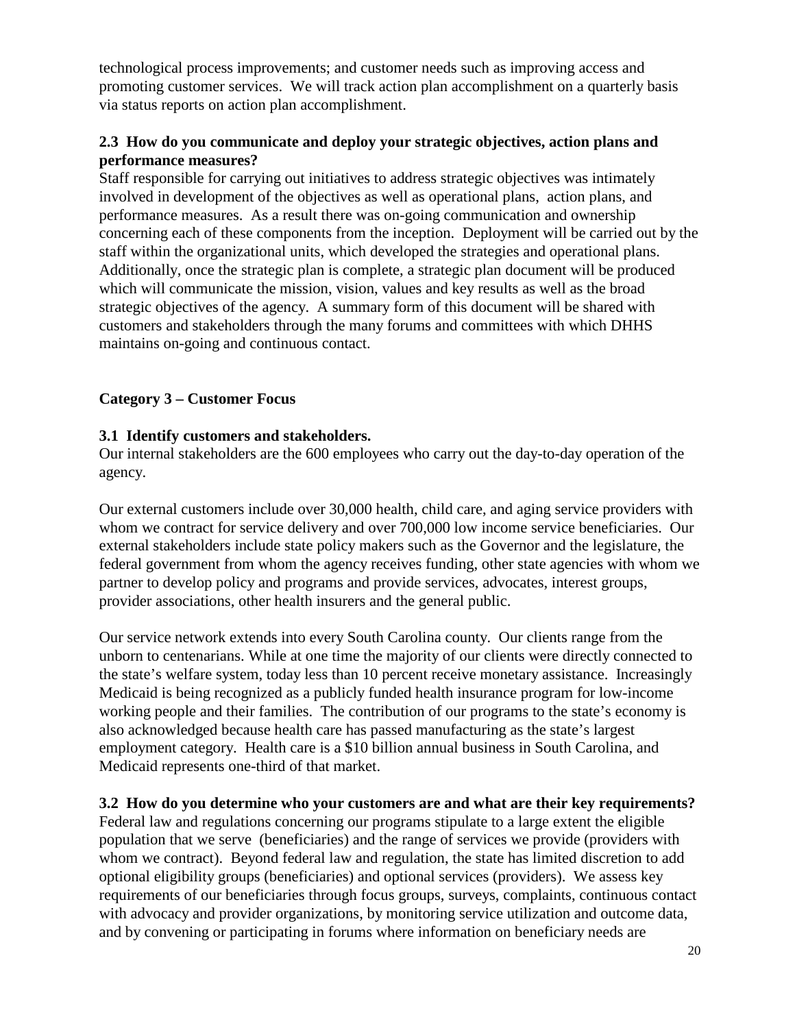technological process improvements; and customer needs such as improving access and promoting customer services. We will track action plan accomplishment on a quarterly basis via status reports on action plan accomplishment.

**2.3 How do you communicate and deploy your strategic objectives, action plans and performance measures?**

Staff responsible for carrying out initiatives to address strategic objectives was intimately involved in development of the objectives as well as operational plans, action plans, and performance measures. As a result there was on-going communication and ownership concerning each of these components from the inception. Deployment will be carried out by the staff within the organizational units, which developed the strategies and operational plans. Additionally, once the strategic plan is complete, a strategic plan document will be produced which will communicate the mission, vision, values and key results as well as the broad strategic objectives of the agency. A summary form of this document will be shared with customers and stakeholders through the many forums and committees with which DHHS maintains on-going and continuous contact.

## Category 3 – Customer Focus

**3.1 Identify customers and stakeholders.**

Our internal stakeholders are the 600 employees who carry out the day-to-day operation of the agency.

Our external customers include over 30,000 health, child care, and aging service providers with whom we contract for service delivery and over 700,000 low income service beneficiaries. Our external stakeholders include state policy makers such as the Governor and the legislature, the federal government from whom the agency receives funding, other state agencies with whom we partner to develop policy and programs and provide services, advocates, interest groups, provider associations, other health insurers and the general public.

Our service network extends into every South Carolina county. Our clients range from the unborn to centenarians. While at one time the majority of our clients were directly connected to the state's welfare system, today less than 10 percent receive monetary assistance. Increasingly Medicaid is being recognized as a publicly funded health insurance program for low-income working people and their families. The contribution of our programs to the state's economy is also acknowledged because health care has passed manufacturing as the state's largest employment category. Health care is a $10 billion annual business in South Carolina, and Medicaid represents one-third of that market.

**3.2 How do you determine who your customers are and what are their key requirements?**

Federal law and regulations concerning our programs stipulate to a large extent the eligible population that we serve (beneficiaries) and the range of services we provide (providers with whom we contract). Beyond federal law and regulation, the state has limited discretion to add optional eligibility groups (beneficiaries) and optional services (providers). We assess key requirements of our beneficiaries through focus groups, surveys, complaints, continuous contact with advocacy and provider organizations, by monitoring service utilization and outcome data, and by convening or participating in forums where information on beneficiary needs are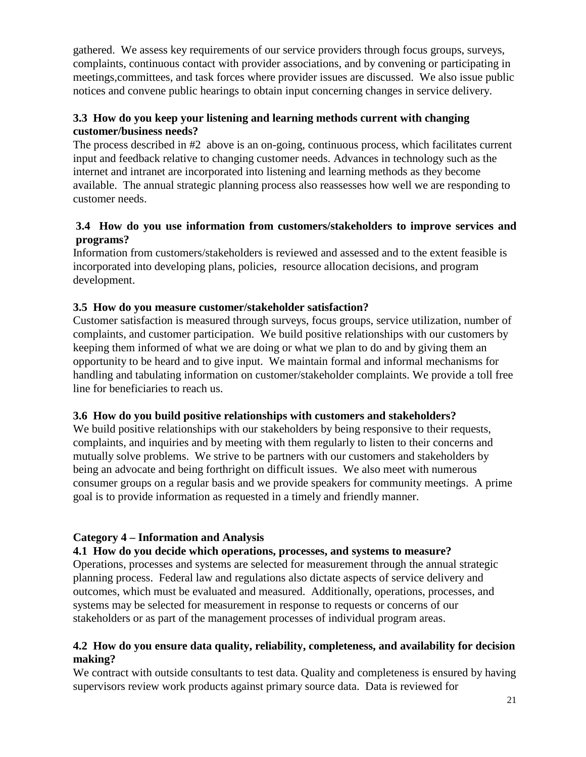gathered. We assess key requirements of our service providers through focus groups, surveys, complaints, continuous contact with provider associations, and by convening or participating in meetings,committees, and task forces where provider issues are discussed. We also issue public notices and convene public hearings to obtain input concerning changes in service delivery.

### 3.3 How do you keep your listening and learning methods current with changing customer/business needs?

The process described in #2 above is an on-going, continuous process, which facilitates current input and feedback relative to changing customer needs. Advances in technology such as the internet and intranet are incorporated into listening and learning methods as they become available. The annual strategic planning process also reassesses how well we are responding to customer needs.

### 3.4 How do you use information from customers/stakeholders to improve services and programs?

Information from customers/stakeholders is reviewed and assessed and to the extent feasible is incorporated into developing plans, policies, resource allocation decisions, and program development.

### 3.5 How do you measure customer/stakeholder satisfaction?

Customer satisfaction is measured through surveys, focus groups, service utilization, number of complaints, and customer participation. We build positive relationships with our customers by keeping them informed of what we are doing or what we plan to do and by giving them an opportunity to be heard and to give input. We maintain formal and informal mechanisms for handling and tabulating information on customer/stakeholder complaints. We provide a toll free line for beneficiaries to reach us.

### 3.6 How do you build positive relationships with customers and stakeholders?

We build positive relationships with our stakeholders by being responsive to their requests, complaints, and inquiries and by meeting with them regularly to listen to their concerns and mutually solve problems. We strive to be partners with our customers and stakeholders by being an advocate and being forthright on difficult issues. We also meet with numerous consumer groups on a regular basis and we provide speakers for community meetings. A prime goal is to provide information as requested in a timely and friendly manner.

## Category 4 – Information and Analysis

### 4.1 How do you decide which operations, processes, and systems to measure?

Operations, processes and systems are selected for measurement through the annual strategic planning process. Federal law and regulations also dictate aspects of service delivery and outcomes, which must be evaluated and measured. Additionally, operations, processes, and systems may be selected for measurement in response to requests or concerns of our stakeholders or as part of the management processes of individual program areas.

### 4.2 How do you ensure data quality, reliability, completeness, and availability for decision making?

We contract with outside consultants to test data. Quality and completeness is ensured by having supervisors review work products against primary source data. Data is reviewed for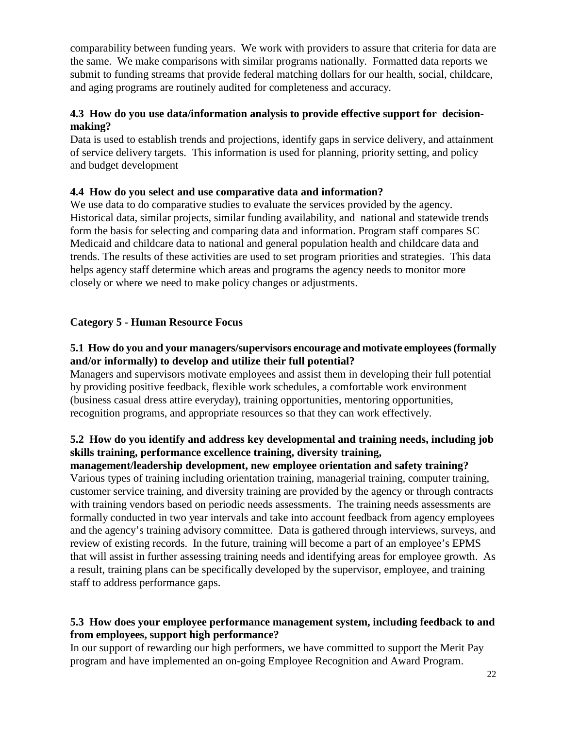comparability between funding years. We work with providers to assure that criteria for data are the same. We make comparisons with similar programs nationally. Formatted data reports we submit to funding streams that provide federal matching dollars for our health, social, childcare, and aging programs are routinely audited for completeness and accuracy.

**4.3 How do you use data/information analysis to provide effective support for decision-making?**

Data is used to establish trends and projections, identify gaps in service delivery, and attainment of service delivery targets. This information is used for planning, priority setting, and policy and budget development

**4.4 How do you select and use comparative data and information?**

We use data to do comparative studies to evaluate the services provided by the agency. Historical data, similar projects, similar funding availability, and national and statewide trends form the basis for selecting and comparing data and information. Program staff compares SC Medicaid and childcare data to national and general population health and childcare data and trends. The results of these activities are used to set program priorities and strategies. This data helps agency staff determine which areas and programs the agency needs to monitor more closely or where we need to make policy changes or adjustments.

**Category 5 - Human Resource Focus**

**5.1 How do you and your managers/supervisors encourage and motivate employees (formally and/or informally) to develop and utilize their full potential?**

Managers and supervisors motivate employees and assist them in developing their full potential by providing positive feedback, flexible work schedules, a comfortable work environment (business casual dress attire everyday), training opportunities, mentoring opportunities, recognition programs, and appropriate resources so that they can work effectively.

**5.2 How do you identify and address key developmental and training needs, including job skills training, performance excellence training, diversity training, management/leadership development, new employee orientation and safety training?**

Various types of training including orientation training, managerial training, computer training, customer service training, and diversity training are provided by the agency or through contracts with training vendors based on periodic needs assessments. The training needs assessments are formally conducted in two year intervals and take into account feedback from agency employees and the agency's training advisory committee. Data is gathered through interviews, surveys, and review of existing records. In the future, training will become a part of an employee's EPMS that will assist in further assessing training needs and identifying areas for employee growth. As a result, training plans can be specifically developed by the supervisor, employee, and training staff to address performance gaps.

**5.3 How does your employee performance management system, including feedback to and from employees, support high performance?**

In our support of rewarding our high performers, we have committed to support the Merit Pay program and have implemented an on-going Employee Recognition and Award Program.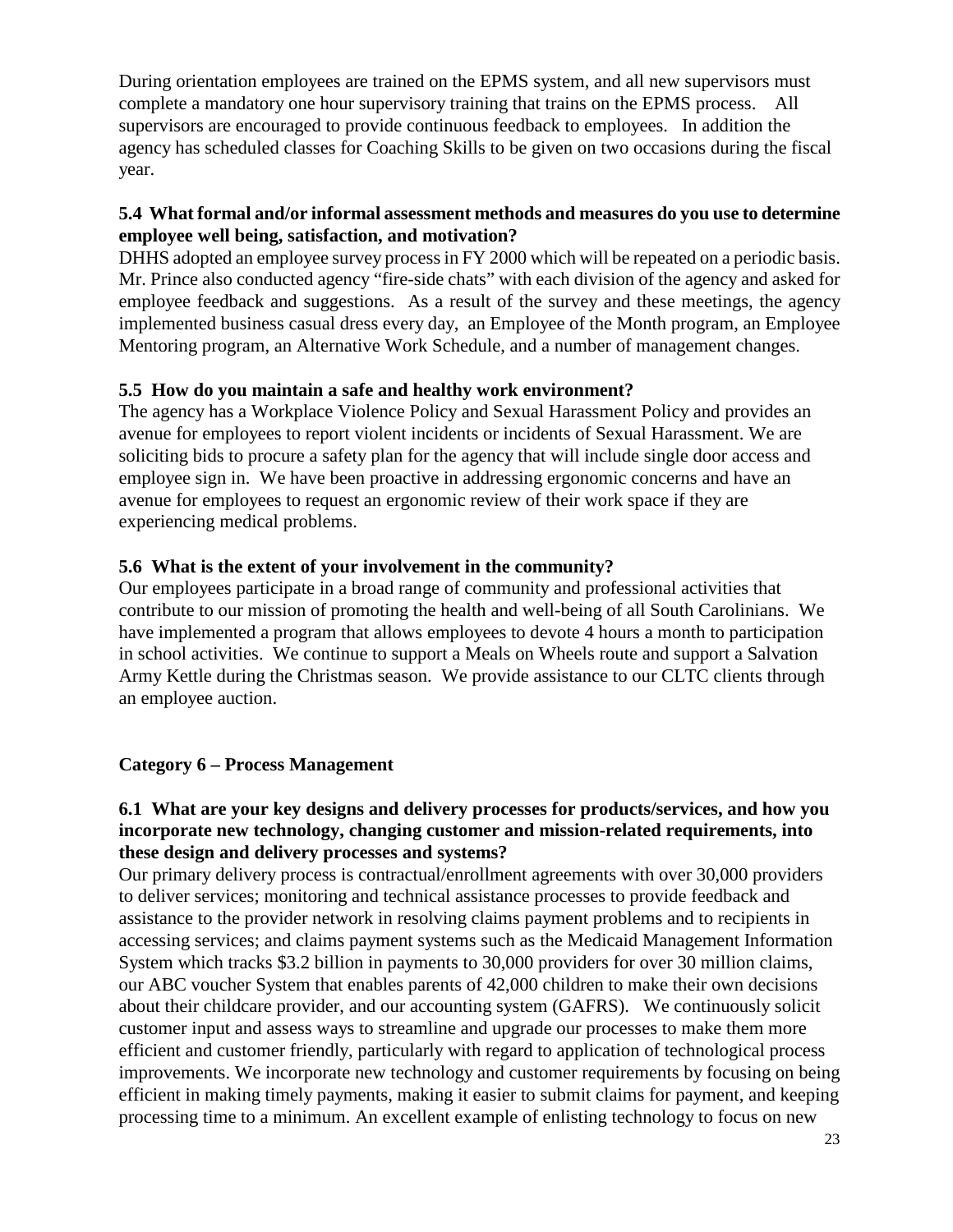During orientation employees are trained on the EPMS system, and all new supervisors must complete a mandatory one hour supervisory training that trains on the EPMS process. All supervisors are encouraged to provide continuous feedback to employees. In addition the agency has scheduled classes for Coaching Skills to be given on two occasions during the fiscal year.

**5.4 What formal and/or informal assessment methods and measures do you use to determine employee well being, satisfaction, and motivation?**

DHHS adopted an employee survey process in FY 2000 which will be repeated on a periodic basis. Mr. Prince also conducted agency "fire-side chats" with each division of the agency and asked for employee feedback and suggestions. As a result of the survey and these meetings, the agency implemented business casual dress every day, an Employee of the Month program, an Employee Mentoring program, an Alternative Work Schedule, and a number of management changes.

**5.5 How do you maintain a safe and healthy work environment?**

The agency has a Workplace Violence Policy and Sexual Harassment Policy and provides an avenue for employees to report violent incidents or incidents of Sexual Harassment. We are soliciting bids to procure a safety plan for the agency that will include single door access and employee sign in. We have been proactive in addressing ergonomic concerns and have an avenue for employees to request an ergonomic review of their work space if they are experiencing medical problems.

**5.6 What is the extent of your involvement in the community?**

Our employees participate in a broad range of community and professional activities that contribute to our mission of promoting the health and well-being of all South Carolinians. We have implemented a program that allows employees to devote 4 hours a month to participation in school activities. We continue to support a Meals on Wheels route and support a Salvation Army Kettle during the Christmas season. We provide assistance to our CLTC clients through an employee auction.

**Category 6 – Process Management**

**6.1 What are your key designs and delivery processes for products/services, and how you incorporate new technology, changing customer and mission-related requirements, into these design and delivery processes and systems?**

Our primary delivery process is contractual/enrollment agreements with over 30,000 providers to deliver services; monitoring and technical assistance processes to provide feedback and assistance to the provider network in resolving claims payment problems and to recipients in accessing services; and claims payment systems such as the Medicaid Management Information System which tracks $3.2 billion in payments to 30,000 providers for over 30 million claims, our ABC voucher System that enables parents of 42,000 children to make their own decisions about their childcare provider, and our accounting system (GAFRS). We continuously solicit customer input and assess ways to streamline and upgrade our processes to make them more efficient and customer friendly, particularly with regard to application of technological process improvements. We incorporate new technology and customer requirements by focusing on being efficient in making timely payments, making it easier to submit claims for payment, and keeping processing time to a minimum. An excellent example of enlisting technology to focus on new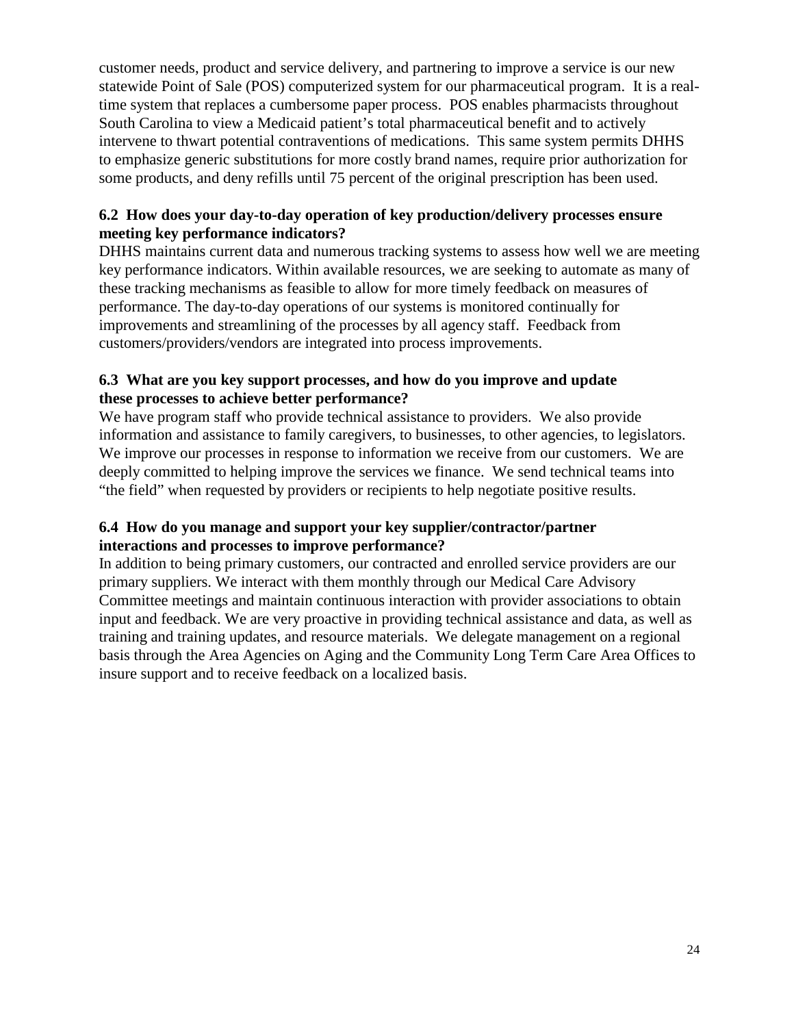customer needs, product and service delivery, and partnering to improve a service is our new statewide Point of Sale (POS) computerized system for our pharmaceutical program. It is a real-time system that replaces a cumbersome paper process. POS enables pharmacists throughout South Carolina to view a Medicaid patient's total pharmaceutical benefit and to actively intervene to thwart potential contraventions of medications. This same system permits DHHS to emphasize generic substitutions for more costly brand names, require prior authorization for some products, and deny refills until 75 percent of the original prescription has been used.

**6.2 How does your day-to-day operation of key production/delivery processes ensure meeting key performance indicators?**

DHHS maintains current data and numerous tracking systems to assess how well we are meeting key performance indicators. Within available resources, we are seeking to automate as many of these tracking mechanisms as feasible to allow for more timely feedback on measures of performance. The day-to-day operations of our systems is monitored continually for improvements and streamlining of the processes by all agency staff. Feedback from customers/providers/vendors are integrated into process improvements.

**6.3 What are you key support processes, and how do you improve and update these processes to achieve better performance?**

We have program staff who provide technical assistance to providers. We also provide information and assistance to family caregivers, to businesses, to other agencies, to legislators. We improve our processes in response to information we receive from our customers. We are deeply committed to helping improve the services we finance. We send technical teams into "the field" when requested by providers or recipients to help negotiate positive results.

**6.4 How do you manage and support your key supplier/contractor/partner interactions and processes to improve performance?**

In addition to being primary customers, our contracted and enrolled service providers are our primary suppliers. We interact with them monthly through our Medical Care Advisory Committee meetings and maintain continuous interaction with provider associations to obtain input and feedback. We are very proactive in providing technical assistance and data, as well as training and training updates, and resource materials. We delegate management on a regional basis through the Area Agencies on Aging and the Community Long Term Care Area Offices to insure support and to receive feedback on a localized basis.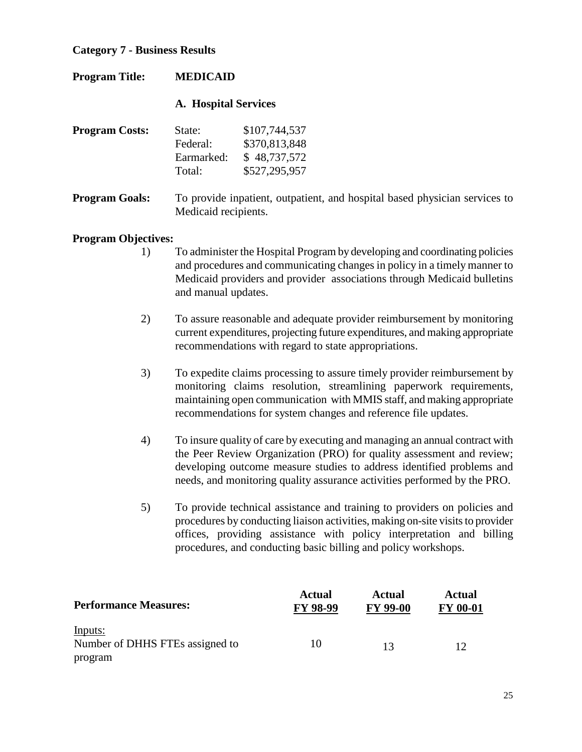**Category 7 - Business Results**

**Program Title:** **MEDICAID**

**A. Hospital Services**

**Program Costs:**

| | |
|---|---|
| State: | $107,744,537 |
| Federal: | $370,813,848 |
| Earmarked: | $ 48,737,572 |
| Total: | $527,295,957 |

**Program Goals:** To provide inpatient, outpatient, and hospital based physician services to Medicaid recipients.

**Program Objectives:**

1) To administer the Hospital Program by developing and coordinating policies and procedures and communicating changes in policy in a timely manner to Medicaid providers and provider associations through Medicaid bulletins and manual updates.

2) To assure reasonable and adequate provider reimbursement by monitoring current expenditures, projecting future expenditures, and making appropriate recommendations with regard to state appropriations.

3) To expedite claims processing to assure timely provider reimbursement by monitoring claims resolution, streamlining paperwork requirements, maintaining open communication with MMIS staff, and making appropriate recommendations for system changes and reference file updates.

4) To insure quality of care by executing and managing an annual contract with the Peer Review Organization (PRO) for quality assessment and review; developing outcome measure studies to address identified problems and needs, and monitoring quality assurance activities performed by the PRO.

5) To provide technical assistance and training to providers on policies and procedures by conducting liaison activities, making on-site visits to provider offices, providing assistance with policy interpretation and billing procedures, and conducting basic billing and policy workshops.

| **Performance Measures:** | **Actual FY 98-99** | **Actual FY 99-00** | **Actual FY 00-01** |
|---|---|---|---|
| Inputs: | | | |
| Number of DHHS FTEs assigned to program | 10 | 13 | 12 |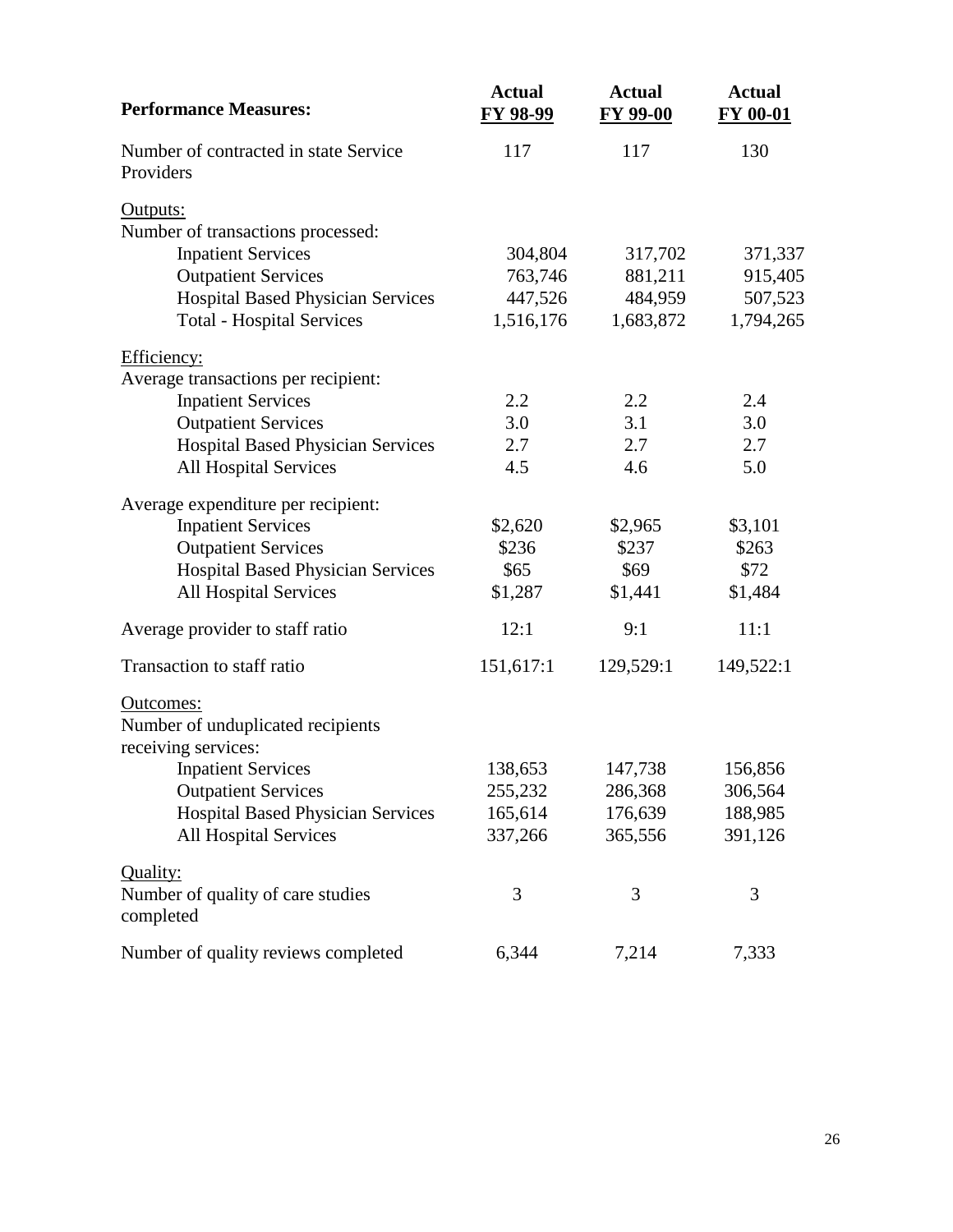| **Performance Measures:** | **Actual FY 98-99** | **Actual FY 99-00** | **Actual FY 00-01** |
|---|---|---|---|
| Number of contracted in state Service Providers | 117 | 117 | 130 |
| Outputs: | | | |
| Number of transactions processed: | | | |
| Inpatient Services | 304,804 | 317,702 | 371,337 |
| Outpatient Services | 763,746 | 881,211 | 915,405 |
| Hospital Based Physician Services | 447,526 | 484,959 | 507,523 |
| Total - Hospital Services | 1,516,176 | 1,683,872 | 1,794,265 |
| Efficiency: | | | |
| Average transactions per recipient: | | | |
| Inpatient Services | 2.2 | 2.2 | 2.4 |
| Outpatient Services | 3.0 | 3.1 | 3.0 |
| Hospital Based Physician Services | 2.7 | 2.7 | 2.7 |
| All Hospital Services | 4.5 | 4.6 | 5.0 |
| Average expenditure per recipient: | | | |
| Inpatient Services | $2,620 | $2,965 | $3,101 |
| Outpatient Services | $236 | $237 | $263 |
| Hospital Based Physician Services | $65 | $69 | $72 |
| All Hospital Services | $1,287 | $1,441 | $1,484 |
| Average provider to staff ratio | 12:1 | 9:1 | 11:1 |
| Transaction to staff ratio | 151,617:1 | 129,529:1 | 149,522:1 |
| Outcomes: | | | |
| Number of unduplicated recipients receiving services: | | | |
| Inpatient Services | 138,653 | 147,738 | 156,856 |
| Outpatient Services | 255,232 | 286,368 | 306,564 |
| Hospital Based Physician Services | 165,614 | 176,639 | 188,985 |
| All Hospital Services | 337,266 | 365,556 | 391,126 |
| Quality: | | | |
| Number of quality of care studies completed | 3 | 3 | 3 |
| Number of quality reviews completed | 6,344 | 7,214 | 7,333 |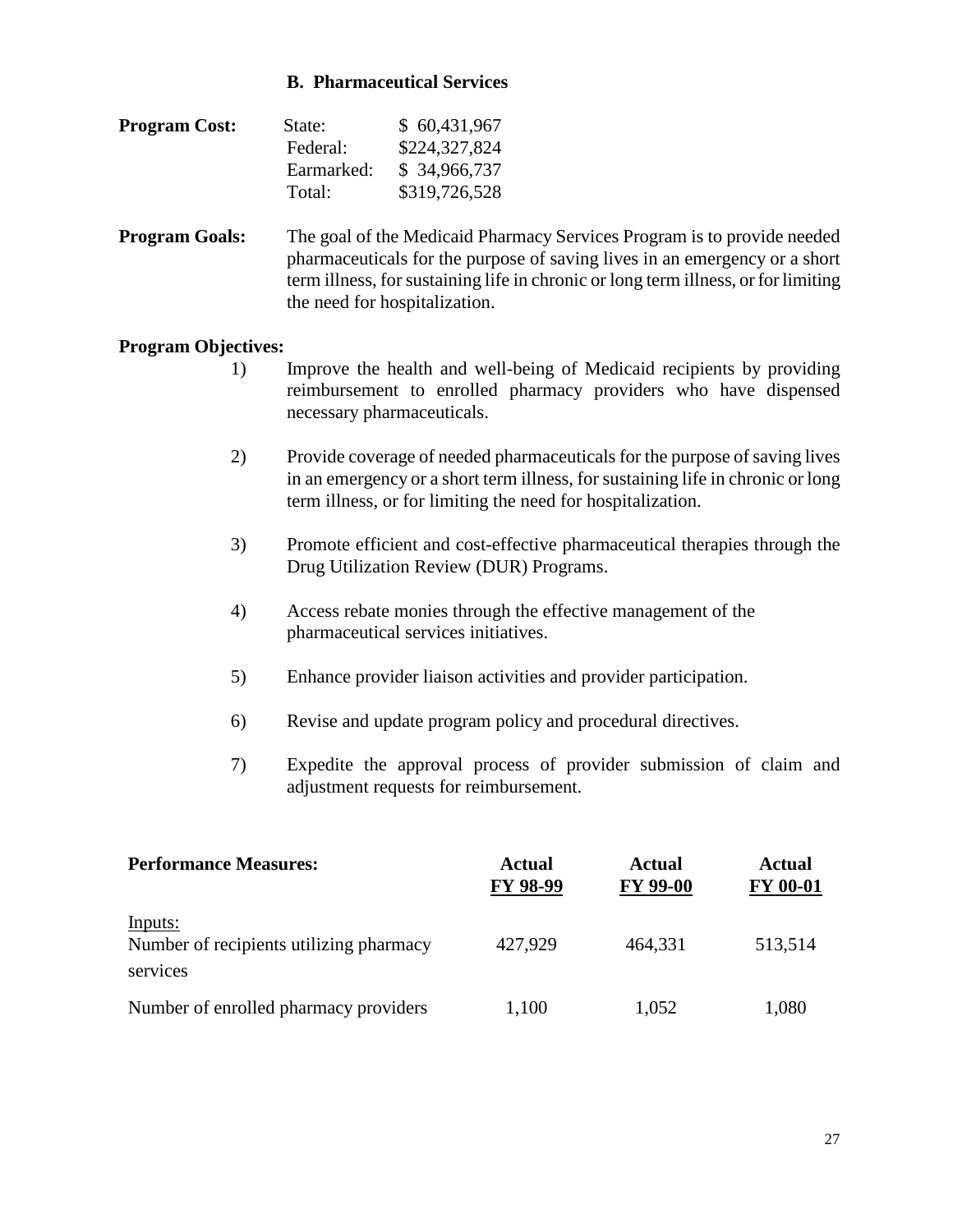### B. Pharmaceutical Services

**Program Cost:**

| | |
|---|---|
| State: | $ 60,431,967 |
| Federal: | $224,327,824 |
| Earmarked: | $ 34,966,737 |
| Total: | $319,726,528 |

**Program Goals:** The goal of the Medicaid Pharmacy Services Program is to provide needed pharmaceuticals for the purpose of saving lives in an emergency or a short term illness, for sustaining life in chronic or long term illness, or for limiting the need for hospitalization.

**Program Objectives:**

1) Improve the health and well-being of Medicaid recipients by providing reimbursement to enrolled pharmacy providers who have dispensed necessary pharmaceuticals.

2) Provide coverage of needed pharmaceuticals for the purpose of saving lives in an emergency or a short term illness, for sustaining life in chronic or long term illness, or for limiting the need for hospitalization.

3) Promote efficient and cost-effective pharmaceutical therapies through the Drug Utilization Review (DUR) Programs.

4) Access rebate monies through the effective management of the pharmaceutical services initiatives.

5) Enhance provider liaison activities and provider participation.

6) Revise and update program policy and procedural directives.

7) Expedite the approval process of provider submission of claim and adjustment requests for reimbursement.

| **Performance Measures:** | **Actual FY 98-99** | **Actual FY 99-00** | **Actual FY 00-01** |
|---|---|---|---|
| Inputs: | | | |
| Number of recipients utilizing pharmacy services | 427,929 | 464,331 | 513,514 |
| Number of enrolled pharmacy providers | 1,100 | 1,052 | 1,080 |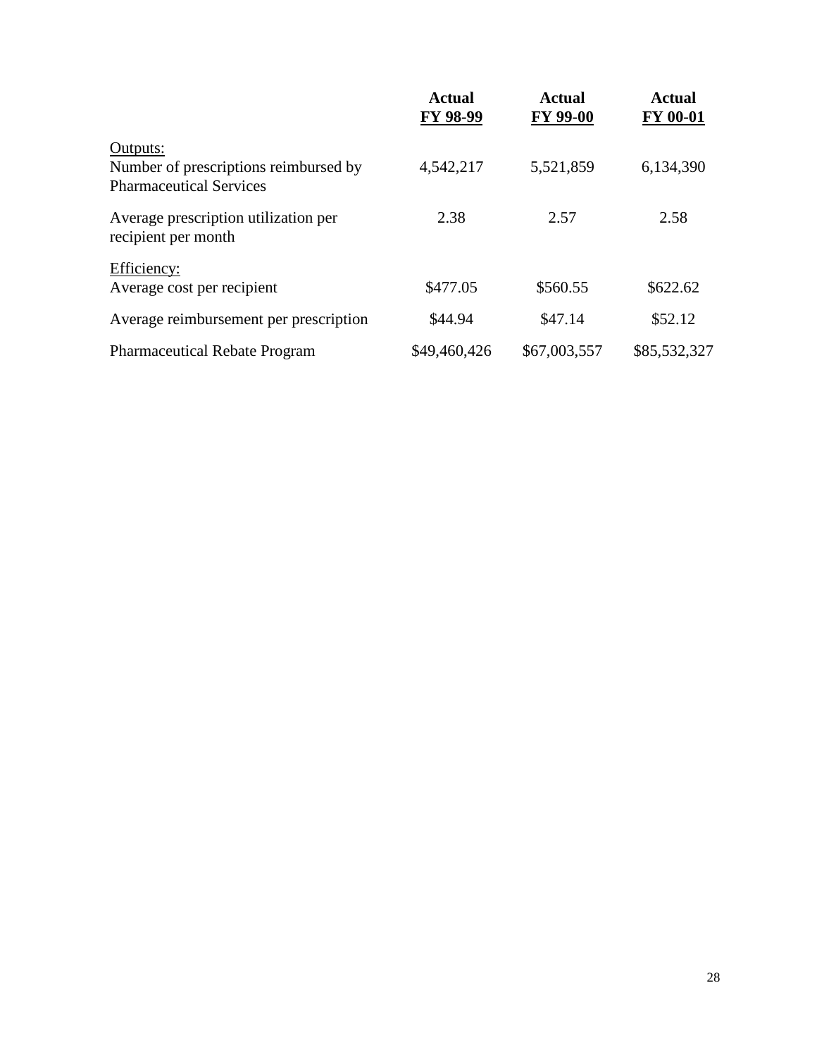| | Actual FY 98-99 | Actual FY 99-00 | Actual FY 00-01 |
|---|---|---|---|
| Outputs: | | | |
| Number of prescriptions reimbursed by Pharmaceutical Services | 4,542,217 | 5,521,859 | 6,134,390 |
| Average prescription utilization per recipient per month | 2.38 | 2.57 | 2.58 |
| Efficiency: | | | |
| Average cost per recipient | $477.05 | $560.55 | $622.62 |
| Average reimbursement per prescription | $44.94 | $47.14 | $52.12 |
| Pharmaceutical Rebate Program | $49,460,426 | $67,003,557 | $85,532,327 |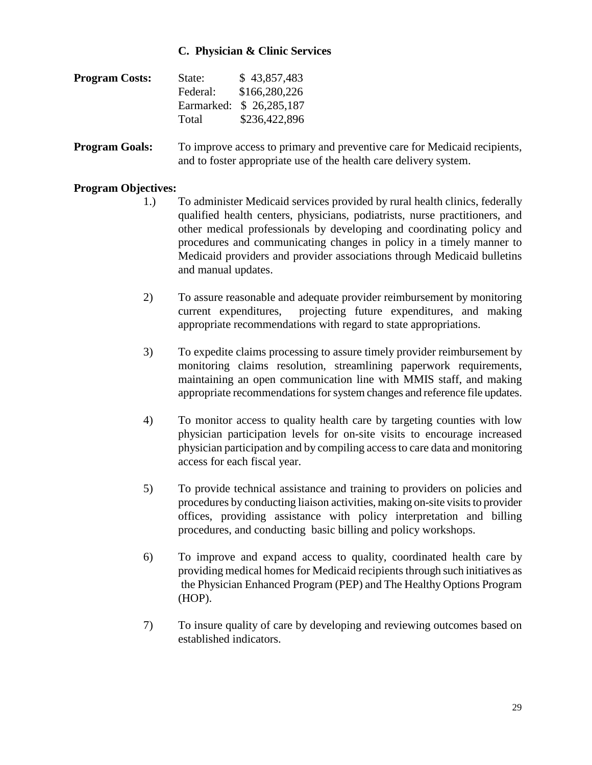### C. Physician & Clinic Services

**Program Costs:**

| | |
|---|---|
| State: | $ 43,857,483 |
| Federal: | $166,280,226 |
| Earmarked: | $ 26,285,187 |
| Total | $236,422,896 |

**Program Goals:** To improve access to primary and preventive care for Medicaid recipients, and to foster appropriate use of the health care delivery system.

**Program Objectives:**

1.) To administer Medicaid services provided by rural health clinics, federally qualified health centers, physicians, podiatrists, nurse practitioners, and other medical professionals by developing and coordinating policy and procedures and communicating changes in policy in a timely manner to Medicaid providers and provider associations through Medicaid bulletins and manual updates.

2) To assure reasonable and adequate provider reimbursement by monitoring current expenditures, projecting future expenditures, and making appropriate recommendations with regard to state appropriations.

3) To expedite claims processing to assure timely provider reimbursement by monitoring claims resolution, streamlining paperwork requirements, maintaining an open communication line with MMIS staff, and making appropriate recommendations for system changes and reference file updates.

4) To monitor access to quality health care by targeting counties with low physician participation levels for on-site visits to encourage increased physician participation and by compiling access to care data and monitoring access for each fiscal year.

5) To provide technical assistance and training to providers on policies and procedures by conducting liaison activities, making on-site visits to provider offices, providing assistance with policy interpretation and billing procedures, and conducting basic billing and policy workshops.

6) To improve and expand access to quality, coordinated health care by providing medical homes for Medicaid recipients through such initiatives as the Physician Enhanced Program (PEP) and The Healthy Options Program (HOP).

7) To insure quality of care by developing and reviewing outcomes based on established indicators.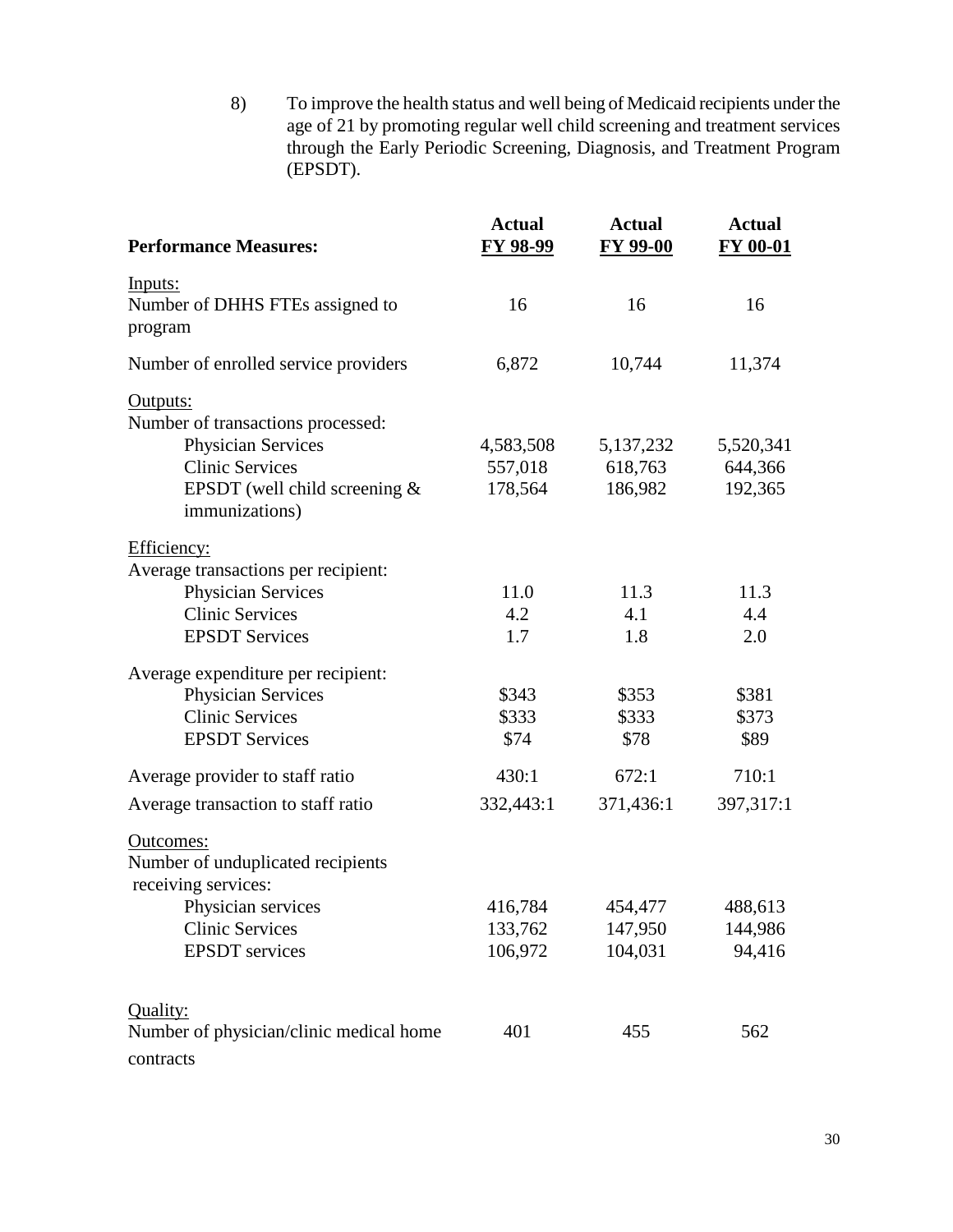8) To improve the health status and well being of Medicaid recipients under the age of 21 by promoting regular well child screening and treatment services through the Early Periodic Screening, Diagnosis, and Treatment Program (EPSDT).

| **Performance Measures:** | **Actual FY 98-99** | **Actual FY 99-00** | **Actual FY 00-01** |
|---|---|---|---|
| Inputs: | | | |
| Number of DHHS FTEs assigned to program | 16 | 16 | 16 |
| Number of enrolled service providers | 6,872 | 10,744 | 11,374 |
| Outputs: | | | |
| Number of transactions processed: | | | |
| Physician Services | 4,583,508 | 5,137,232 | 5,520,341 |
| Clinic Services | 557,018 | 618,763 | 644,366 |
| EPSDT (well child screening & immunizations) | 178,564 | 186,982 | 192,365 |
| Efficiency: | | | |
| Average transactions per recipient: | | | |
| Physician Services | 11.0 | 11.3 | 11.3 |
| Clinic Services | 4.2 | 4.1 | 4.4 |
| EPSDT Services | 1.7 | 1.8 | 2.0 |
| Average expenditure per recipient: | | | |
| Physician Services | $343 | $353 | $381 |
| Clinic Services | $333 | $333 | $373 |
| EPSDT Services | $74 | $78 | $89 |
| Average provider to staff ratio | 430:1 | 672:1 | 710:1 |
| Average transaction to staff ratio | 332,443:1 | 371,436:1 | 397,317:1 |
| Outcomes: | | | |
| Number of unduplicated recipients receiving services: | | | |
| Physician services | 416,784 | 454,477 | 488,613 |
| Clinic Services | 133,762 | 147,950 | 144,986 |
| EPSDT services | 106,972 | 104,031 | 94,416 |
| Quality: | | | |
| Number of physician/clinic medical home contracts | 401 | 455 | 562 |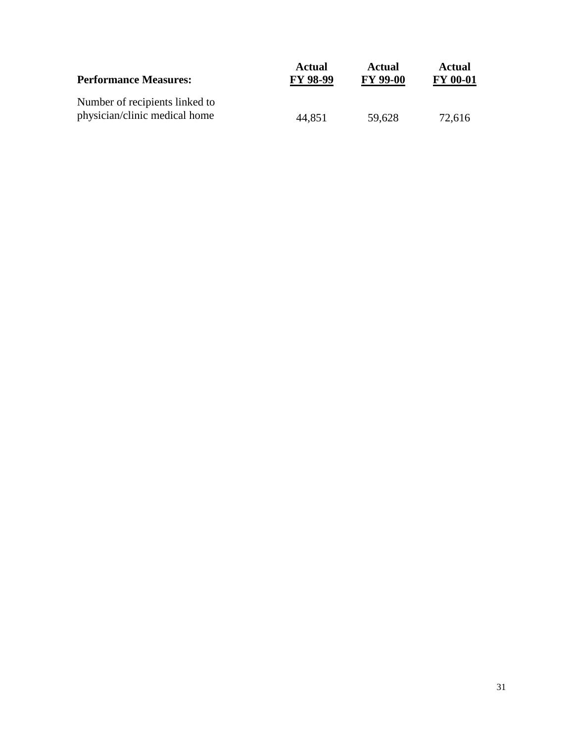| Performance Measures: | Actual FY 98-99 | Actual FY 99-00 | Actual FY 00-01 |
|---|---|---|---|
| Number of recipients linked to physician/clinic medical home | 44,851 | 59,628 | 72,616 |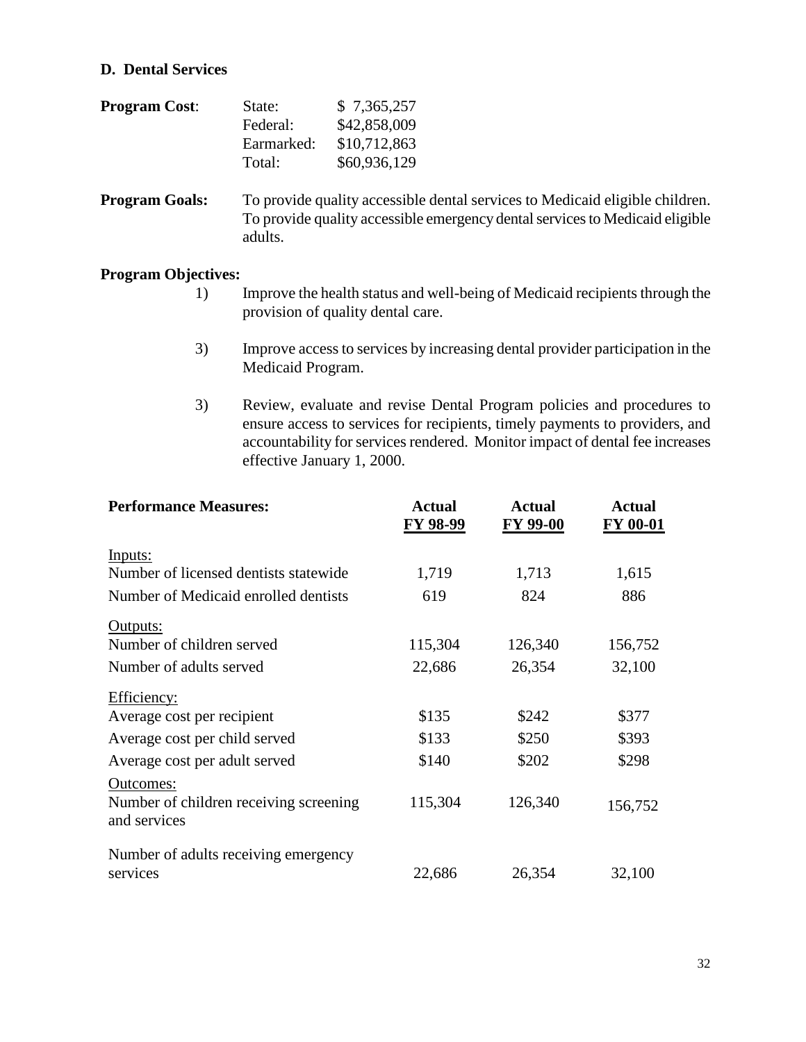### D. Dental Services

**Program Cost**:

| | |
|---|---|
| State: | $ 7,365,257 |
| Federal: | $42,858,009 |
| Earmarked: | $10,712,863 |
| Total: | $60,936,129 |

**Program Goals:** To provide quality accessible dental services to Medicaid eligible children. To provide quality accessible emergency dental services to Medicaid eligible adults.

**Program Objectives:**

1) Improve the health status and well-being of Medicaid recipients through the provision of quality dental care.

3) Improve access to services by increasing dental provider participation in the Medicaid Program.

3) Review, evaluate and revise Dental Program policies and procedures to ensure access to services for recipients, timely payments to providers, and accountability for services rendered. Monitor impact of dental fee increases effective January 1, 2000.

| **Performance Measures:** | **Actual FY 98-99** | **Actual FY 99-00** | **Actual FY 00-01** |
|---|---|---|---|
| Inputs: | | | |
| Number of licensed dentists statewide | 1,719 | 1,713 | 1,615 |
| Number of Medicaid enrolled dentists | 619 | 824 | 886 |
| Outputs: | | | |
| Number of children served | 115,304 | 126,340 | 156,752 |
| Number of adults served | 22,686 | 26,354 | 32,100 |
| Efficiency: | | | |
| Average cost per recipient | $135 | $242 | $377 |
| Average cost per child served | $133 | $250 | $393 |
| Average cost per adult served | $140 | $202 | $298 |
| Outcomes: | | | |
| Number of children receiving screening and services | 115,304 | 126,340 | 156,752 |
| Number of adults receiving emergency services | 22,686 | 26,354 | 32,100 |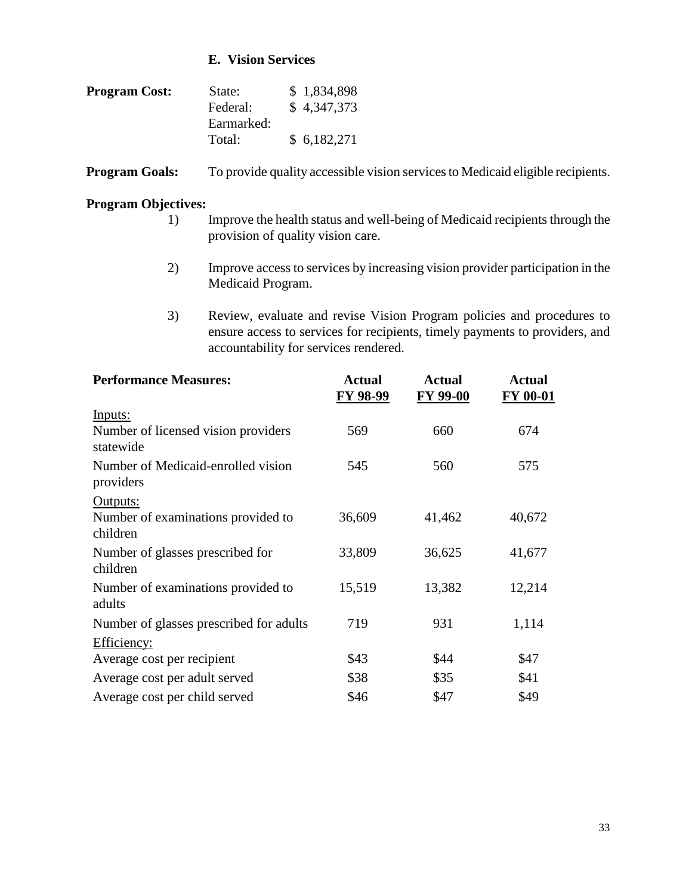### E. Vision Services

**Program Cost:**

| | |
|---|---|
| State: | $ 1,834,898 |
| Federal: | $ 4,347,373 |
| Earmarked: | |
| Total: | $ 6,182,271 |

**Program Goals:** To provide quality accessible vision services to Medicaid eligible recipients.

**Program Objectives:**

1) Improve the health status and well-being of Medicaid recipients through the provision of quality vision care.

2) Improve access to services by increasing vision provider participation in the Medicaid Program.

3) Review, evaluate and revise Vision Program policies and procedures to ensure access to services for recipients, timely payments to providers, and accountability for services rendered.

| **Performance Measures:** | **Actual FY 98-99** | **Actual FY 99-00** | **Actual FY 00-01** |
|---|---|---|---|
| Inputs: | | | |
| Number of licensed vision providers statewide | 569 | 660 | 674 |
| Number of Medicaid-enrolled vision providers | 545 | 560 | 575 |
| Outputs: | | | |
| Number of examinations provided to children | 36,609 | 41,462 | 40,672 |
| Number of glasses prescribed for children | 33,809 | 36,625 | 41,677 |
| Number of examinations provided to adults | 15,519 | 13,382 | 12,214 |
| Number of glasses prescribed for adults | 719 | 931 | 1,114 |
| Efficiency: | | | |
| Average cost per recipient | $43 | $44 | $47 |
| Average cost per adult served | $38 | $35 | $41 |
| Average cost per child served | $46 | $47 | $49 |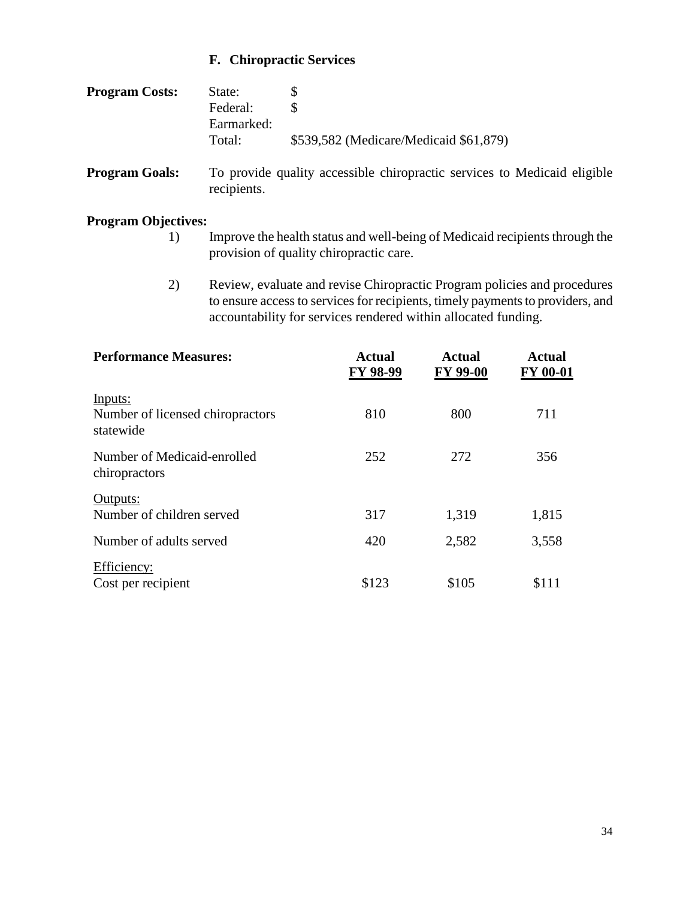### F. Chiropractic Services

**Program Costs:**

State: $
Federal: $
Earmarked:
Total: $539,582 (Medicare/Medicaid $61,879)

**Program Goals:** To provide quality accessible chiropractic services to Medicaid eligible recipients.

**Program Objectives:**

1) Improve the health status and well-being of Medicaid recipients through the provision of quality chiropractic care.

2) Review, evaluate and revise Chiropractic Program policies and procedures to ensure access to services for recipients, timely payments to providers, and accountability for services rendered within allocated funding.

| **Performance Measures:** | **Actual FY 98-99** | **Actual FY 99-00** | **Actual FY 00-01** |
|---|---|---|---|
| Inputs: | | | |
| Number of licensed chiropractors statewide | 810 | 800 | 711 |
| Number of Medicaid-enrolled chiropractors | 252 | 272 | 356 |
| Outputs: | | | |
| Number of children served | 317 | 1,319 | 1,815 |
| Number of adults served | 420 | 2,582 | 3,558 |
| Efficiency: | | | |
| Cost per recipient | $123 | $105 | $111 |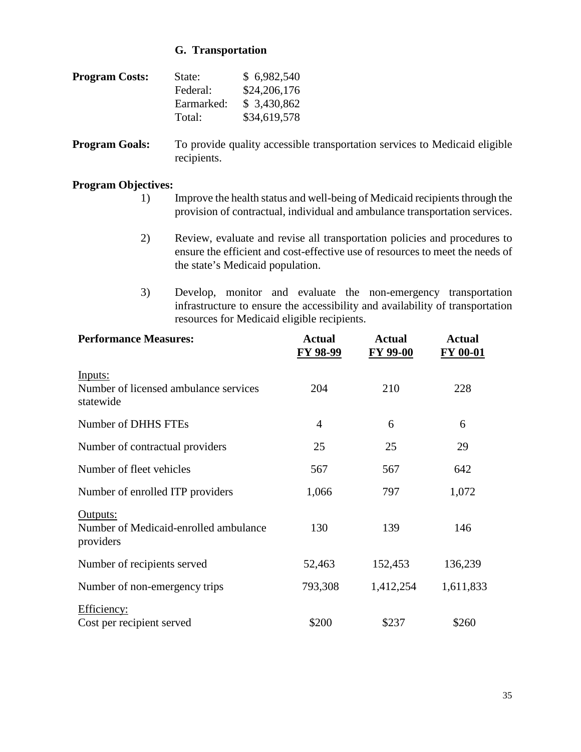### G. Transportation

**Program Costs:**

| | |
|---|---|
| State: | $ 6,982,540 |
| Federal: | $24,206,176 |
| Earmarked: | $ 3,430,862 |
| Total: | $34,619,578 |

**Program Goals:** To provide quality accessible transportation services to Medicaid eligible recipients.

**Program Objectives:**

1) Improve the health status and well-being of Medicaid recipients through the provision of contractual, individual and ambulance transportation services.

2) Review, evaluate and revise all transportation policies and procedures to ensure the efficient and cost-effective use of resources to meet the needs of the state's Medicaid population.

3) Develop, monitor and evaluate the non-emergency transportation infrastructure to ensure the accessibility and availability of transportation resources for Medicaid eligible recipients.

| Performance Measures: | Actual FY 98-99 | Actual FY 99-00 | Actual FY 00-01 |
|---|---|---|---|
| Inputs: | | | |
| Number of licensed ambulance services statewide | 204 | 210 | 228 |
| Number of DHHS FTEs | 4 | 6 | 6 |
| Number of contractual providers | 25 | 25 | 29 |
| Number of fleet vehicles | 567 | 567 | 642 |
| Number of enrolled ITP providers | 1,066 | 797 | 1,072 |
| Outputs: | | | |
| Number of Medicaid-enrolled ambulance providers | 130 | 139 | 146 |
| Number of recipients served | 52,463 | 152,453 | 136,239 |
| Number of non-emergency trips | 793,308 | 1,412,254 | 1,611,833 |
| Efficiency: | | | |
| Cost per recipient served | $200 | $237 | $260 |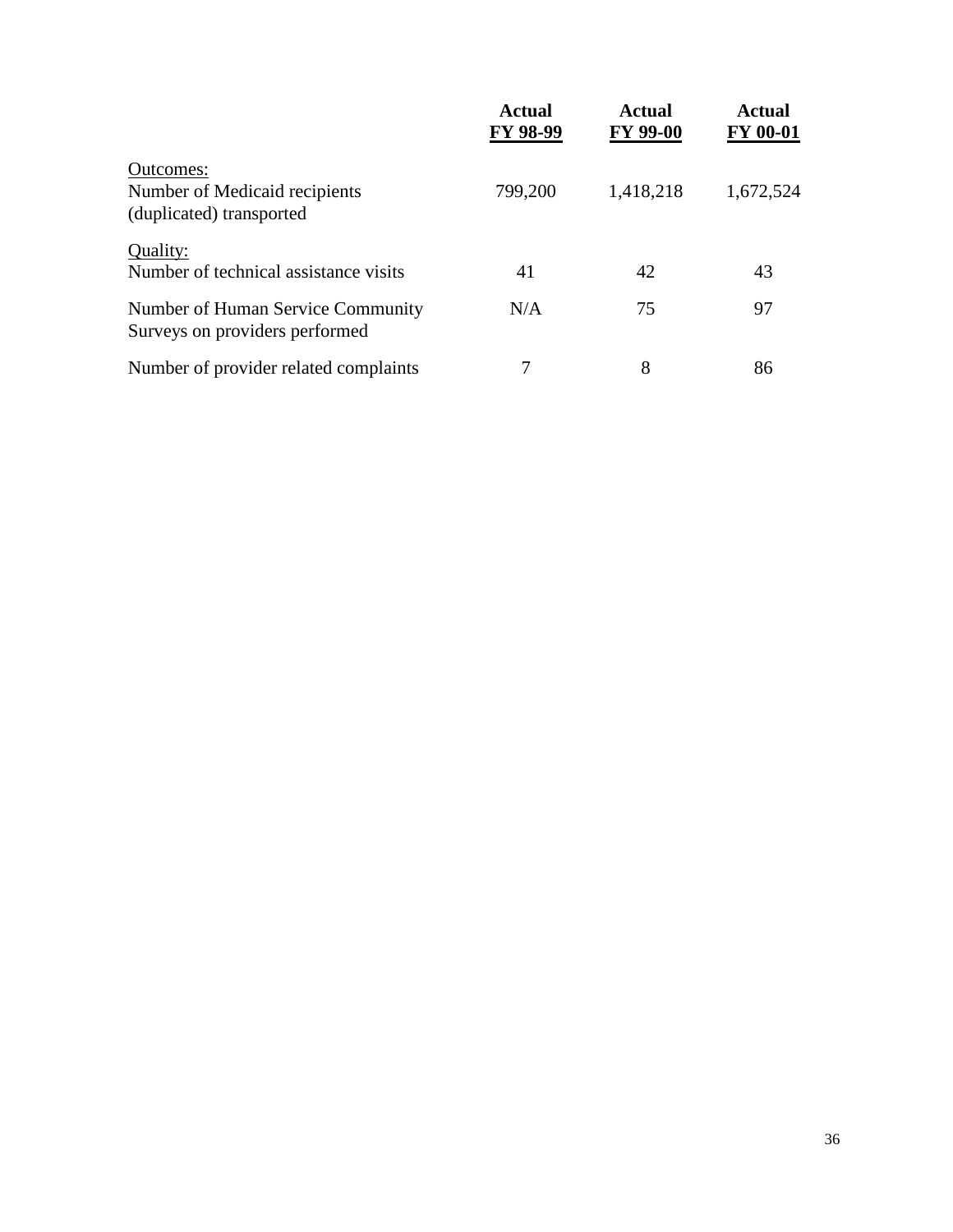| | Actual FY 98-99 | Actual FY 99-00 | Actual FY 00-01 |
|---|---|---|---|
| Outcomes: | | | |
| Number of Medicaid recipients (duplicated) transported | 799,200 | 1,418,218 | 1,672,524 |
| Quality: | | | |
| Number of technical assistance visits | 41 | 42 | 43 |
| Number of Human Service Community Surveys on providers performed | N/A | 75 | 97 |
| Number of provider related complaints | 7 | 8 | 86 |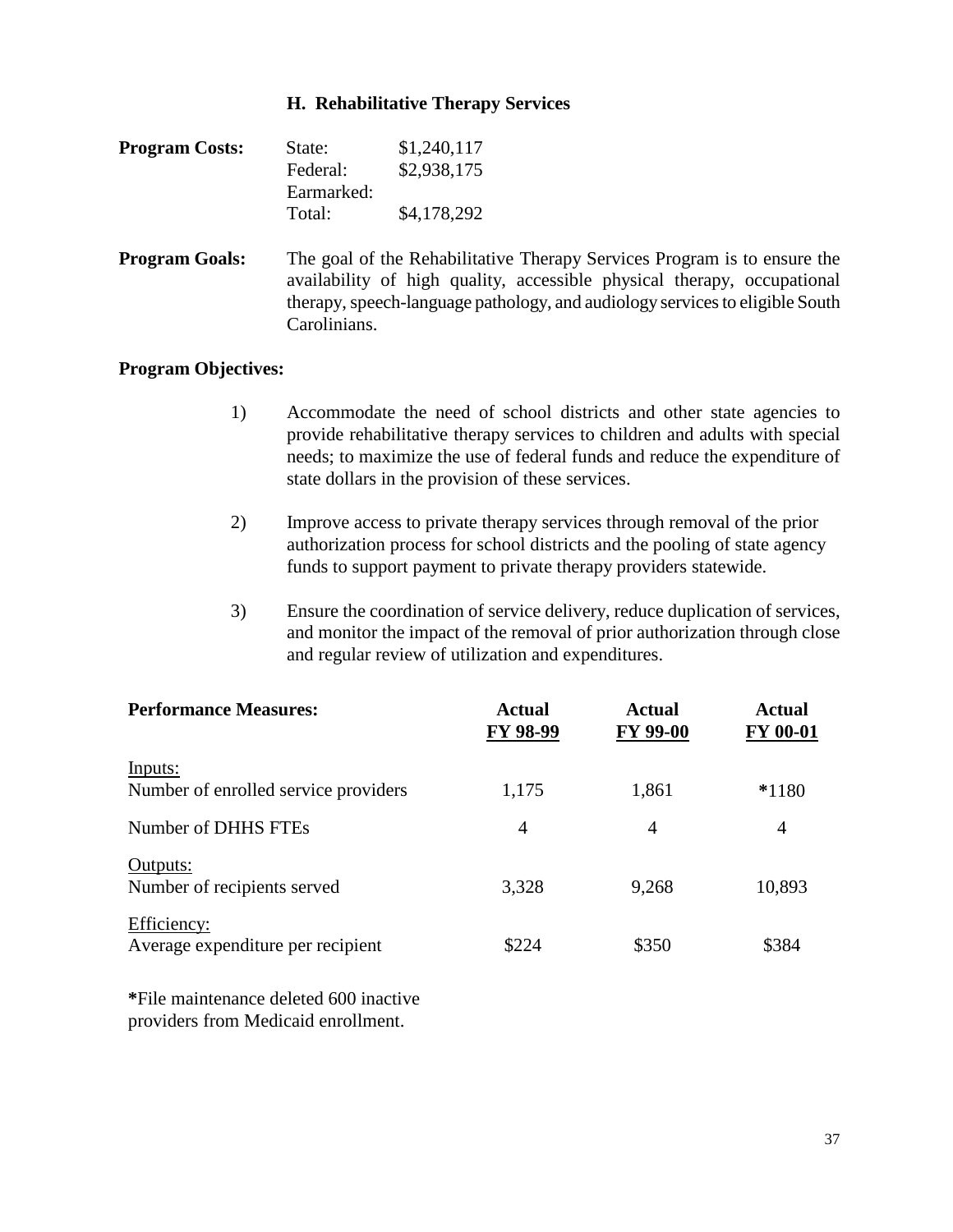### H. Rehabilitative Therapy Services

**Program Costs:**

| | |
|---|---|
| State: | $1,240,117 |
| Federal: | $2,938,175 |
| Earmarked: | |
| Total: | $4,178,292 |

**Program Goals:** The goal of the Rehabilitative Therapy Services Program is to ensure the availability of high quality, accessible physical therapy, occupational therapy, speech-language pathology, and audiology services to eligible South Carolinians.

**Program Objectives:**

1) Accommodate the need of school districts and other state agencies to provide rehabilitative therapy services to children and adults with special needs; to maximize the use of federal funds and reduce the expenditure of state dollars in the provision of these services.

2) Improve access to private therapy services through removal of the prior authorization process for school districts and the pooling of state agency funds to support payment to private therapy providers statewide.

3) Ensure the coordination of service delivery, reduce duplication of services, and monitor the impact of the removal of prior authorization through close and regular review of utilization and expenditures.

| **Performance Measures:** | **Actual FY 98-99** | **Actual FY 99-00** | **Actual FY 00-01** |
|---|---|---|---|
| Inputs: | | | |
| Number of enrolled service providers | 1,175 | 1,861 | *1180 |
| Number of DHHS FTEs | 4 | 4 | 4 |
| Outputs: | | | |
| Number of recipients served | 3,328 | 9,268 | 10,893 |
| Efficiency: | | | |
| Average expenditure per recipient | $224 | $350 | $384 |

*File maintenance deleted 600 inactive providers from Medicaid enrollment.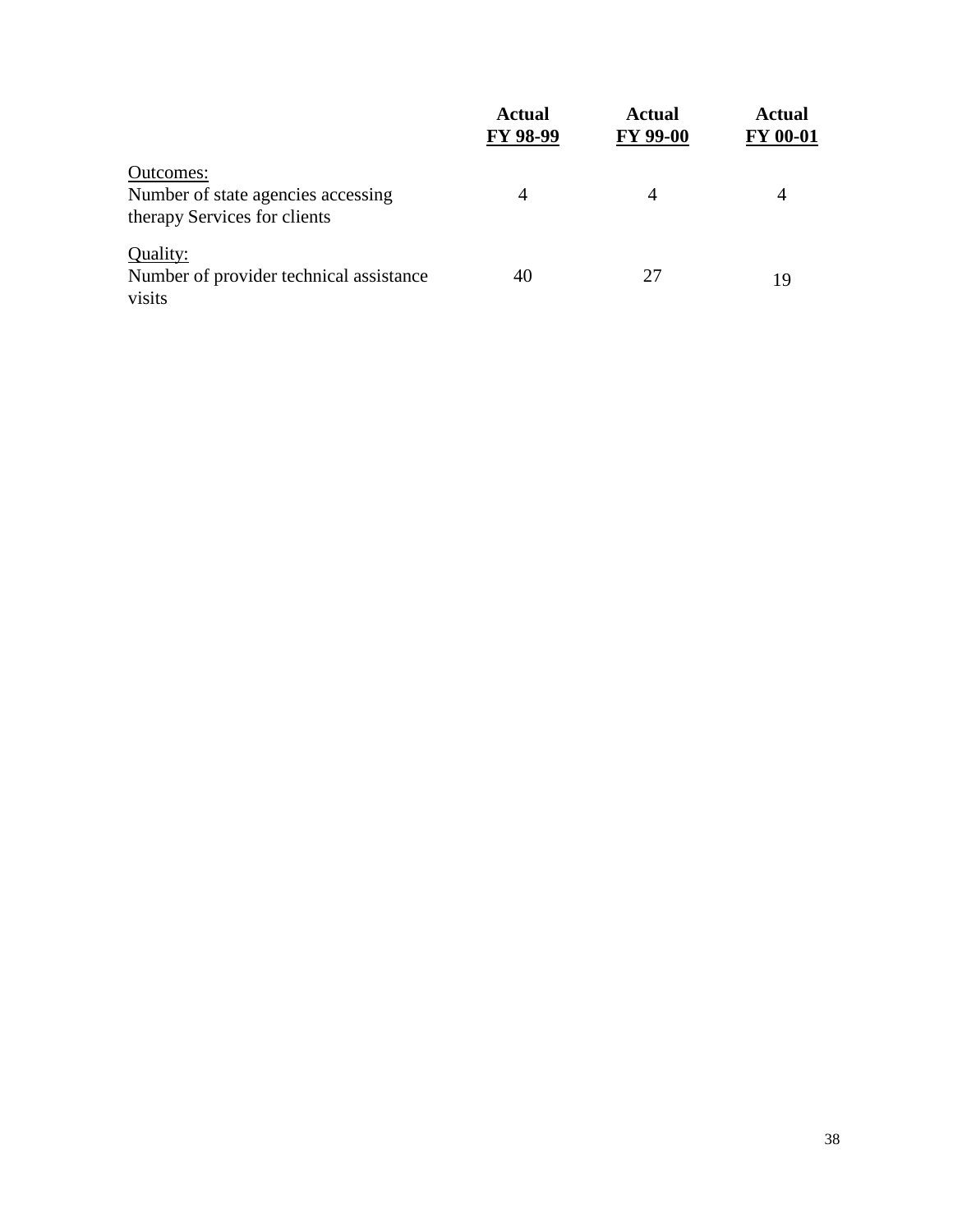| | Actual FY 98-99 | Actual FY 99-00 | Actual FY 00-01 |
|---|---|---|---|
| Outcomes: | | | |
| Number of state agencies accessing therapy Services for clients | 4 | 4 | 4 |
| Quality: | | | |
| Number of provider technical assistance visits | 40 | 27 | 19 |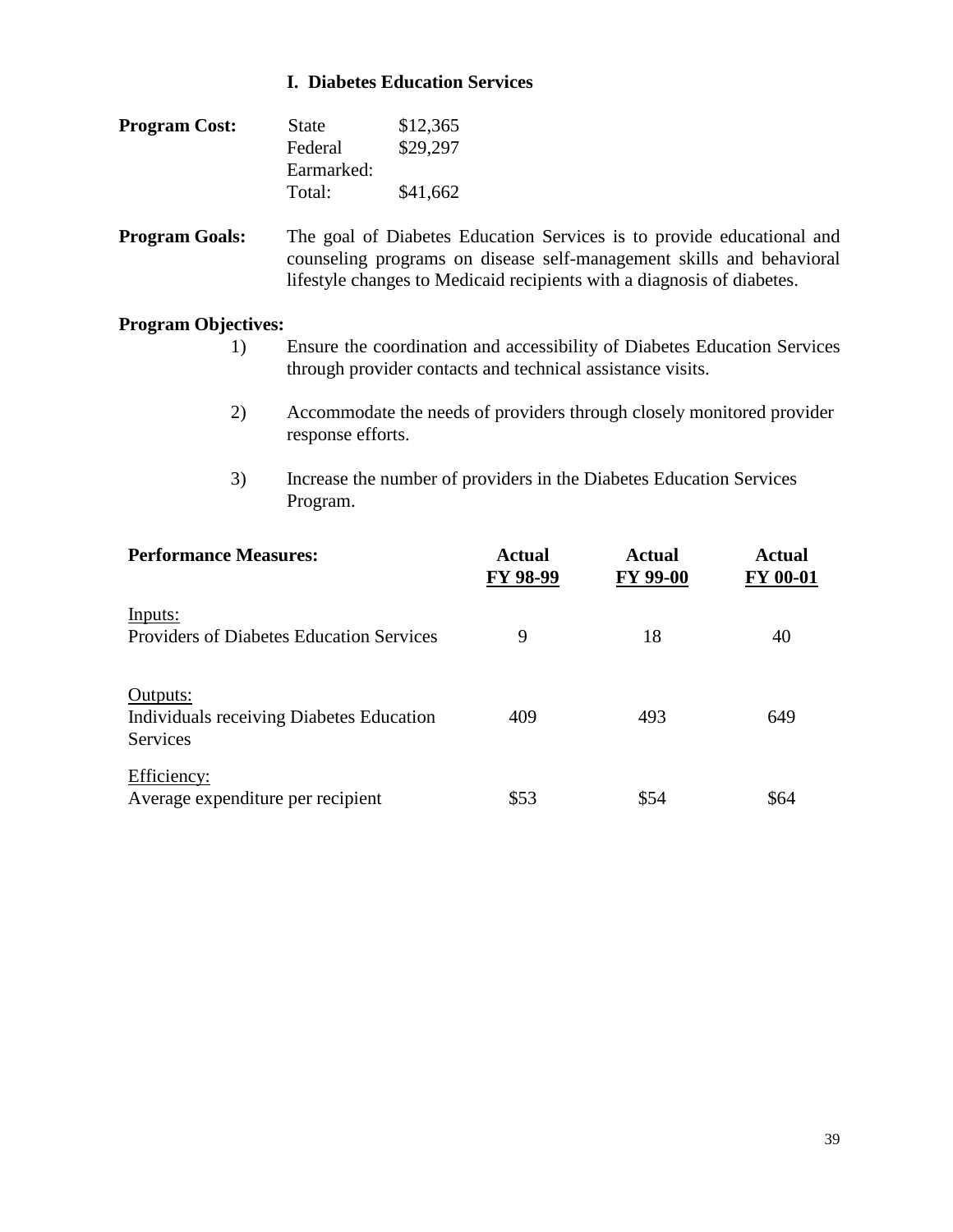### I. Diabetes Education Services

**Program Cost:**

| | |
|---|---|
| State | $12,365 |
| Federal | $29,297 |
| Earmarked: | |
| Total: | $41,662 |

**Program Goals:** The goal of Diabetes Education Services is to provide educational and counseling programs on disease self-management skills and behavioral lifestyle changes to Medicaid recipients with a diagnosis of diabetes.

**Program Objectives:**

1) Ensure the coordination and accessibility of Diabetes Education Services through provider contacts and technical assistance visits.

2) Accommodate the needs of providers through closely monitored provider response efforts.

3) Increase the number of providers in the Diabetes Education Services Program.

| **Performance Measures:** | **Actual FY 98-99** | **Actual FY 99-00** | **Actual FY 00-01** |
|---|---|---|---|
| Inputs: | | | |
| Providers of Diabetes Education Services | 9 | 18 | 40 |
| Outputs: | | | |
| Individuals receiving Diabetes Education Services | 409 | 493 | 649 |
| Efficiency: | | | |
| Average expenditure per recipient | $53 | $54 | $64 |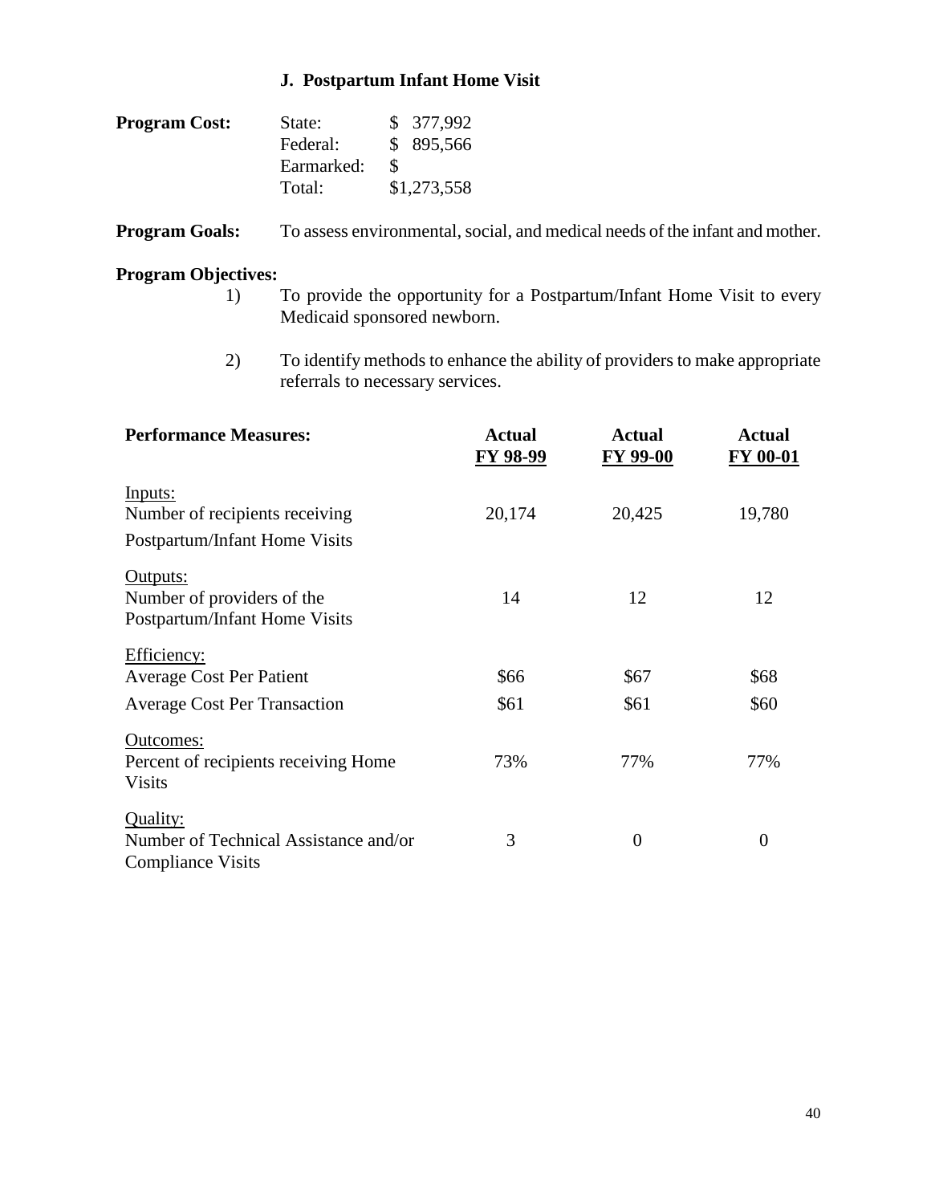### J. Postpartum Infant Home Visit

**Program Cost:**

| | |
|---|---|
| State: | $ 377,992 |
| Federal: | $ 895,566 |
| Earmarked: | $ |
| Total: | $1,273,558 |

**Program Goals:** To assess environmental, social, and medical needs of the infant and mother.

**Program Objectives:**

1) To provide the opportunity for a Postpartum/Infant Home Visit to every Medicaid sponsored newborn.

2) To identify methods to enhance the ability of providers to make appropriate referrals to necessary services.

| **Performance Measures:** | **Actual FY 98-99** | **Actual FY 99-00** | **Actual FY 00-01** |
|---|---|---|---|
| Inputs: | | | |
| Number of recipients receiving Postpartum/Infant Home Visits | 20,174 | 20,425 | 19,780 |
| Outputs: | | | |
| Number of providers of the Postpartum/Infant Home Visits | 14 | 12 | 12 |
| Efficiency: | | | |
| Average Cost Per Patient | $66 | $67 | $68 |
| Average Cost Per Transaction | $61 | $61 | $60 |
| Outcomes: | | | |
| Percent of recipients receiving Home Visits | 73% | 77% | 77% |
| Quality: | | | |
| Number of Technical Assistance and/or Compliance Visits | 3 | 0 | 0 |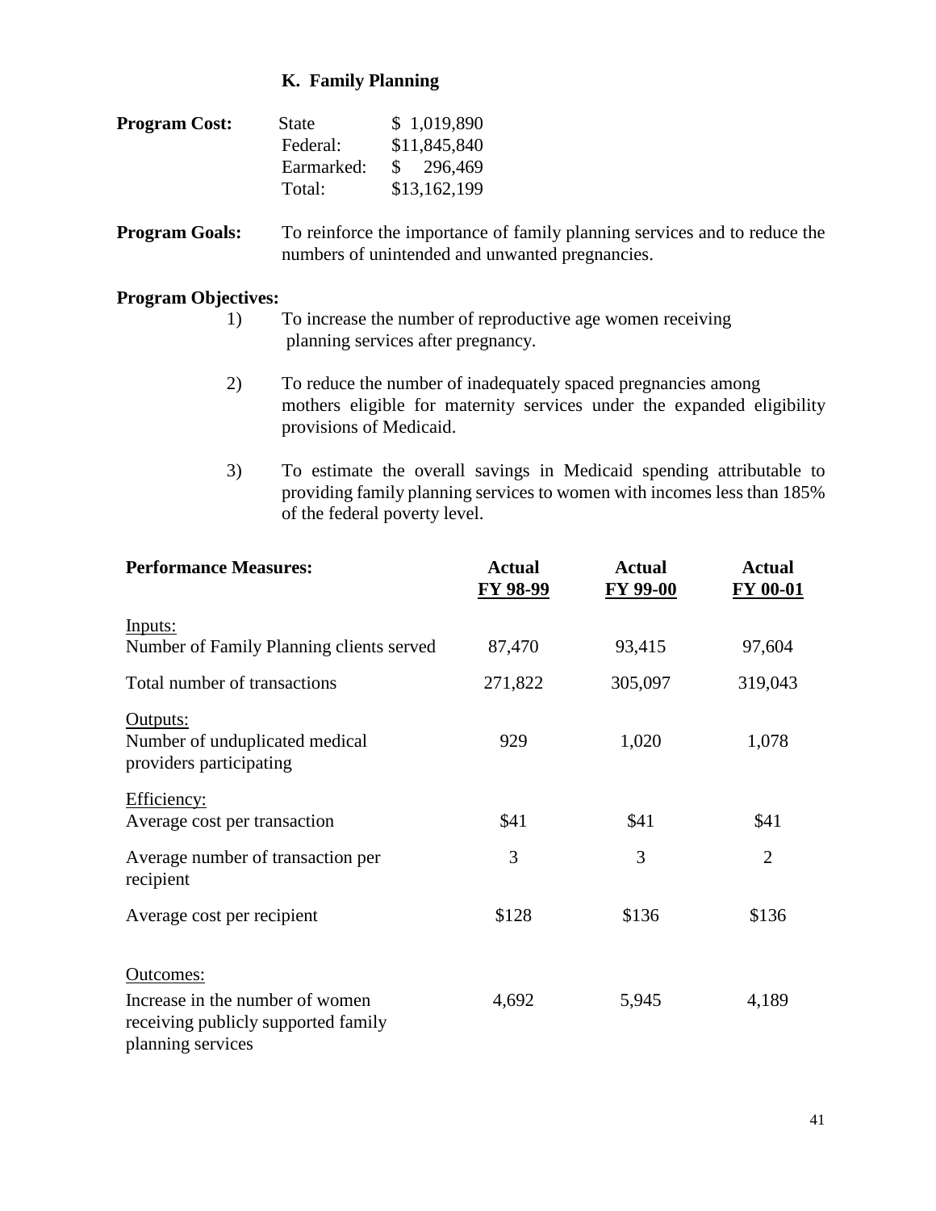### K. Family Planning

**Program Cost:**

| | |
|---|---|
| State | $ 1,019,890 |
| Federal: | $11,845,840 |
| Earmarked: | $ 296,469 |
| Total: | $13,162,199 |

**Program Goals:** To reinforce the importance of family planning services and to reduce the numbers of unintended and unwanted pregnancies.

**Program Objectives:**

1) To increase the number of reproductive age women receiving planning services after pregnancy.

2) To reduce the number of inadequately spaced pregnancies among mothers eligible for maternity services under the expanded eligibility provisions of Medicaid.

3) To estimate the overall savings in Medicaid spending attributable to providing family planning services to women with incomes less than 185% of the federal poverty level.

| **Performance Measures:** | **Actual FY 98-99** | **Actual FY 99-00** | **Actual FY 00-01** |
|---|---|---|---|
| Inputs: | | | |
| Number of Family Planning clients served | 87,470 | 93,415 | 97,604 |
| Total number of transactions | 271,822 | 305,097 | 319,043 |
| Outputs: | | | |
| Number of unduplicated medical providers participating | 929 | 1,020 | 1,078 |
| Efficiency: | | | |
| Average cost per transaction | $41 | $41 | $41 |
| Average number of transaction per recipient | 3 | 3 | 2 |
| Average cost per recipient | $128 | $136 | $136 |
| Outcomes: | | | |
| Increase in the number of women receiving publicly supported family planning services | 4,692 | 5,945 | 4,189 |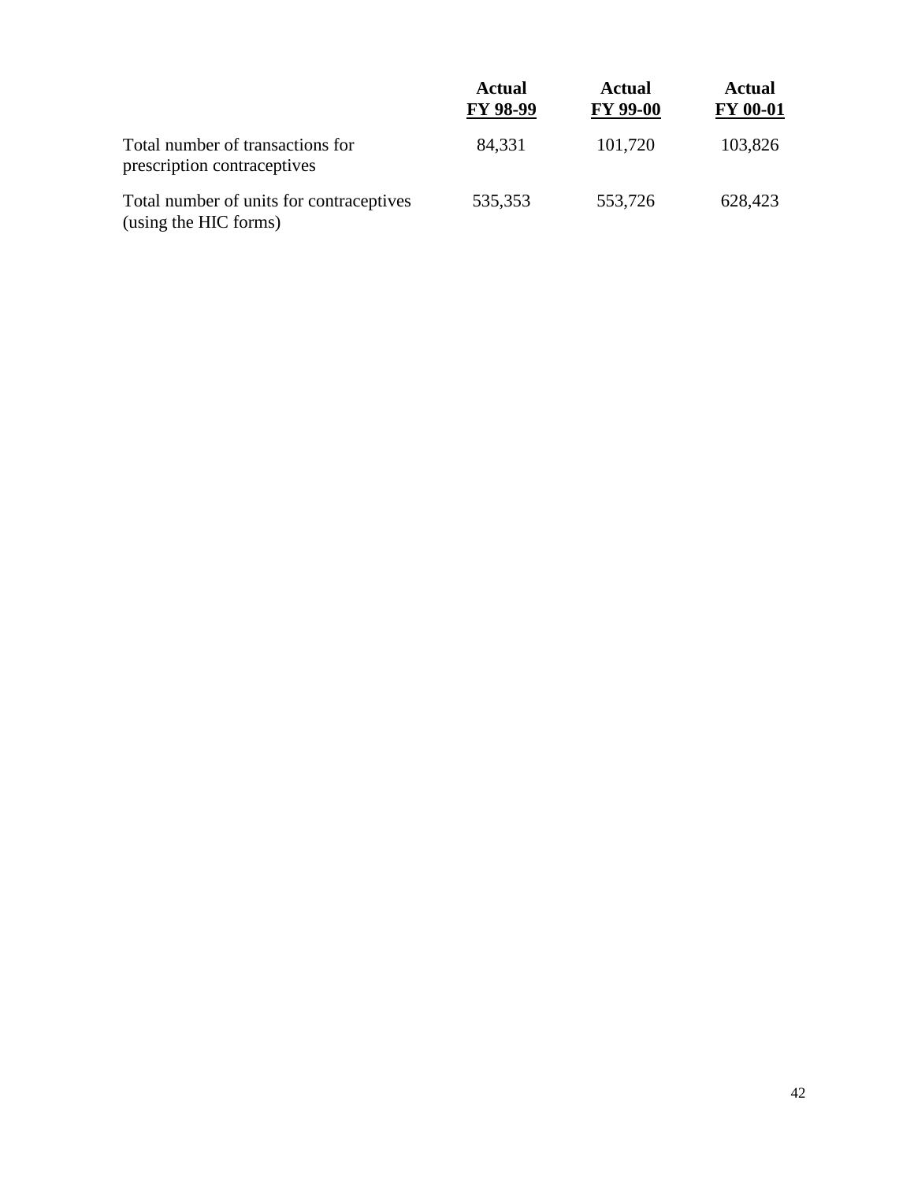| | Actual FY 98-99 | Actual FY 99-00 | Actual FY 00-01 |
|---|---|---|---|
| Total number of transactions for prescription contraceptives | 84,331 | 101,720 | 103,826 |
| Total number of units for contraceptives (using the HIC forms) | 535,353 | 553,726 | 628,423 |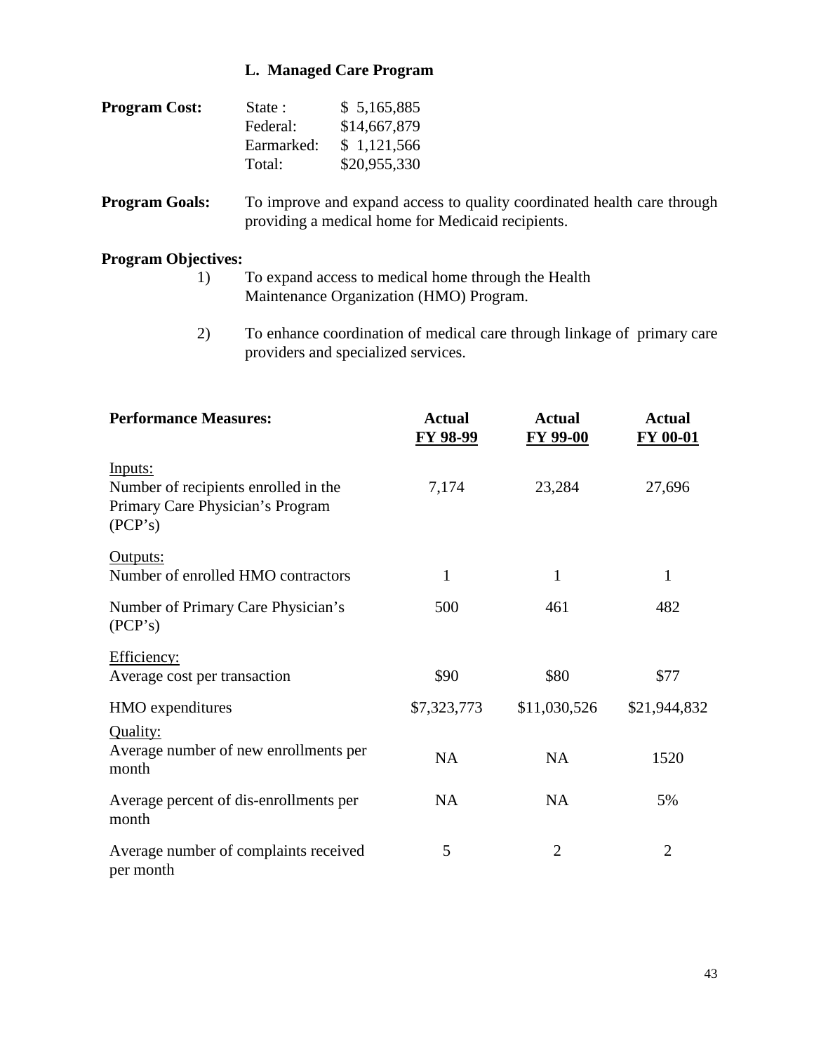## L. Managed Care Program

**Program Cost:**

| | |
|---|---|
| State : | $ 5,165,885 |
| Federal: | $14,667,879 |
| Earmarked: | $ 1,121,566 |
| Total: | $20,955,330 |

**Program Goals:** To improve and expand access to quality coordinated health care through providing a medical home for Medicaid recipients.

**Program Objectives:**

1) To expand access to medical home through the Health Maintenance Organization (HMO) Program.

2) To enhance coordination of medical care through linkage of primary care providers and specialized services.

| **Performance Measures:** | **Actual FY 98-99** | **Actual FY 99-00** | **Actual FY 00-01** |
|---|---|---|---|
| Inputs: | | | |
| Number of recipients enrolled in the Primary Care Physician's Program (PCP's) | 7,174 | 23,284 | 27,696 |
| Outputs: | | | |
| Number of enrolled HMO contractors | 1 | 1 | 1 |
| Number of Primary Care Physician's (PCP's) | 500 | 461 | 482 |
| Efficiency: | | | |
| Average cost per transaction | $90 | $80 | $77 |
| HMO expenditures | $7,323,773 | $11,030,526 | $21,944,832 |
| Quality: | | | |
| Average number of new enrollments per month | NA | NA | 1520 |
| Average percent of dis-enrollments per month | NA | NA | 5% |
| Average number of complaints received per month | 5 | 2 | 2 |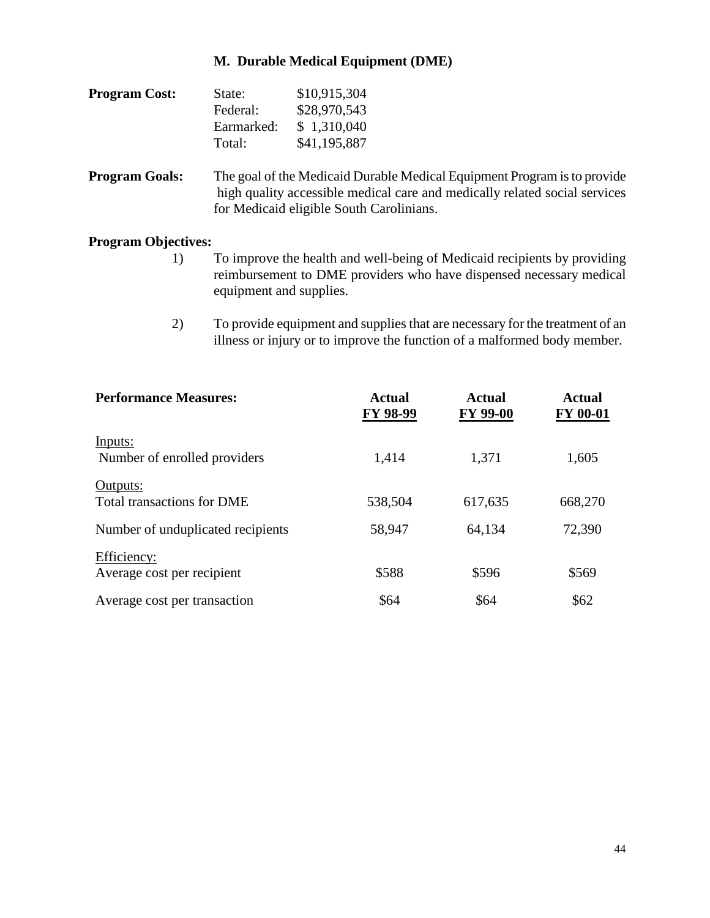### M. Durable Medical Equipment (DME)

**Program Cost:**

| | |
|---|---|
| State: | $10,915,304 |
| Federal: | $28,970,543 |
| Earmarked: | $ 1,310,040 |
| Total: | $41,195,887 |

**Program Goals:** The goal of the Medicaid Durable Medical Equipment Program is to provide high quality accessible medical care and medically related social services for Medicaid eligible South Carolinians.

**Program Objectives:**

1) To improve the health and well-being of Medicaid recipients by providing reimbursement to DME providers who have dispensed necessary medical equipment and supplies.

2) To provide equipment and supplies that are necessary for the treatment of an illness or injury or to improve the function of a malformed body member.

| Performance Measures: | Actual FY 98-99 | Actual FY 99-00 | Actual FY 00-01 |
|---|---|---|---|
| Inputs: | | | |
| Number of enrolled providers | 1,414 | 1,371 | 1,605 |
| Outputs: | | | |
| Total transactions for DME | 538,504 | 617,635 | 668,270 |
| Number of unduplicated recipients | 58,947 | 64,134 | 72,390 |
| Efficiency: | | | |
| Average cost per recipient | $588 | $596 | $569 |
| Average cost per transaction | $64 | $64 | $62 |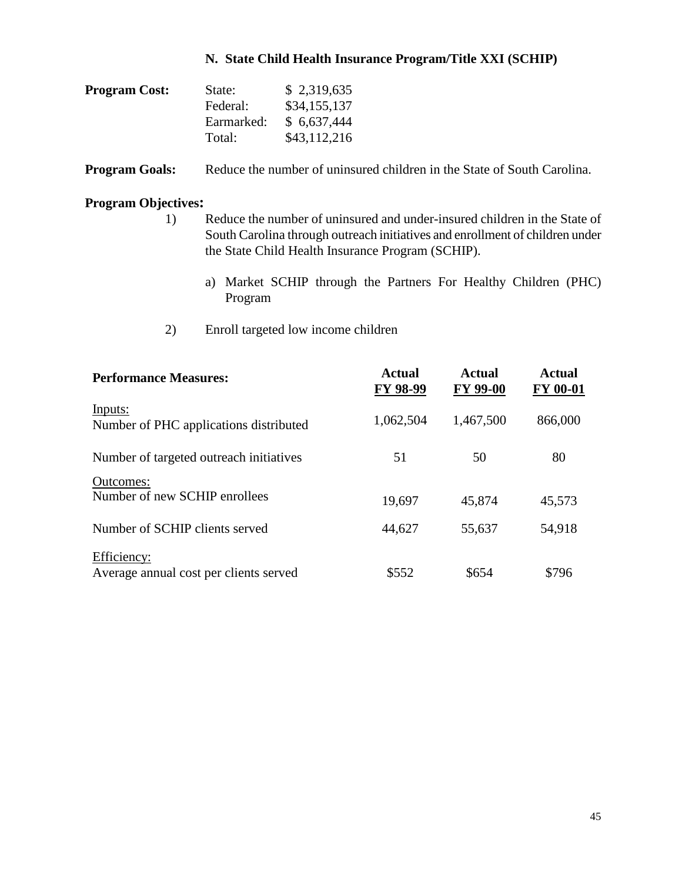## N. State Child Health Insurance Program/Title XXI (SCHIP)

**Program Cost:**

| | |
|---|---|
| State: | $ 2,319,635 |
| Federal: | $34,155,137 |
| Earmarked: | $ 6,637,444 |
| Total: | $43,112,216 |

**Program Goals:** Reduce the number of uninsured children in the State of South Carolina.

**Program Objectives:**

1) Reduce the number of uninsured and under-insured children in the State of South Carolina through outreach initiatives and enrollment of children under the State Child Health Insurance Program (SCHIP).

   a) Market SCHIP through the Partners For Healthy Children (PHC) Program

2) Enroll targeted low income children

| **Performance Measures:** | **Actual FY 98-99** | **Actual FY 99-00** | **Actual FY 00-01** |
|---|---|---|---|
| Inputs: | | | |
| Number of PHC applications distributed | 1,062,504 | 1,467,500 | 866,000 |
| Number of targeted outreach initiatives | 51 | 50 | 80 |
| Outcomes: | | | |
| Number of new SCHIP enrollees | 19,697 | 45,874 | 45,573 |
| Number of SCHIP clients served | 44,627 | 55,637 | 54,918 |
| Efficiency: | | | |
| Average annual cost per clients served | $552 | $654 | $796 |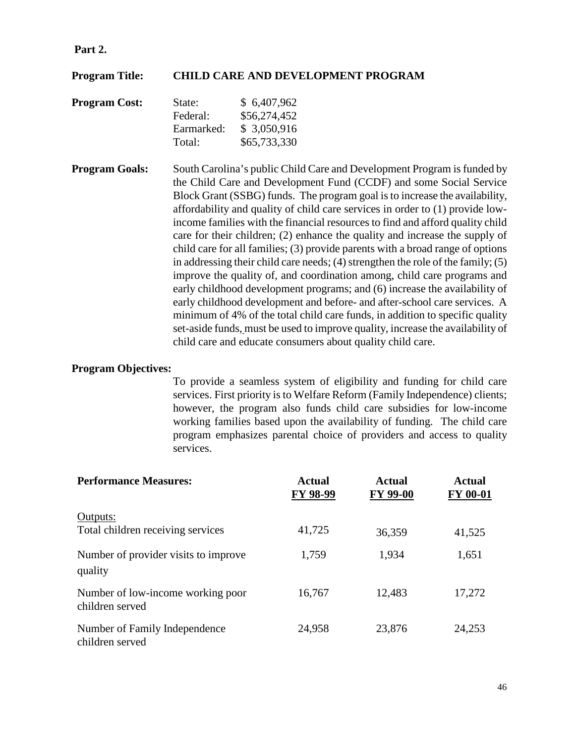**Part 2.**

**Program Title:** **CHILD CARE AND DEVELOPMENT PROGRAM**

**Program Cost:**

| | |
|---|---|
| State: | $ 6,407,962 |
| Federal: | $56,274,452 |
| Earmarked: | $ 3,050,916 |
| Total: | $65,733,330 |

**Program Goals:** South Carolina's public Child Care and Development Program is funded by the Child Care and Development Fund (CCDF) and some Social Service Block Grant (SSBG) funds. The program goal is to increase the availability, affordability and quality of child care services in order to (1) provide low-income families with the financial resources to find and afford quality child care for their children; (2) enhance the quality and increase the supply of child care for all families; (3) provide parents with a broad range of options in addressing their child care needs; (4) strengthen the role of the family; (5) improve the quality of, and coordination among, child care programs and early childhood development programs; and (6) increase the availability of early childhood development and before- and after-school care services. A minimum of 4% of the total child care funds, in addition to specific quality set-aside funds, must be used to improve quality, increase the availability of child care and educate consumers about quality child care.

**Program Objectives:**

To provide a seamless system of eligibility and funding for child care services. First priority is to Welfare Reform (Family Independence) clients; however, the program also funds child care subsidies for low-income working families based upon the availability of funding. The child care program emphasizes parental choice of providers and access to quality services.

| **Performance Measures:** | **Actual FY 98-99** | **Actual FY 99-00** | **Actual FY 00-01** |
|---|---|---|---|
| Outputs: | | | |
| Total children receiving services | 41,725 | 36,359 | 41,525 |
| Number of provider visits to improve quality | 1,759 | 1,934 | 1,651 |
| Number of low-income working poor children served | 16,767 | 12,483 | 17,272 |
| Number of Family Independence children served | 24,958 | 23,876 | 24,253 |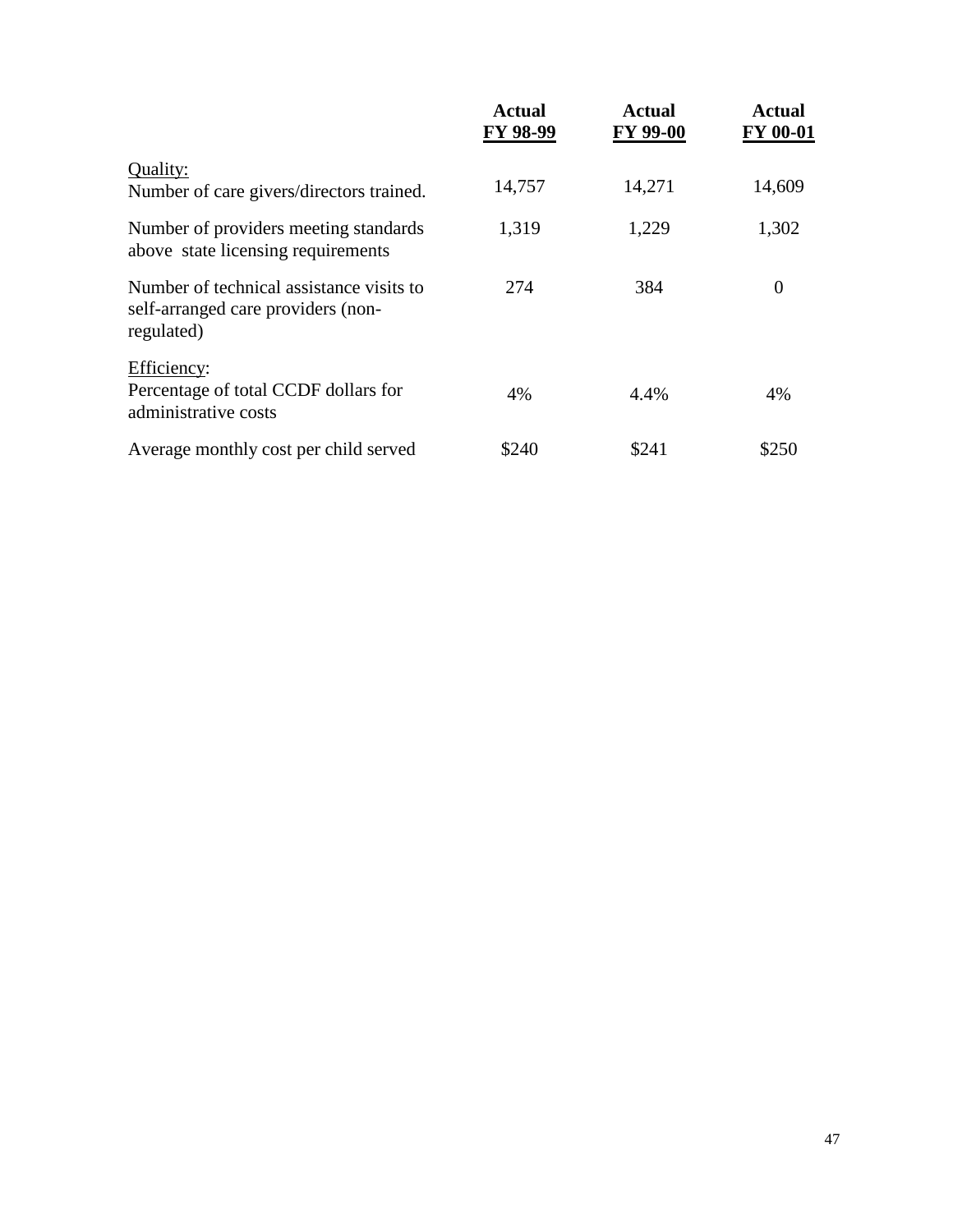| | **Actual FY 98-99** | **Actual FY 99-00** | **Actual FY 00-01** |
|---|---|---|---|
| Quality: | | | |
| Number of care givers/directors trained. | 14,757 | 14,271 | 14,609 |
| Number of providers meeting standards above state licensing requirements | 1,319 | 1,229 | 1,302 |
| Number of technical assistance visits to self-arranged care providers (non-regulated) | 274 | 384 | 0 |
| Efficiency: | | | |
| Percentage of total CCDF dollars for administrative costs | 4% | 4.4% | 4% |
| Average monthly cost per child served | $240 | $241 | $250 |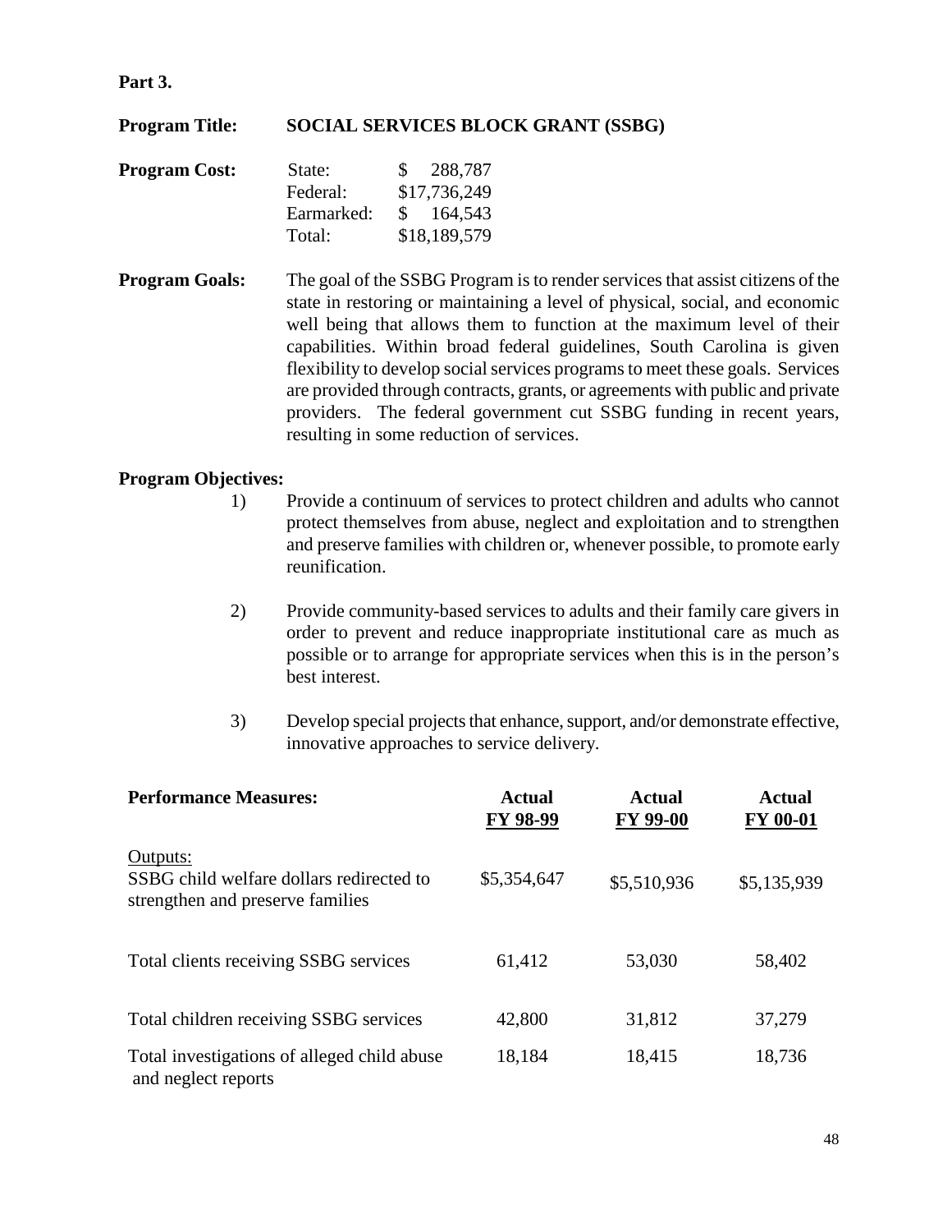**Part 3.**

**Program Title:** **SOCIAL SERVICES BLOCK GRANT (SSBG)**

**Program Cost:**

| | |
|---|---|
| State: | $ 288,787 |
| Federal: | $17,736,249 |
| Earmarked: | $ 164,543 |
| Total: | $18,189,579 |

**Program Goals:** The goal of the SSBG Program is to render services that assist citizens of the state in restoring or maintaining a level of physical, social, and economic well being that allows them to function at the maximum level of their capabilities. Within broad federal guidelines, South Carolina is given flexibility to develop social services programs to meet these goals. Services are provided through contracts, grants, or agreements with public and private providers. The federal government cut SSBG funding in recent years, resulting in some reduction of services.

**Program Objectives:**

1) Provide a continuum of services to protect children and adults who cannot protect themselves from abuse, neglect and exploitation and to strengthen and preserve families with children or, whenever possible, to promote early reunification.

2) Provide community-based services to adults and their family care givers in order to prevent and reduce inappropriate institutional care as much as possible or to arrange for appropriate services when this is in the person's best interest.

3) Develop special projects that enhance, support, and/or demonstrate effective, innovative approaches to service delivery.

| **Performance Measures:** | **Actual FY 98-99** | **Actual FY 99-00** | **Actual FY 00-01** |
|---|---|---|---|
| Outputs: | | | |
| SSBG child welfare dollars redirected to strengthen and preserve families | $5,354,647 | $5,510,936 | $5,135,939 |
| Total clients receiving SSBG services | 61,412 | 53,030 | 58,402 |
| Total children receiving SSBG services | 42,800 | 31,812 | 37,279 |
| Total investigations of alleged child abuse and neglect reports | 18,184 | 18,415 | 18,736 |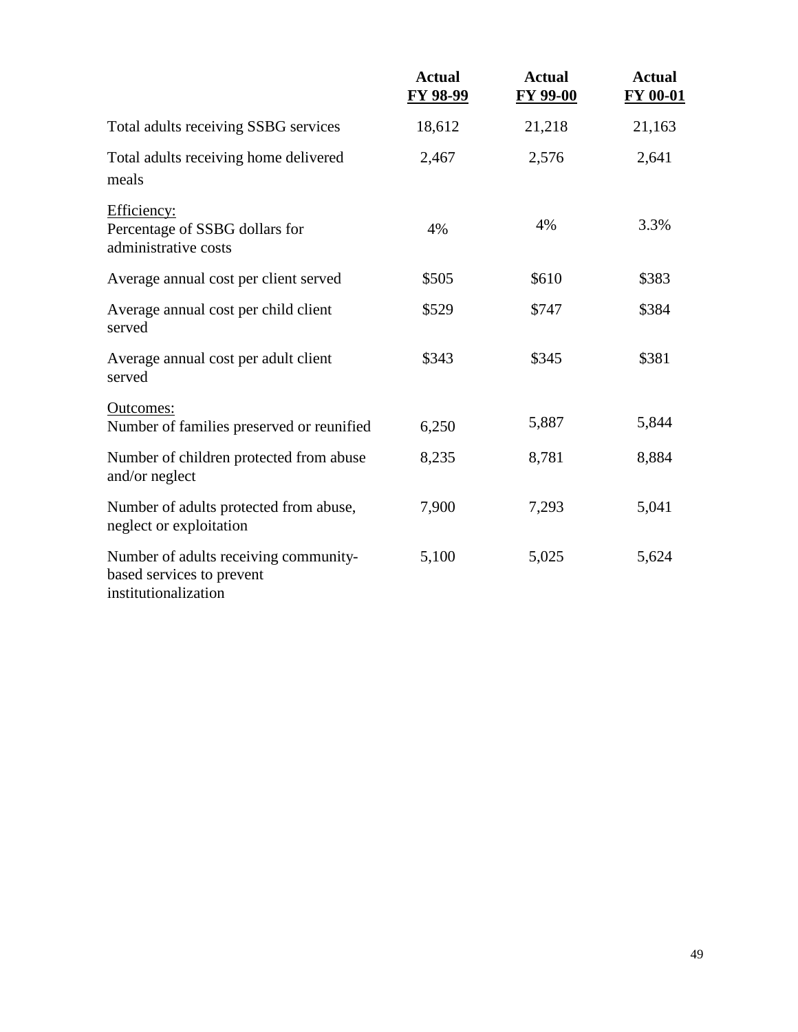| | Actual FY 98-99 | Actual FY 99-00 | Actual FY 00-01 |
|---|---|---|---|
| Total adults receiving SSBG services | 18,612 | 21,218 | 21,163 |
| Total adults receiving home delivered meals | 2,467 | 2,576 | 2,641 |
| Efficiency:<br>Percentage of SSBG dollars for administrative costs | 4% | 4% | 3.3% |
| Average annual cost per client served | $505 | $610 | $383 |
| Average annual cost per child client served | $529 | $747 | $384 |
| Average annual cost per adult client served | $343 | $345 | $381 |
| Outcomes:<br>Number of families preserved or reunified | 6,250 | 5,887 | 5,844 |
| Number of children protected from abuse and/or neglect | 8,235 | 8,781 | 8,884 |
| Number of adults protected from abuse, neglect or exploitation | 7,900 | 7,293 | 5,041 |
| Number of adults receiving community-based services to prevent institutionalization | 5,100 | 5,025 | 5,624 |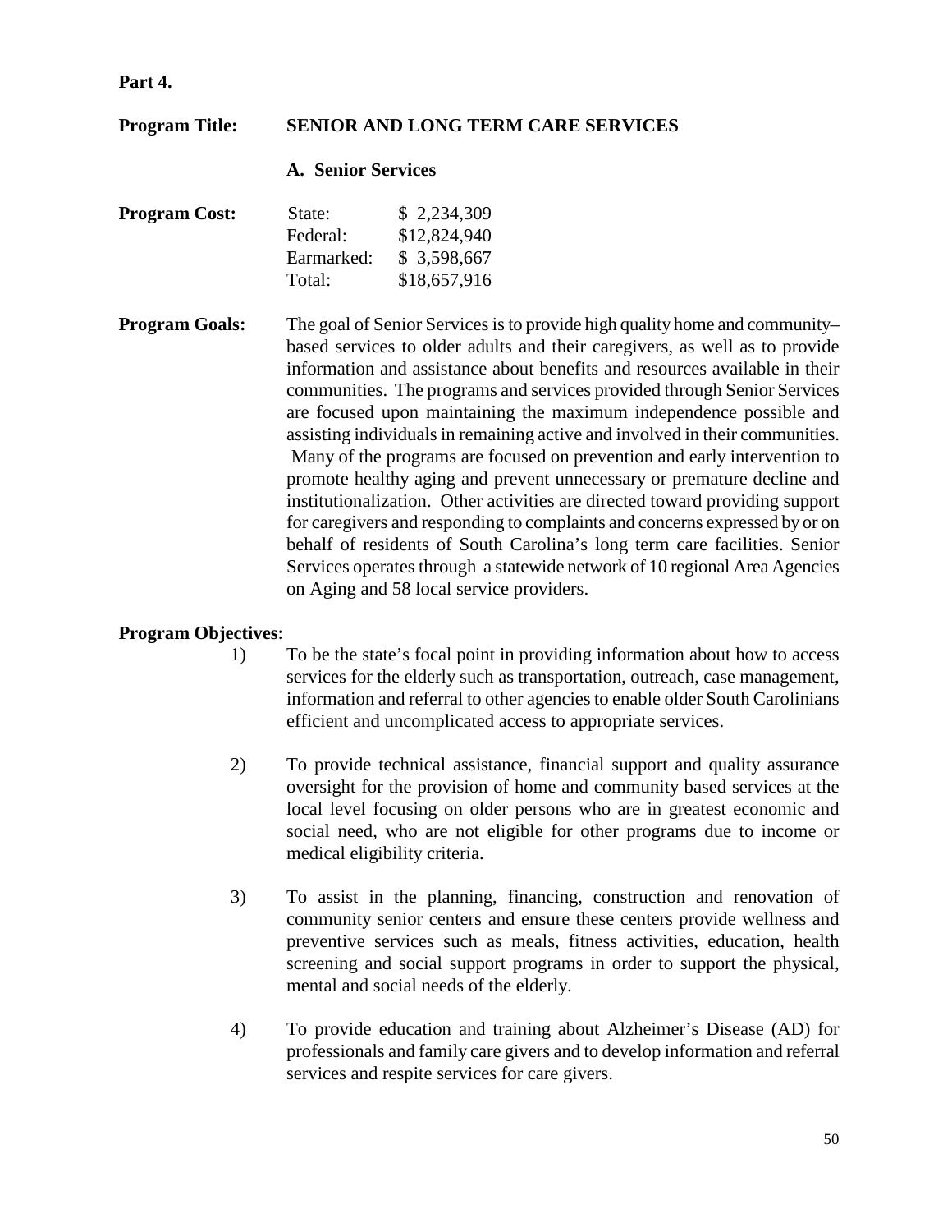**Part 4.**

**Program Title:** **SENIOR AND LONG TERM CARE SERVICES**

**A. Senior Services**

**Program Cost:**

| | |
|---|---|
| State: | $ 2,234,309 |
| Federal: | $12,824,940 |
| Earmarked: | $ 3,598,667 |
| Total: | $18,657,916 |

**Program Goals:** The goal of Senior Services is to provide high quality home and community–based services to older adults and their caregivers, as well as to provide information and assistance about benefits and resources available in their communities. The programs and services provided through Senior Services are focused upon maintaining the maximum independence possible and assisting individuals in remaining active and involved in their communities. Many of the programs are focused on prevention and early intervention to promote healthy aging and prevent unnecessary or premature decline and institutionalization. Other activities are directed toward providing support for caregivers and responding to complaints and concerns expressed by or on behalf of residents of South Carolina's long term care facilities. Senior Services operates through a statewide network of 10 regional Area Agencies on Aging and 58 local service providers.

**Program Objectives:**

1) To be the state's focal point in providing information about how to access services for the elderly such as transportation, outreach, case management, information and referral to other agencies to enable older South Carolinians efficient and uncomplicated access to appropriate services.

2) To provide technical assistance, financial support and quality assurance oversight for the provision of home and community based services at the local level focusing on older persons who are in greatest economic and social need, who are not eligible for other programs due to income or medical eligibility criteria.

3) To assist in the planning, financing, construction and renovation of community senior centers and ensure these centers provide wellness and preventive services such as meals, fitness activities, education, health screening and social support programs in order to support the physical, mental and social needs of the elderly.

4) To provide education and training about Alzheimer's Disease (AD) for professionals and family care givers and to develop information and referral services and respite services for care givers.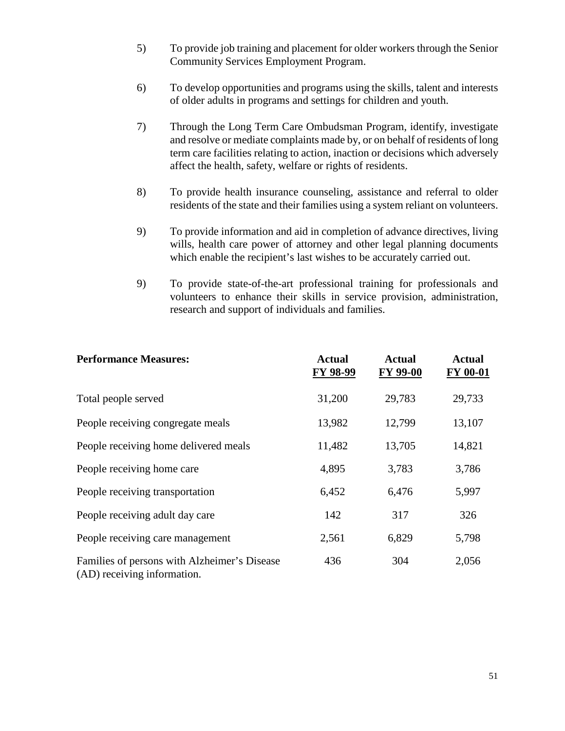5) To provide job training and placement for older workers through the Senior Community Services Employment Program.

6) To develop opportunities and programs using the skills, talent and interests of older adults in programs and settings for children and youth.

7) Through the Long Term Care Ombudsman Program, identify, investigate and resolve or mediate complaints made by, or on behalf of residents of long term care facilities relating to action, inaction or decisions which adversely affect the health, safety, welfare or rights of residents.

8) To provide health insurance counseling, assistance and referral to older residents of the state and their families using a system reliant on volunteers.

9) To provide information and aid in completion of advance directives, living wills, health care power of attorney and other legal planning documents which enable the recipient's last wishes to be accurately carried out.

9) To provide state-of-the-art professional training for professionals and volunteers to enhance their skills in service provision, administration, research and support of individuals and families.

| **Performance Measures:** | **Actual FY 98-99** | **Actual FY 99-00** | **Actual FY 00-01** |
|---|---|---|---|
| Total people served | 31,200 | 29,783 | 29,733 |
| People receiving congregate meals | 13,982 | 12,799 | 13,107 |
| People receiving home delivered meals | 11,482 | 13,705 | 14,821 |
| People receiving home care | 4,895 | 3,783 | 3,786 |
| People receiving transportation | 6,452 | 6,476 | 5,997 |
| People receiving adult day care | 142 | 317 | 326 |
| People receiving care management | 2,561 | 6,829 | 5,798 |
| Families of persons with Alzheimer's Disease (AD) receiving information. | 436 | 304 | 2,056 |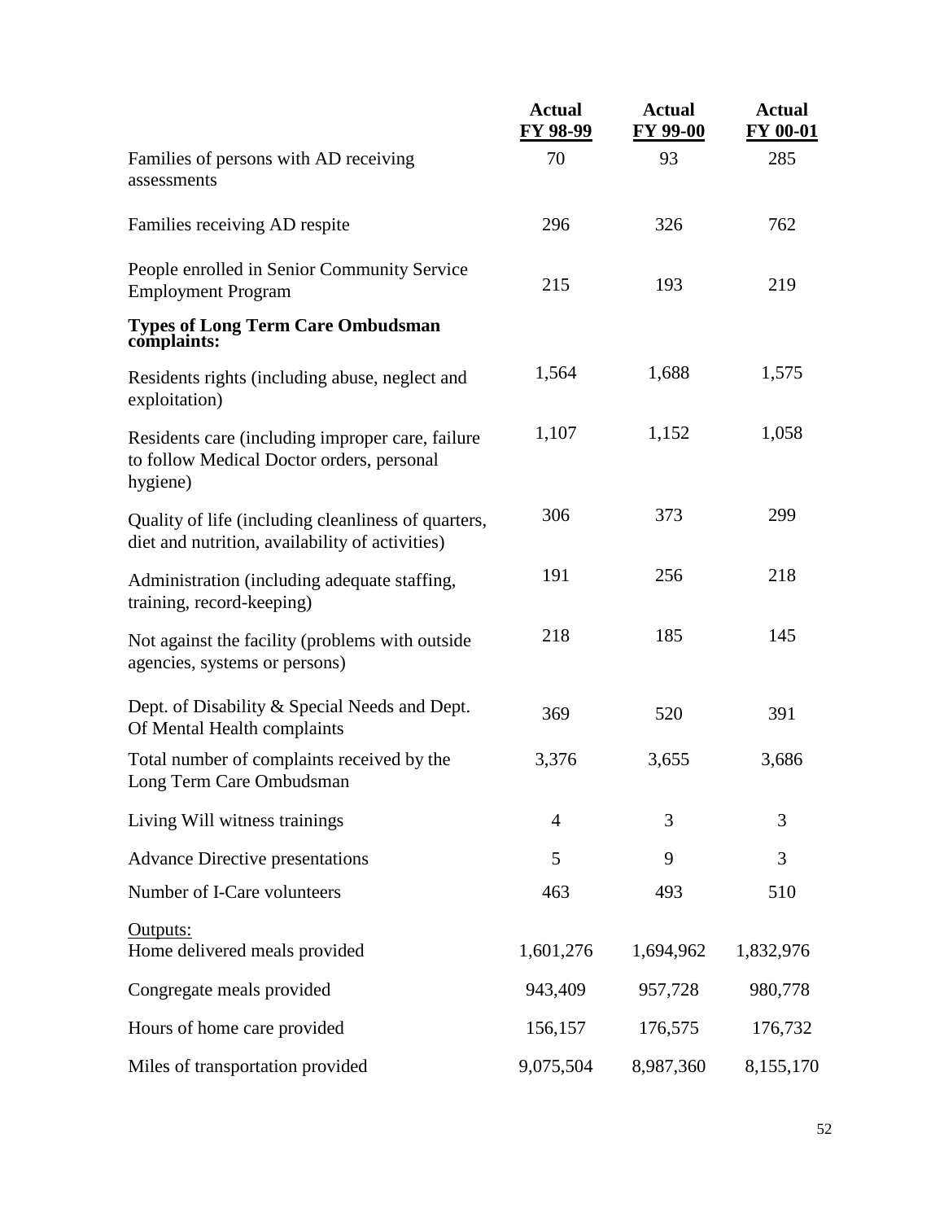| | Actual FY 98-99 | Actual FY 99-00 | Actual FY 00-01 |
|---|---|---|---|
| Families of persons with AD receiving assessments | 70 | 93 | 285 |
| Families receiving AD respite | 296 | 326 | 762 |
| People enrolled in Senior Community Service Employment Program | 215 | 193 | 219 |
| **Types of Long Term Care Ombudsman complaints:** | | | |
| Residents rights (including abuse, neglect and exploitation) | 1,564 | 1,688 | 1,575 |
| Residents care (including improper care, failure to follow Medical Doctor orders, personal hygiene) | 1,107 | 1,152 | 1,058 |
| Quality of life (including cleanliness of quarters, diet and nutrition, availability of activities) | 306 | 373 | 299 |
| Administration (including adequate staffing, training, record-keeping) | 191 | 256 | 218 |
| Not against the facility (problems with outside agencies, systems or persons) | 218 | 185 | 145 |
| Dept. of Disability & Special Needs and Dept. Of Mental Health complaints | 369 | 520 | 391 |
| Total number of complaints received by the Long Term Care Ombudsman | 3,376 | 3,655 | 3,686 |
| Living Will witness trainings | 4 | 3 | 3 |
| Advance Directive presentations | 5 | 9 | 3 |
| Number of I-Care volunteers | 463 | 493 | 510 |
| Outputs: | | | |
| Home delivered meals provided | 1,601,276 | 1,694,962 | 1,832,976 |
| Congregate meals provided | 943,409 | 957,728 | 980,778 |
| Hours of home care provided | 156,157 | 176,575 | 176,732 |
| Miles of transportation provided | 9,075,504 | 8,987,360 | 8,155,170 |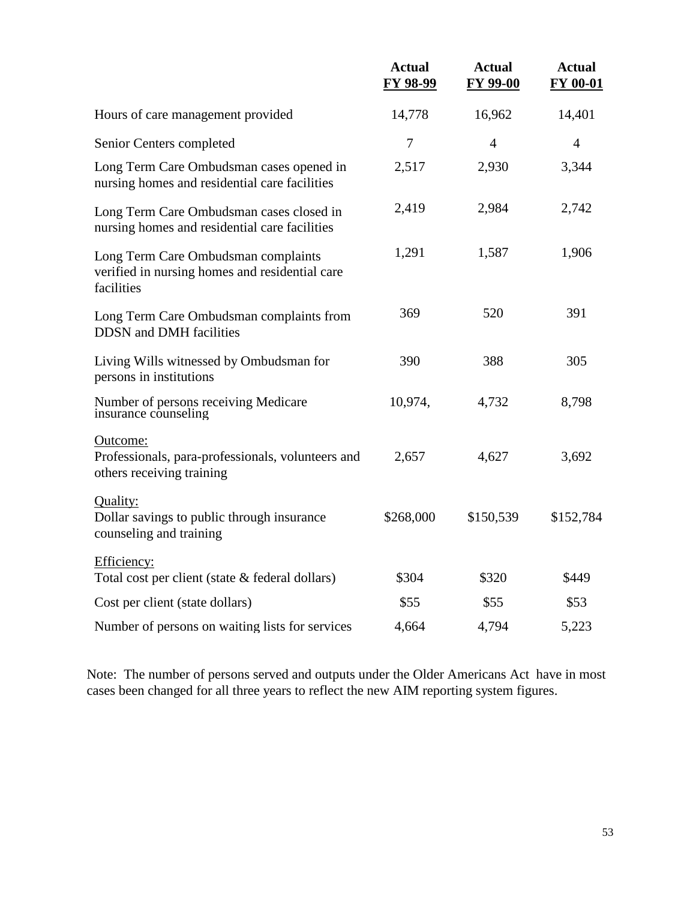| | Actual FY 98-99 | Actual FY 99-00 | Actual FY 00-01 |
|---|---|---|---|
| Hours of care management provided | 14,778 | 16,962 | 14,401 |
| Senior Centers completed | 7 | 4 | 4 |
| Long Term Care Ombudsman cases opened in nursing homes and residential care facilities | 2,517 | 2,930 | 3,344 |
| Long Term Care Ombudsman cases closed in nursing homes and residential care facilities | 2,419 | 2,984 | 2,742 |
| Long Term Care Ombudsman complaints verified in nursing homes and residential care facilities | 1,291 | 1,587 | 1,906 |
| Long Term Care Ombudsman complaints from DDSN and DMH facilities | 369 | 520 | 391 |
| Living Wills witnessed by Ombudsman for persons in institutions | 390 | 388 | 305 |
| Number of persons receiving Medicare insurance counseling | 10,974, | 4,732 | 8,798 |
| Outcome: Professionals, para-professionals, volunteers and others receiving training | 2,657 | 4,627 | 3,692 |
| Quality: Dollar savings to public through insurance counseling and training | $268,000 | $150,539 | $152,784 |
| Efficiency: Total cost per client (state & federal dollars) | $304 | $320 | $449 |
| Cost per client (state dollars) | $55 | $55 | $53 |
| Number of persons on waiting lists for services | 4,664 | 4,794 | 5,223 |

Note: The number of persons served and outputs under the Older Americans Act have in most cases been changed for all three years to reflect the new AIM reporting system figures.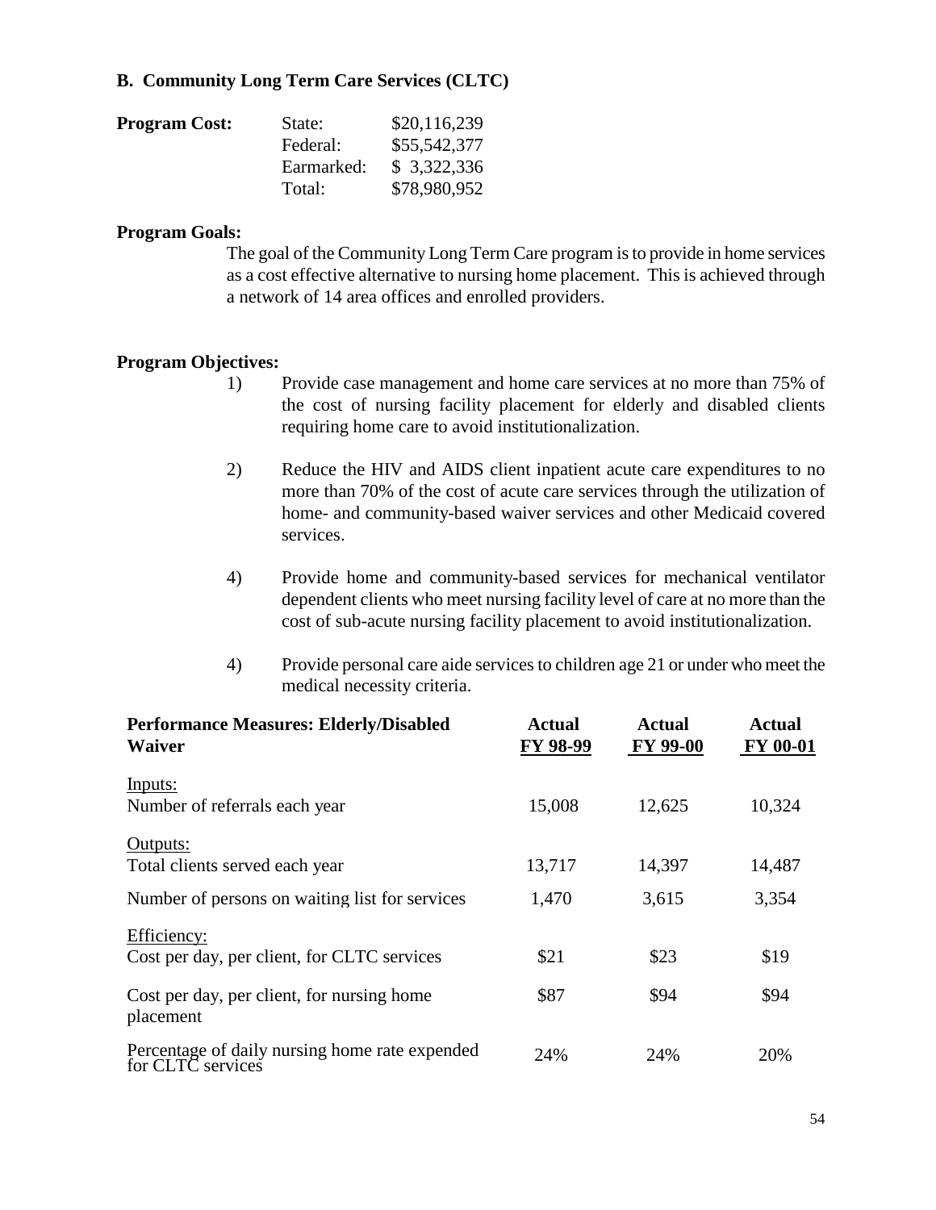### B. Community Long Term Care Services (CLTC)

| **Program Cost:** | | |
|---|---|---|
| | State: | $20,116,239 |
| | Federal: | $55,542,377 |
| | Earmarked: | $ 3,322,336 |
| | Total: | $78,980,952 |

**Program Goals:**

The goal of the Community Long Term Care program is to provide in home services as a cost effective alternative to nursing home placement. This is achieved through a network of 14 area offices and enrolled providers.

**Program Objectives:**

1) Provide case management and home care services at no more than 75% of the cost of nursing facility placement for elderly and disabled clients requiring home care to avoid institutionalization.

2) Reduce the HIV and AIDS client inpatient acute care expenditures to no more than 70% of the cost of acute care services through the utilization of home- and community-based waiver services and other Medicaid covered services.

4) Provide home and community-based services for mechanical ventilator dependent clients who meet nursing facility level of care at no more than the cost of sub-acute nursing facility placement to avoid institutionalization.

4) Provide personal care aide services to children age 21 or under who meet the medical necessity criteria.

| **Performance Measures: Elderly/Disabled Waiver** | **Actual FY 98-99** | **Actual FY 99-00** | **Actual FY 00-01** |
|---|---|---|---|
| Inputs: | | | |
| Number of referrals each year | 15,008 | 12,625 | 10,324 |
| Outputs: | | | |
| Total clients served each year | 13,717 | 14,397 | 14,487 |
| Number of persons on waiting list for services | 1,470 | 3,615 | 3,354 |
| Efficiency: | | | |
| Cost per day, per client, for CLTC services | $21 | $23 | $19 |
| Cost per day, per client, for nursing home placement | $87 | $94 | $94 |
| Percentage of daily nursing home rate expended for CLTC services | 24% | 24% | 20% |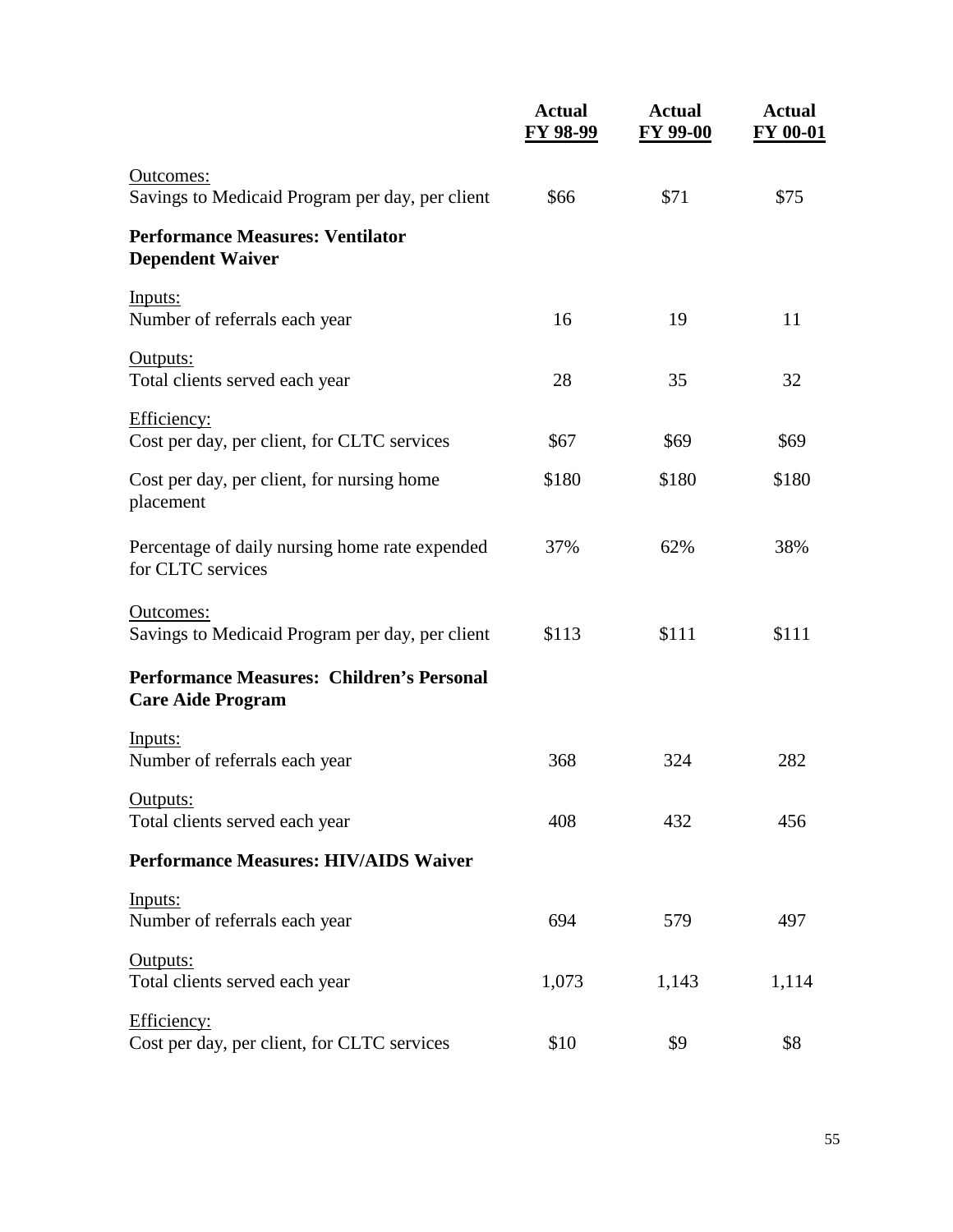| | Actual FY 98-99 | Actual FY 99-00 | Actual FY 00-01 |
|---|---|---|---|
| Outcomes: | | | |
| Savings to Medicaid Program per day, per client | \$66 | \$71 | \$75 |
| **Performance Measures: Ventilator Dependent Waiver** | | | |
| Inputs: | | | |
| Number of referrals each year | 16 | 19 | 11 |
| Outputs: | | | |
| Total clients served each year | 28 | 35 | 32 |
| Efficiency: | | | |
| Cost per day, per client, for CLTC services | \$67 | \$69 | \$69 |
| Cost per day, per client, for nursing home placement | \$180 | \$180 | \$180 |
| Percentage of daily nursing home rate expended for CLTC services | 37% | 62% | 38% |
| Outcomes: | | | |
| Savings to Medicaid Program per day, per client | \$113 | \$111 | \$111 |
| **Performance Measures: Children's Personal Care Aide Program** | | | |
| Inputs: | | | |
| Number of referrals each year | 368 | 324 | 282 |
| Outputs: | | | |
| Total clients served each year | 408 | 432 | 456 |
| **Performance Measures: HIV/AIDS Waiver** | | | |
| Inputs: | | | |
| Number of referrals each year | 694 | 579 | 497 |
| Outputs: | | | |
| Total clients served each year | 1,073 | 1,143 | 1,114 |
| Efficiency: | | | |
| Cost per day, per client, for CLTC services | \$10 | \$9 | \$8 |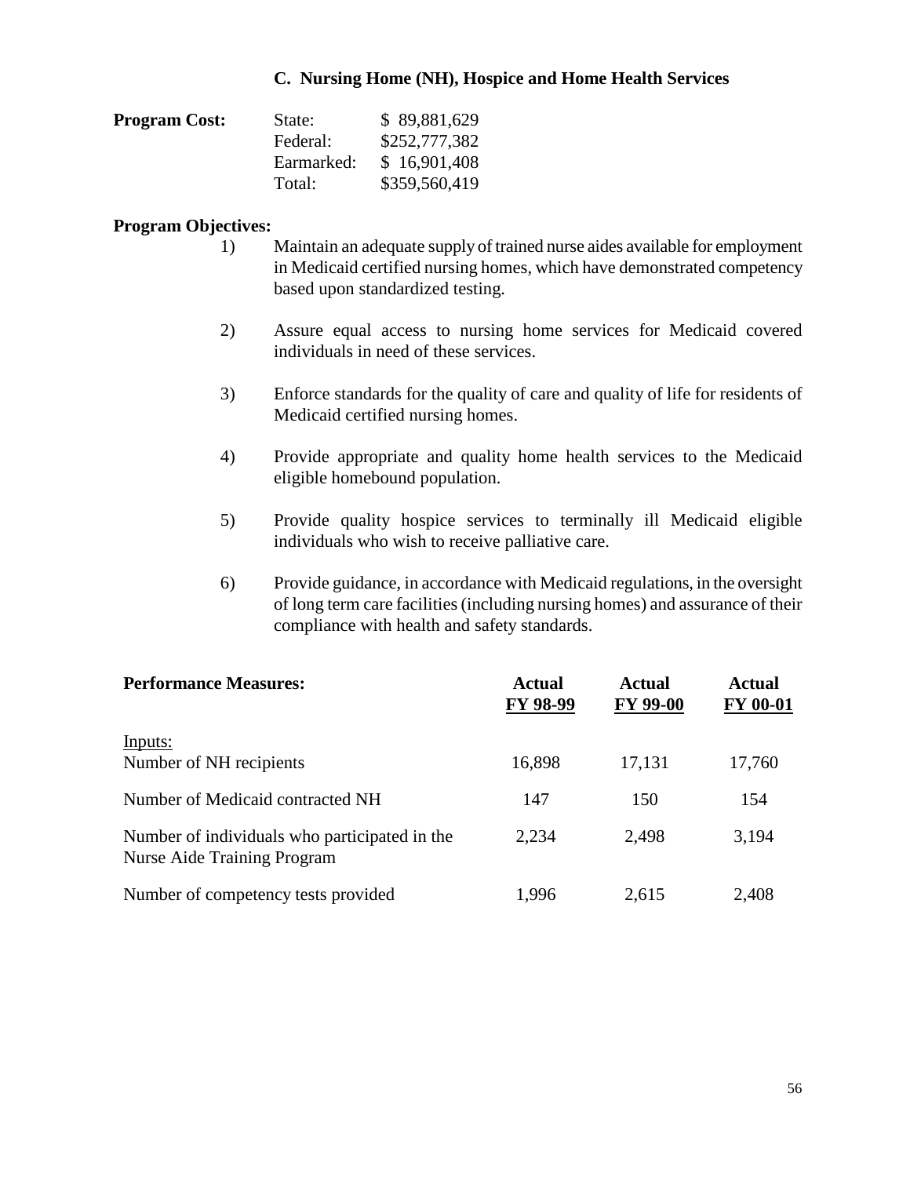### C. Nursing Home (NH), Hospice and Home Health Services

**Program Cost:**

| | |
|---|---|
| State: | $ 89,881,629 |
| Federal: | $252,777,382 |
| Earmarked: | $ 16,901,408 |
| Total: | $359,560,419 |

**Program Objectives:**

1) Maintain an adequate supply of trained nurse aides available for employment in Medicaid certified nursing homes, which have demonstrated competency based upon standardized testing.

2) Assure equal access to nursing home services for Medicaid covered individuals in need of these services.

3) Enforce standards for the quality of care and quality of life for residents of Medicaid certified nursing homes.

4) Provide appropriate and quality home health services to the Medicaid eligible homebound population.

5) Provide quality hospice services to terminally ill Medicaid eligible individuals who wish to receive palliative care.

6) Provide guidance, in accordance with Medicaid regulations, in the oversight of long term care facilities (including nursing homes) and assurance of their compliance with health and safety standards.

| **Performance Measures:** | **Actual FY 98-99** | **Actual FY 99-00** | **Actual FY 00-01** |
|---|---|---|---|
| Inputs: | | | |
| Number of NH recipients | 16,898 | 17,131 | 17,760 |
| Number of Medicaid contracted NH | 147 | 150 | 154 |
| Number of individuals who participated in the Nurse Aide Training Program | 2,234 | 2,498 | 3,194 |
| Number of competency tests provided | 1,996 | 2,615 | 2,408 |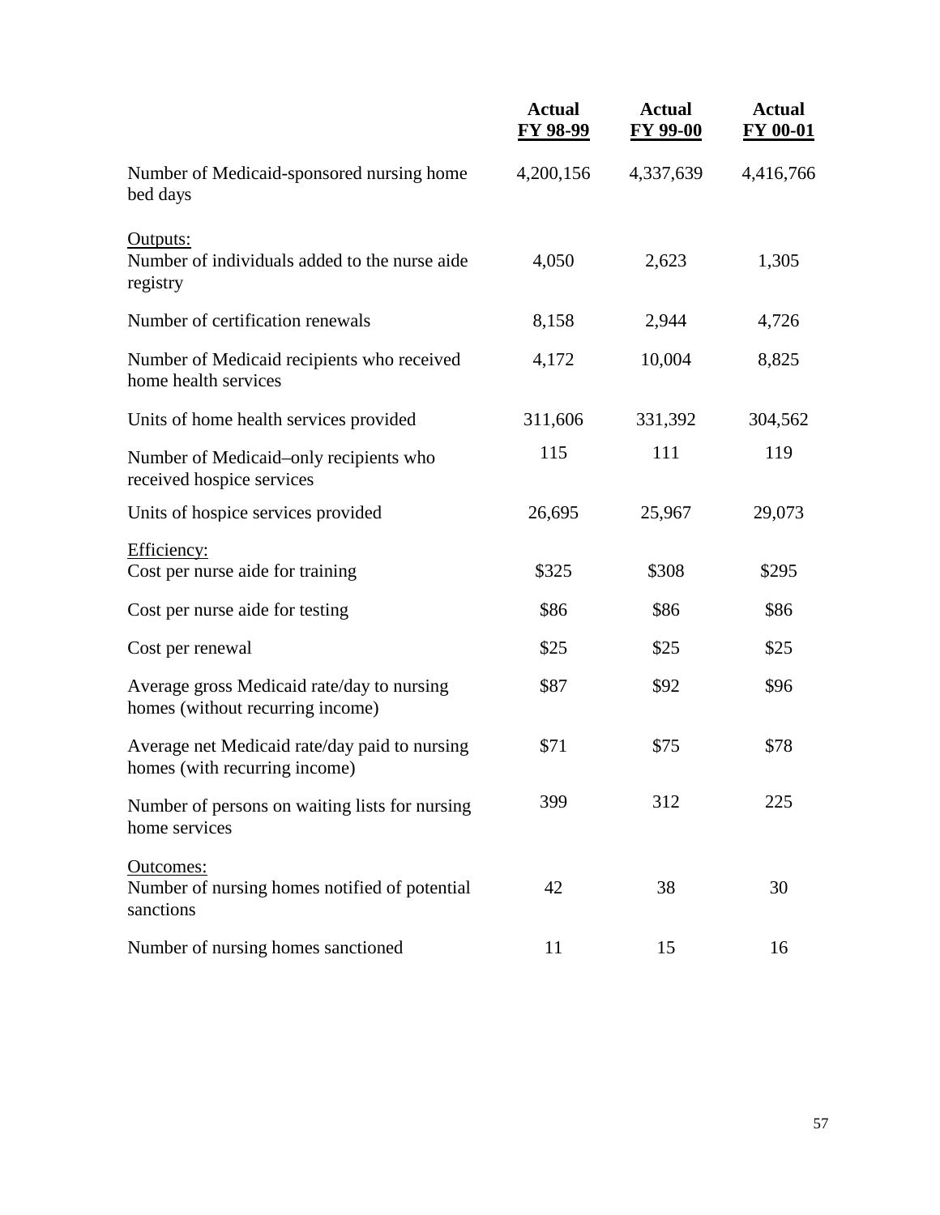| | Actual FY 98-99 | Actual FY 99-00 | Actual FY 00-01 |
|---|---|---|---|
| Number of Medicaid-sponsored nursing home bed days | 4,200,156 | 4,337,639 | 4,416,766 |
| Outputs: | | | |
| Number of individuals added to the nurse aide registry | 4,050 | 2,623 | 1,305 |
| Number of certification renewals | 8,158 | 2,944 | 4,726 |
| Number of Medicaid recipients who received home health services | 4,172 | 10,004 | 8,825 |
| Units of home health services provided | 311,606 | 331,392 | 304,562 |
| Number of Medicaid–only recipients who received hospice services | 115 | 111 | 119 |
| Units of hospice services provided | 26,695 | 25,967 | 29,073 |
| Efficiency: | | | |
| Cost per nurse aide for training | $325 | $308 | $295 |
| Cost per nurse aide for testing | $86 | $86 | $86 |
| Cost per renewal | $25 | $25 | $25 |
| Average gross Medicaid rate/day to nursing homes (without recurring income) | $87 | $92 | $96 |
| Average net Medicaid rate/day paid to nursing homes (with recurring income) | $71 | $75 | $78 |
| Number of persons on waiting lists for nursing home services | 399 | 312 | 225 |
| Outcomes: | | | |
| Number of nursing homes notified of potential sanctions | 42 | 38 | 30 |
| Number of nursing homes sanctioned | 11 | 15 | 16 |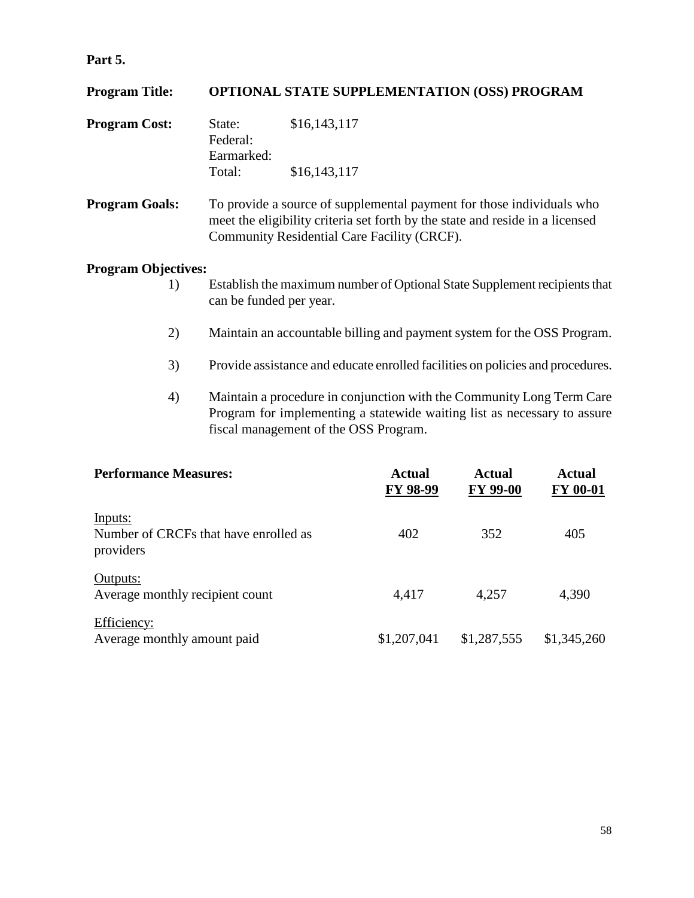**Part 5.**

**Program Title:** **OPTIONAL STATE SUPPLEMENTATION (OSS) PROGRAM**

**Program Cost:**

| | |
|---|---|
| State: | $16,143,117 |
| Federal: | |
| Earmarked: | |
| Total: | $16,143,117 |

**Program Goals:** To provide a source of supplemental payment for those individuals who meet the eligibility criteria set forth by the state and reside in a licensed Community Residential Care Facility (CRCF).

**Program Objectives:**

1) Establish the maximum number of Optional State Supplement recipients that can be funded per year.

2) Maintain an accountable billing and payment system for the OSS Program.

3) Provide assistance and educate enrolled facilities on policies and procedures.

4) Maintain a procedure in conjunction with the Community Long Term Care Program for implementing a statewide waiting list as necessary to assure fiscal management of the OSS Program.

| **Performance Measures:** | **Actual FY 98-99** | **Actual FY 99-00** | **Actual FY 00-01** |
|---|---|---|---|
| Inputs: | | | |
| Number of CRCFs that have enrolled as providers | 402 | 352 | 405 |
| Outputs: | | | |
| Average monthly recipient count | 4,417 | 4,257 | 4,390 |
| Efficiency: | | | |
| Average monthly amount paid | $1,207,041 | $1,287,555 | $1,345,260 |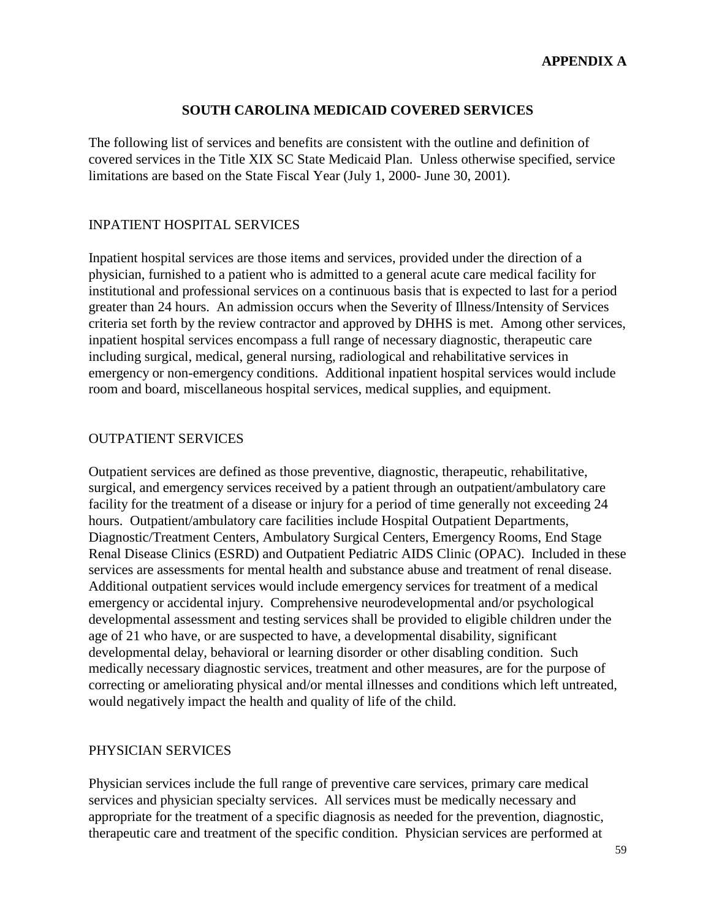**APPENDIX A**

## SOUTH CAROLINA MEDICAID COVERED SERVICES

The following list of services and benefits are consistent with the outline and definition of covered services in the Title XIX SC State Medicaid Plan. Unless otherwise specified, service limitations are based on the State Fiscal Year (July 1, 2000- June 30, 2001).

### INPATIENT HOSPITAL SERVICES

Inpatient hospital services are those items and services, provided under the direction of a physician, furnished to a patient who is admitted to a general acute care medical facility for institutional and professional services on a continuous basis that is expected to last for a period greater than 24 hours. An admission occurs when the Severity of Illness/Intensity of Services criteria set forth by the review contractor and approved by DHHS is met. Among other services, inpatient hospital services encompass a full range of necessary diagnostic, therapeutic care including surgical, medical, general nursing, radiological and rehabilitative services in emergency or non-emergency conditions. Additional inpatient hospital services would include room and board, miscellaneous hospital services, medical supplies, and equipment.

### OUTPATIENT SERVICES

Outpatient services are defined as those preventive, diagnostic, therapeutic, rehabilitative, surgical, and emergency services received by a patient through an outpatient/ambulatory care facility for the treatment of a disease or injury for a period of time generally not exceeding 24 hours. Outpatient/ambulatory care facilities include Hospital Outpatient Departments, Diagnostic/Treatment Centers, Ambulatory Surgical Centers, Emergency Rooms, End Stage Renal Disease Clinics (ESRD) and Outpatient Pediatric AIDS Clinic (OPAC). Included in these services are assessments for mental health and substance abuse and treatment of renal disease. Additional outpatient services would include emergency services for treatment of a medical emergency or accidental injury. Comprehensive neurodevelopmental and/or psychological developmental assessment and testing services shall be provided to eligible children under the age of 21 who have, or are suspected to have, a developmental disability, significant developmental delay, behavioral or learning disorder or other disabling condition. Such medically necessary diagnostic services, treatment and other measures, are for the purpose of correcting or ameliorating physical and/or mental illnesses and conditions which left untreated, would negatively impact the health and quality of life of the child.

### PHYSICIAN SERVICES

Physician services include the full range of preventive care services, primary care medical services and physician specialty services. All services must be medically necessary and appropriate for the treatment of a specific diagnosis as needed for the prevention, diagnostic, therapeutic care and treatment of the specific condition. Physician services are performed at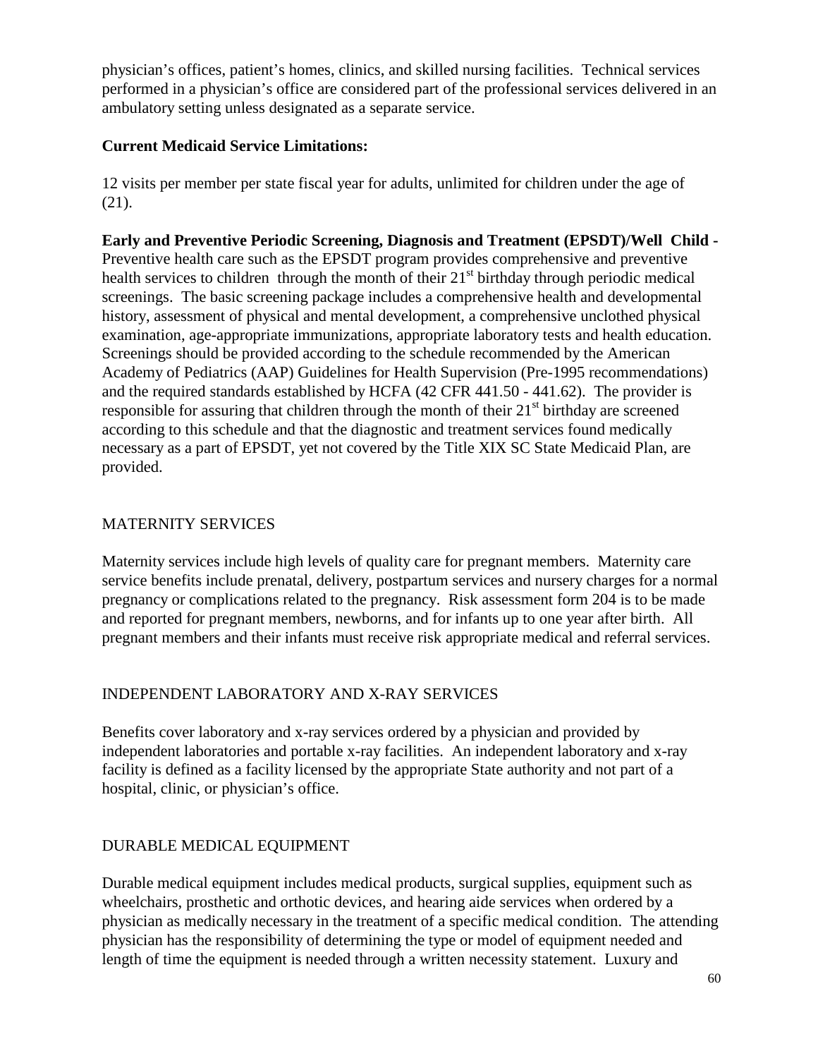physician's offices, patient's homes, clinics, and skilled nursing facilities. Technical services performed in a physician's office are considered part of the professional services delivered in an ambulatory setting unless designated as a separate service.

**Current Medicaid Service Limitations:**

12 visits per member per state fiscal year for adults, unlimited for children under the age of (21).

**Early and Preventive Periodic Screening, Diagnosis and Treatment (EPSDT)/Well Child -** Preventive health care such as the EPSDT program provides comprehensive and preventive health services to children through the month of their 21st birthday through periodic medical screenings. The basic screening package includes a comprehensive health and developmental history, assessment of physical and mental development, a comprehensive unclothed physical examination, age-appropriate immunizations, appropriate laboratory tests and health education. Screenings should be provided according to the schedule recommended by the American Academy of Pediatrics (AAP) Guidelines for Health Supervision (Pre-1995 recommendations) and the required standards established by HCFA (42 CFR 441.50 - 441.62). The provider is responsible for assuring that children through the month of their 21st birthday are screened according to this schedule and that the diagnostic and treatment services found medically necessary as a part of EPSDT, yet not covered by the Title XIX SC State Medicaid Plan, are provided.

## MATERNITY SERVICES

Maternity services include high levels of quality care for pregnant members. Maternity care service benefits include prenatal, delivery, postpartum services and nursery charges for a normal pregnancy or complications related to the pregnancy. Risk assessment form 204 is to be made and reported for pregnant members, newborns, and for infants up to one year after birth. All pregnant members and their infants must receive risk appropriate medical and referral services.

## INDEPENDENT LABORATORY AND X-RAY SERVICES

Benefits cover laboratory and x-ray services ordered by a physician and provided by independent laboratories and portable x-ray facilities. An independent laboratory and x-ray facility is defined as a facility licensed by the appropriate State authority and not part of a hospital, clinic, or physician's office.

## DURABLE MEDICAL EQUIPMENT

Durable medical equipment includes medical products, surgical supplies, equipment such as wheelchairs, prosthetic and orthotic devices, and hearing aide services when ordered by a physician as medically necessary in the treatment of a specific medical condition. The attending physician has the responsibility of determining the type or model of equipment needed and length of time the equipment is needed through a written necessity statement. Luxury and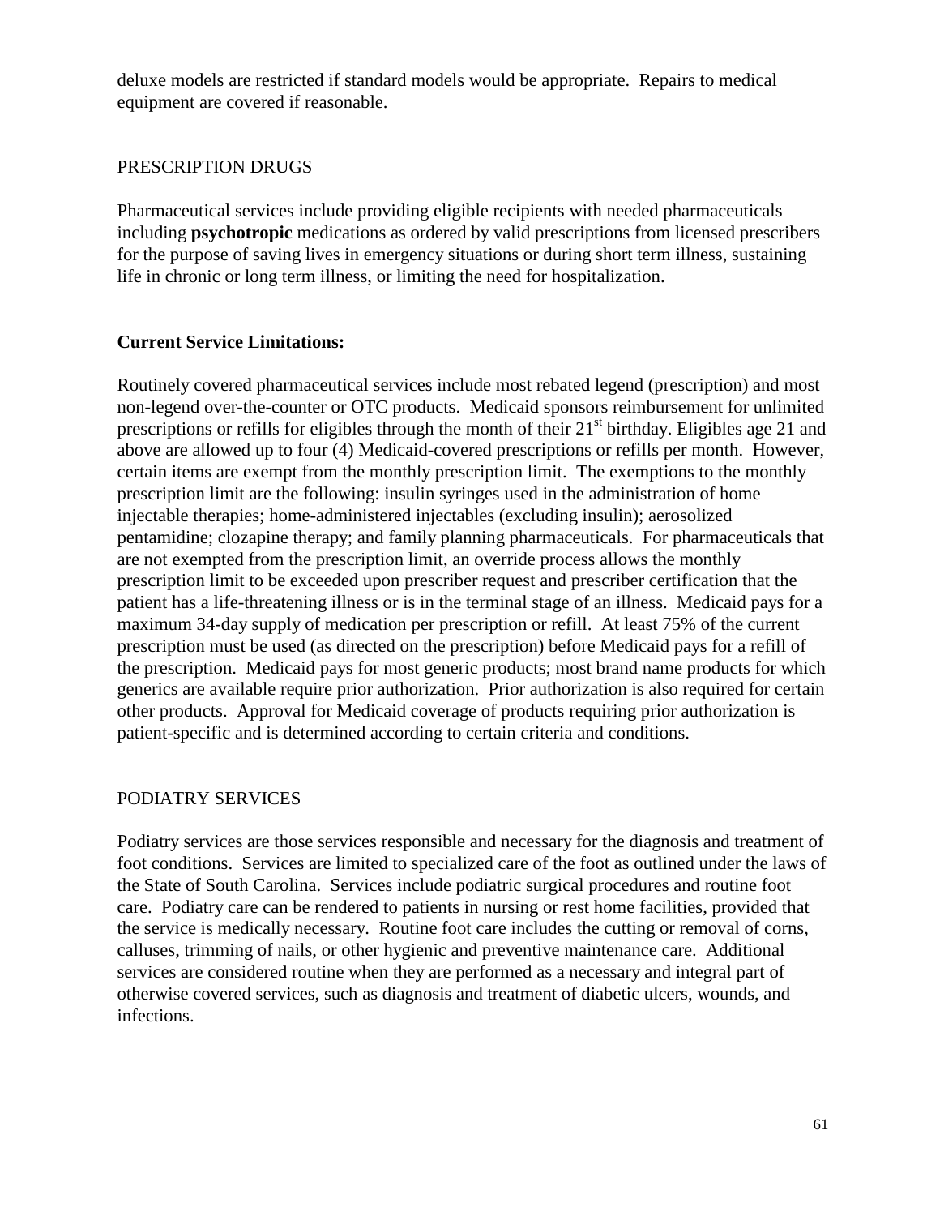deluxe models are restricted if standard models would be appropriate. Repairs to medical equipment are covered if reasonable.

## PRESCRIPTION DRUGS

Pharmaceutical services include providing eligible recipients with needed pharmaceuticals including **psychotropic** medications as ordered by valid prescriptions from licensed prescribers for the purpose of saving lives in emergency situations or during short term illness, sustaining life in chronic or long term illness, or limiting the need for hospitalization.

**Current Service Limitations:**

Routinely covered pharmaceutical services include most rebated legend (prescription) and most non-legend over-the-counter or OTC products. Medicaid sponsors reimbursement for unlimited prescriptions or refills for eligibles through the month of their 21st birthday. Eligibles age 21 and above are allowed up to four (4) Medicaid-covered prescriptions or refills per month. However, certain items are exempt from the monthly prescription limit. The exemptions to the monthly prescription limit are the following: insulin syringes used in the administration of home injectable therapies; home-administered injectables (excluding insulin); aerosolized pentamidine; clozapine therapy; and family planning pharmaceuticals. For pharmaceuticals that are not exempted from the prescription limit, an override process allows the monthly prescription limit to be exceeded upon prescriber request and prescriber certification that the patient has a life-threatening illness or is in the terminal stage of an illness. Medicaid pays for a maximum 34-day supply of medication per prescription or refill. At least 75% of the current prescription must be used (as directed on the prescription) before Medicaid pays for a refill of the prescription. Medicaid pays for most generic products; most brand name products for which generics are available require prior authorization. Prior authorization is also required for certain other products. Approval for Medicaid coverage of products requiring prior authorization is patient-specific and is determined according to certain criteria and conditions.

## PODIATRY SERVICES

Podiatry services are those services responsible and necessary for the diagnosis and treatment of foot conditions. Services are limited to specialized care of the foot as outlined under the laws of the State of South Carolina. Services include podiatric surgical procedures and routine foot care. Podiatry care can be rendered to patients in nursing or rest home facilities, provided that the service is medically necessary. Routine foot care includes the cutting or removal of corns, calluses, trimming of nails, or other hygienic and preventive maintenance care. Additional services are considered routine when they are performed as a necessary and integral part of otherwise covered services, such as diagnosis and treatment of diabetic ulcers, wounds, and infections.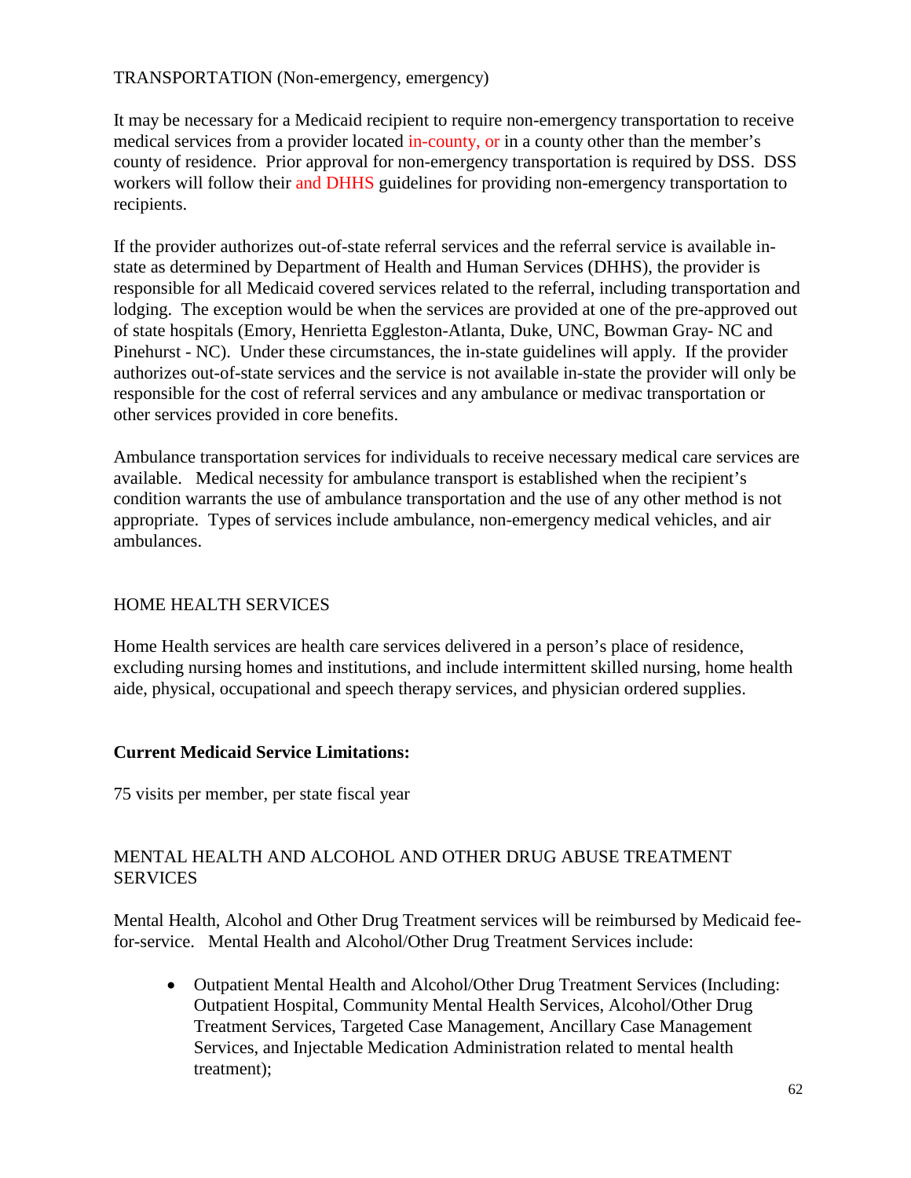TRANSPORTATION (Non-emergency, emergency)

It may be necessary for a Medicaid recipient to require non-emergency transportation to receive medical services from a provider located in-county, or in a county other than the member's county of residence. Prior approval for non-emergency transportation is required by DSS. DSS workers will follow their and DHHS guidelines for providing non-emergency transportation to recipients.

If the provider authorizes out-of-state referral services and the referral service is available in-state as determined by Department of Health and Human Services (DHHS), the provider is responsible for all Medicaid covered services related to the referral, including transportation and lodging. The exception would be when the services are provided at one of the pre-approved out of state hospitals (Emory, Henrietta Eggleston-Atlanta, Duke, UNC, Bowman Gray- NC and Pinehurst - NC). Under these circumstances, the in-state guidelines will apply. If the provider authorizes out-of-state services and the service is not available in-state the provider will only be responsible for the cost of referral services and any ambulance or medivac transportation or other services provided in core benefits.

Ambulance transportation services for individuals to receive necessary medical care services are available. Medical necessity for ambulance transport is established when the recipient's condition warrants the use of ambulance transportation and the use of any other method is not appropriate. Types of services include ambulance, non-emergency medical vehicles, and air ambulances.

HOME HEALTH SERVICES

Home Health services are health care services delivered in a person's place of residence, excluding nursing homes and institutions, and include intermittent skilled nursing, home health aide, physical, occupational and speech therapy services, and physician ordered supplies.

**Current Medicaid Service Limitations:**

75 visits per member, per state fiscal year

MENTAL HEALTH AND ALCOHOL AND OTHER DRUG ABUSE TREATMENT SERVICES

Mental Health, Alcohol and Other Drug Treatment services will be reimbursed by Medicaid fee-for-service. Mental Health and Alcohol/Other Drug Treatment Services include:

- Outpatient Mental Health and Alcohol/Other Drug Treatment Services (Including: Outpatient Hospital, Community Mental Health Services, Alcohol/Other Drug Treatment Services, Targeted Case Management, Ancillary Case Management Services, and Injectable Medication Administration related to mental health treatment);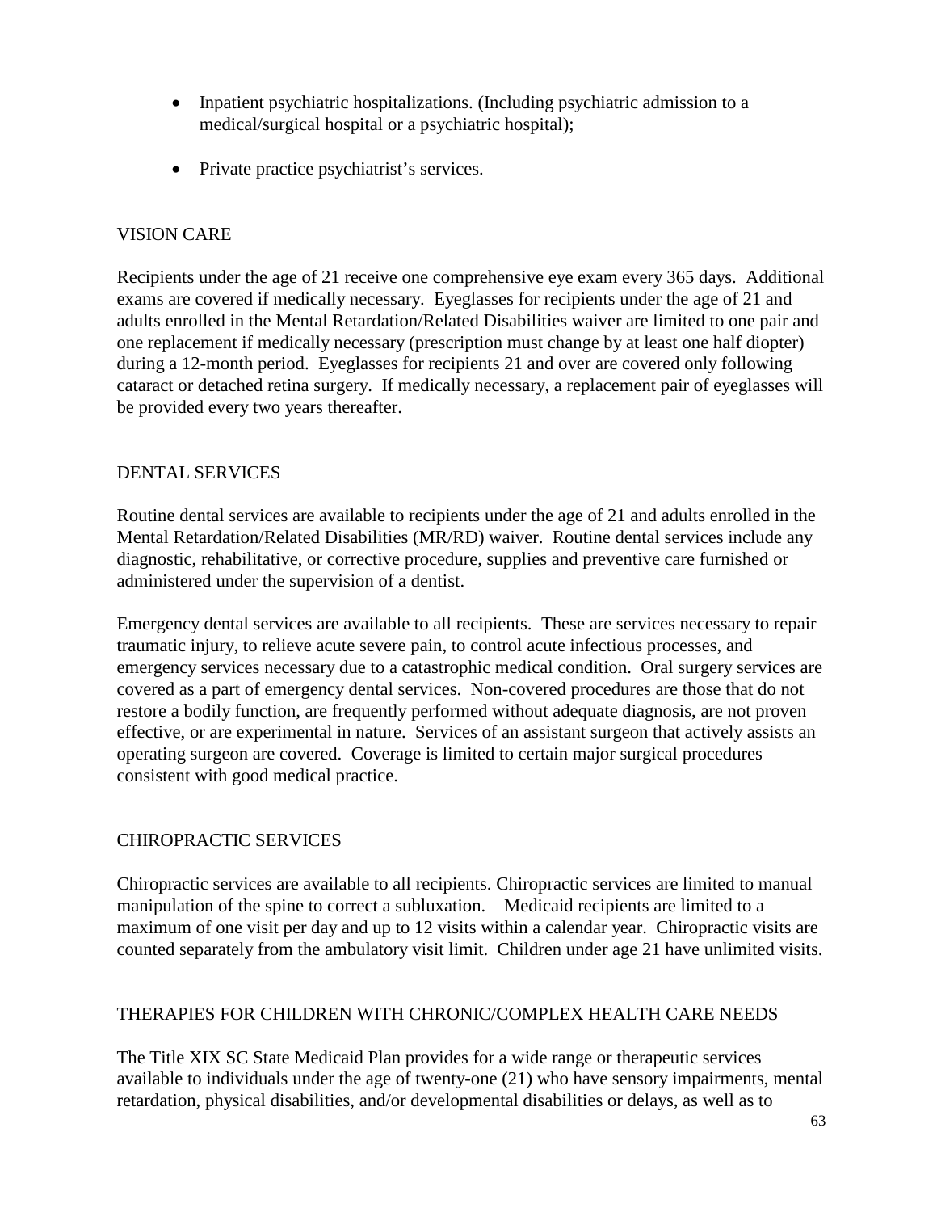- Inpatient psychiatric hospitalizations. (Including psychiatric admission to a medical/surgical hospital or a psychiatric hospital);
- Private practice psychiatrist's services.

## VISION CARE

Recipients under the age of 21 receive one comprehensive eye exam every 365 days. Additional exams are covered if medically necessary. Eyeglasses for recipients under the age of 21 and adults enrolled in the Mental Retardation/Related Disabilities waiver are limited to one pair and one replacement if medically necessary (prescription must change by at least one half diopter) during a 12-month period. Eyeglasses for recipients 21 and over are covered only following cataract or detached retina surgery. If medically necessary, a replacement pair of eyeglasses will be provided every two years thereafter.

## DENTAL SERVICES

Routine dental services are available to recipients under the age of 21 and adults enrolled in the Mental Retardation/Related Disabilities (MR/RD) waiver. Routine dental services include any diagnostic, rehabilitative, or corrective procedure, supplies and preventive care furnished or administered under the supervision of a dentist.

Emergency dental services are available to all recipients. These are services necessary to repair traumatic injury, to relieve acute severe pain, to control acute infectious processes, and emergency services necessary due to a catastrophic medical condition. Oral surgery services are covered as a part of emergency dental services. Non-covered procedures are those that do not restore a bodily function, are frequently performed without adequate diagnosis, are not proven effective, or are experimental in nature. Services of an assistant surgeon that actively assists an operating surgeon are covered. Coverage is limited to certain major surgical procedures consistent with good medical practice.

## CHIROPRACTIC SERVICES

Chiropractic services are available to all recipients. Chiropractic services are limited to manual manipulation of the spine to correct a subluxation. Medicaid recipients are limited to a maximum of one visit per day and up to 12 visits within a calendar year. Chiropractic visits are counted separately from the ambulatory visit limit. Children under age 21 have unlimited visits.

## THERAPIES FOR CHILDREN WITH CHRONIC/COMPLEX HEALTH CARE NEEDS

The Title XIX SC State Medicaid Plan provides for a wide range or therapeutic services available to individuals under the age of twenty-one (21) who have sensory impairments, mental retardation, physical disabilities, and/or developmental disabilities or delays, as well as to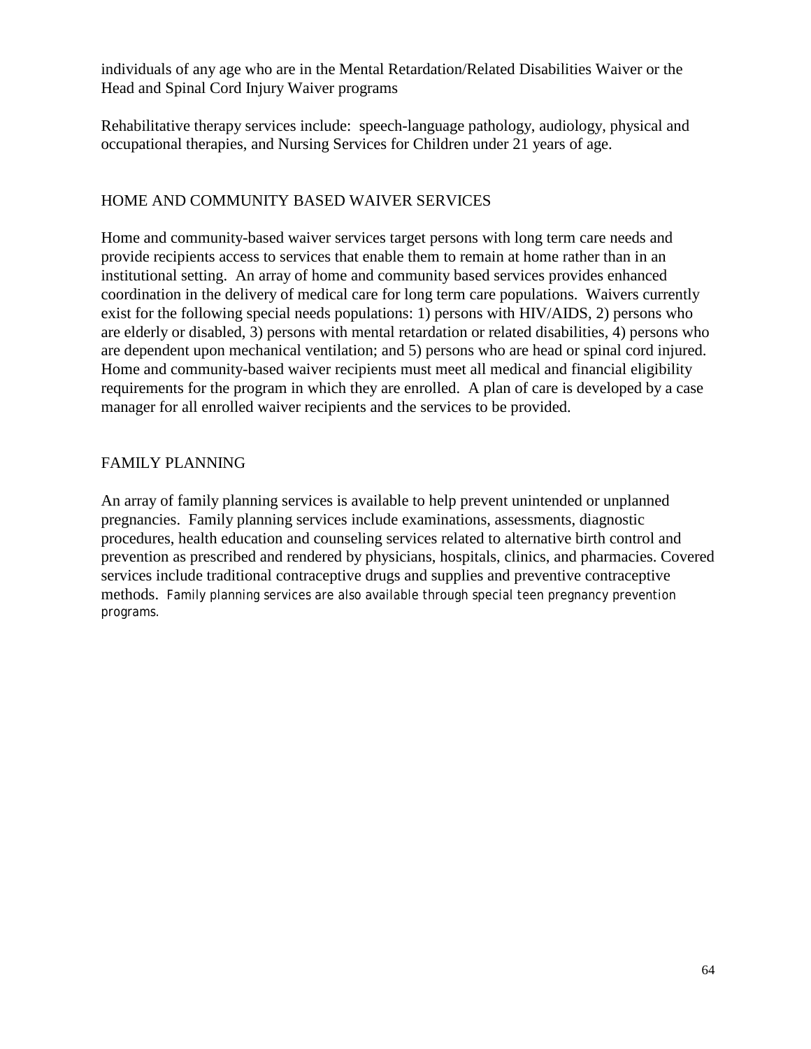individuals of any age who are in the Mental Retardation/Related Disabilities Waiver or the Head and Spinal Cord Injury Waiver programs

Rehabilitative therapy services include: speech-language pathology, audiology, physical and occupational therapies, and Nursing Services for Children under 21 years of age.

## HOME AND COMMUNITY BASED WAIVER SERVICES

Home and community-based waiver services target persons with long term care needs and provide recipients access to services that enable them to remain at home rather than in an institutional setting. An array of home and community based services provides enhanced coordination in the delivery of medical care for long term care populations. Waivers currently exist for the following special needs populations: 1) persons with HIV/AIDS, 2) persons who are elderly or disabled, 3) persons with mental retardation or related disabilities, 4) persons who are dependent upon mechanical ventilation; and 5) persons who are head or spinal cord injured. Home and community-based waiver recipients must meet all medical and financial eligibility requirements for the program in which they are enrolled. A plan of care is developed by a case manager for all enrolled waiver recipients and the services to be provided.

## FAMILY PLANNING

An array of family planning services is available to help prevent unintended or unplanned pregnancies. Family planning services include examinations, assessments, diagnostic procedures, health education and counseling services related to alternative birth control and prevention as prescribed and rendered by physicians, hospitals, clinics, and pharmacies. Covered services include traditional contraceptive drugs and supplies and preventive contraceptive methods. Family planning services are also available through special teen pregnancy prevention programs.